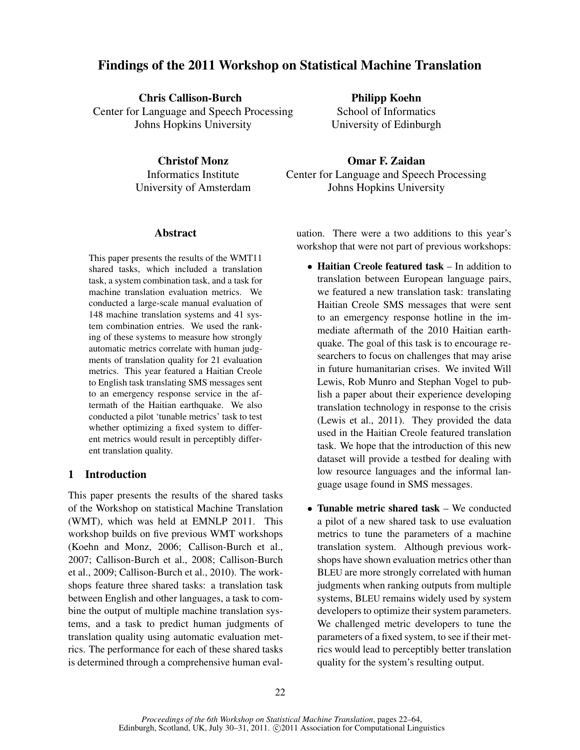# Findings of the 2011 Workshop on Statistical Machine Translation

**Chris Callison-Burch**
Center for Language and Speech Processing
Johns Hopkins University

**Philipp Koehn**
School of Informatics
University of Edinburgh

**Christof Monz**
Informatics Institute
University of Amsterdam

**Omar F. Zaidan**
Center for Language and Speech Processing
Johns Hopkins University

## Abstract

This paper presents the results of the WMT11 shared tasks, which included a translation task, a system combination task, and a task for machine translation evaluation metrics. We conducted a large-scale manual evaluation of 148 machine translation systems and 41 system combination entries. We used the ranking of these systems to measure how strongly automatic metrics correlate with human judgments of translation quality for 21 evaluation metrics. This year featured a Haitian Creole to English task translating SMS messages sent to an emergency response service in the aftermath of the Haitian earthquake. We also conducted a pilot 'tunable metrics' task to test whether optimizing a fixed system to different metrics would result in perceptibly different translation quality.

## 1 Introduction

This paper presents the results of the shared tasks of the Workshop on statistical Machine Translation (WMT), which was held at EMNLP 2011. This workshop builds on five previous WMT workshops (Koehn and Monz, 2006; Callison-Burch et al., 2007; Callison-Burch et al., 2008; Callison-Burch et al., 2009; Callison-Burch et al., 2010). The workshops feature three shared tasks: a translation task between English and other languages, a task to combine the output of multiple machine translation systems, and a task to predict human judgments of translation quality using automatic evaluation metrics. The performance for each of these shared tasks is determined through a comprehensive human evaluation. There were a two additions to this year's workshop that were not part of previous workshops:

- **Haitian Creole featured task** – In addition to translation between European language pairs, we featured a new translation task: translating Haitian Creole SMS messages that were sent to an emergency response hotline in the immediate aftermath of the 2010 Haitian earthquake. The goal of this task is to encourage researchers to focus on challenges that may arise in future humanitarian crises. We invited Will Lewis, Rob Munro and Stephan Vogel to publish a paper about their experience developing translation technology in response to the crisis (Lewis et al., 2011). They provided the data used in the Haitian Creole featured translation task. We hope that the introduction of this new dataset will provide a testbed for dealing with low resource languages and the informal language usage found in SMS messages.

- **Tunable metric shared task** – We conducted a pilot of a new shared task to use evaluation metrics to tune the parameters of a machine translation system. Although previous workshops have shown evaluation metrics other than BLEU are more strongly correlated with human judgments when ranking outputs from multiple systems, BLEU remains widely used by system developers to optimize their system parameters. We challenged metric developers to tune the parameters of a fixed system, to see if their metrics would lead to perceptibly better translation quality for the system's resulting output.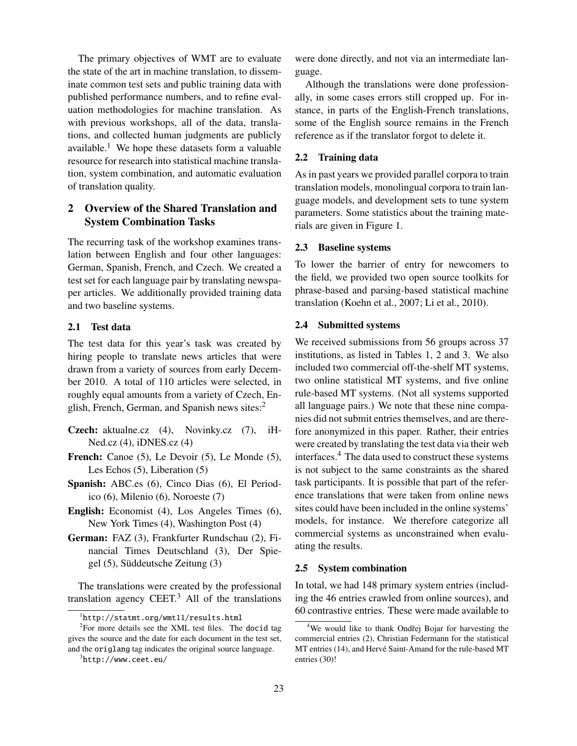The primary objectives of WMT are to evaluate the state of the art in machine translation, to disseminate common test sets and public training data with published performance numbers, and to refine evaluation methodologies for machine translation. As with previous workshops, all of the data, translations, and collected human judgments are publicly available.[1] We hope these datasets form a valuable resource for research into statistical machine translation, system combination, and automatic evaluation of translation quality.

## 2 Overview of the Shared Translation and System Combination Tasks

The recurring task of the workshop examines translation between English and four other languages: German, Spanish, French, and Czech. We created a test set for each language pair by translating newspaper articles. We additionally provided training data and two baseline systems.

### 2.1 Test data

The test data for this year's task was created by hiring people to translate news articles that were drawn from a variety of sources from early December 2010. A total of 110 articles were selected, in roughly equal amounts from a variety of Czech, English, French, German, and Spanish news sites:[2]

**Czech:** aktualne.cz (4), Novinky.cz (7), iHNed.cz (4), iDNES.cz (4)

**French:** Canoe (5), Le Devoir (5), Le Monde (5), Les Echos (5), Liberation (5)

**Spanish:** ABC.es (6), Cinco Dias (6), El Periodico (6), Milenio (6), Noroeste (7)

**English:** Economist (4), Los Angeles Times (6), New York Times (4), Washington Post (4)

**German:** FAZ (3), Frankfurter Rundschau (2), Financial Times Deutschland (3), Der Spiegel (5), Süddeutsche Zeitung (3)

The translations were created by the professional translation agency CEET.[3] All of the translations were done directly, and not via an intermediate language.

Although the translations were done professionally, in some cases errors still cropped up. For instance, in parts of the English-French translations, some of the English source remains in the French reference as if the translator forgot to delete it.

### 2.2 Training data

As in past years we provided parallel corpora to train translation models, monolingual corpora to train language models, and development sets to tune system parameters. Some statistics about the training materials are given in Figure 1.

### 2.3 Baseline systems

To lower the barrier of entry for newcomers to the field, we provided two open source toolkits for phrase-based and parsing-based statistical machine translation (Koehn et al., 2007; Li et al., 2010).

### 2.4 Submitted systems

We received submissions from 56 groups across 37 institutions, as listed in Tables 1, 2 and 3. We also included two commercial off-the-shelf MT systems, two online statistical MT systems, and five online rule-based MT systems. (Not all systems supported all language pairs.) We note that these nine companies did not submit entries themselves, and are therefore anonymized in this paper. Rather, their entries were created by translating the test data via their web interfaces.[4] The data used to construct these systems is not subject to the same constraints as the shared task participants. It is possible that part of the reference translations that were taken from online news sites could have been included in the online systems' models, for instance. We therefore categorize all commercial systems as unconstrained when evaluating the results.

### 2.5 System combination

In total, we had 148 primary system entries (including the 46 entries crawled from online sources), and 60 contrastive entries. These were made available to

---

[1] http://statmt.org/wmt11/results.html

[2] For more details see the XML test files. The docid tag gives the source and the date for each document in the test set, and the origlang tag indicates the original source language.

[3] http://www.ceet.eu/

[4] We would like to thank Ondřej Bojar for harvesting the commercial entries (2), Christian Federmann for the statistical MT entries (14), and Hervé Saint-Amand for the rule-based MT entries (30)!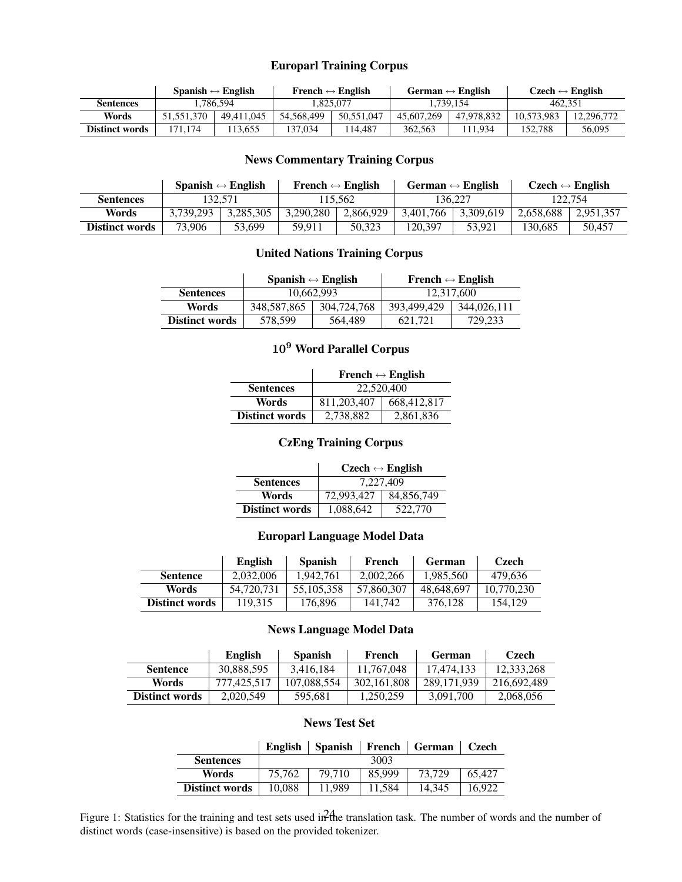### Europarl Training Corpus

| | Spanish ↔ English | | French ↔ English | | German ↔ English | | Czech ↔ English | |
|---|---|---|---|---|---|---|---|---|
| **Sentences** | 1,786,594 | | 1,825,077 | | 1,739,154 | | 462,351 | |
| **Words** | 51,551,370 | 49,411,045 | 54,568,499 | 50,551,047 | 45,607,269 | 47,978,832 | 10,573,983 | 12,296,772 |
| **Distinct words** | 171,174 | 113,655 | 137,034 | 114,487 | 362,563 | 111,934 | 152,788 | 56,095 |

### News Commentary Training Corpus

| | Spanish ↔ English | | French ↔ English | | German ↔ English | | Czech ↔ English | |
|---|---|---|---|---|---|---|---|---|
| **Sentences** | 132,571 | | 115,562 | | 136,227 | | 122,754 | |
| **Words** | 3,739,293 | 3,285,305 | 3,290,280 | 2,866,929 | 3,401,766 | 3,309,619 | 2,658,688 | 2,951,357 |
| **Distinct words** | 73,906 | 53,699 | 59,911 | 50,323 | 120,397 | 53,921 | 130,685 | 50,457 |

### United Nations Training Corpus

| | Spanish ↔ English | | French ↔ English | |
|---|---|---|---|---|
| **Sentences** | 10,662,993 | | 12,317,600 | |
| **Words** | 348,587,865 | 304,724,768 | 393,499,429 | 344,026,111 |
| **Distinct words** | 578,599 | 564,489 | 621,721 | 729,233 |

### $10^9$ Word Parallel Corpus

| | French ↔ English | |
|---|---|---|
| **Sentences** | 22,520,400 | |
| **Words** | 811,203,407 | 668,412,817 |
| **Distinct words** | 2,738,882 | 2,861,836 |

### CzEng Training Corpus

| | Czech ↔ English | |
|---|---|---|
| **Sentences** | 7,227,409 | |
| **Words** | 72,993,427 | 84,856,749 |
| **Distinct words** | 1,088,642 | 522,770 |

### Europarl Language Model Data

| | English | Spanish | French | German | Czech |
|---|---|---|---|---|---|
| **Sentence** | 2,032,006 | 1,942,761 | 2,002,266 | 1,985,560 | 479,636 |
| **Words** | 54,720,731 | 55,105,358 | 57,860,307 | 48,648,697 | 10,770,230 |
| **Distinct words** | 119,315 | 176,896 | 141,742 | 376,128 | 154,129 |

### News Language Model Data

| | English | Spanish | French | German | Czech |
|---|---|---|---|---|---|
| **Sentence** | 30,888,595 | 3,416,184 | 11,767,048 | 17,474,133 | 12,333,268 |
| **Words** | 777,425,517 | 107,088,554 | 302,161,808 | 289,171,939 | 216,692,489 |
| **Distinct words** | 2,020,549 | 595,681 | 1,250,259 | 3,091,700 | 2,068,056 |

### News Test Set

| | English | Spanish | French | German | Czech |
|---|---|---|---|---|---|
| **Sentences** | 3003 | | | | |
| **Words** | 75,762 | 79,710 | 85,999 | 73,729 | 65,427 |
| **Distinct words** | 10,088 | 11,989 | 11,584 | 14,345 | 16,922 |

Figure 1: Statistics for the training and test sets used in the translation task. The number of words and the number of distinct words (case-insensitive) is based on the provided tokenizer.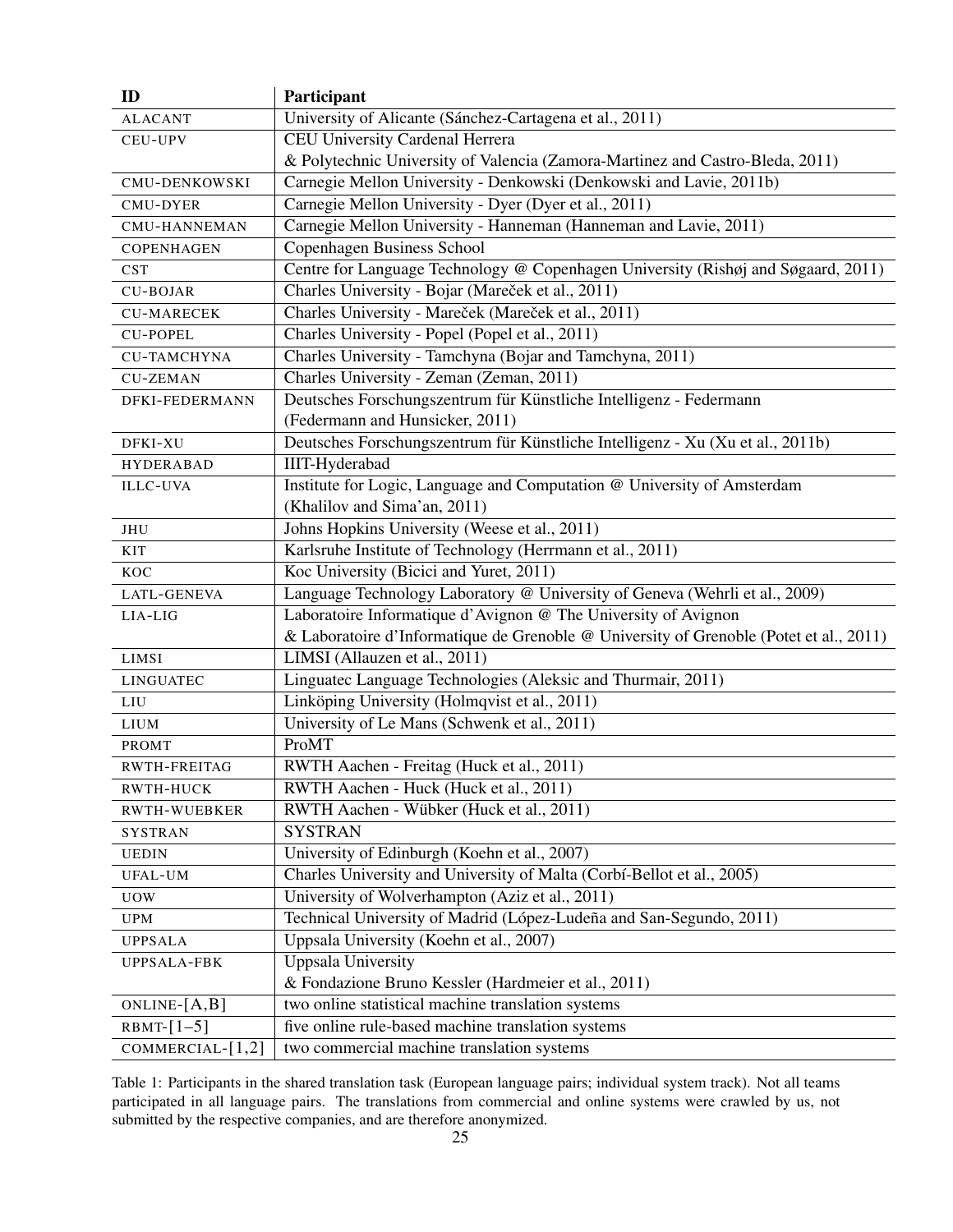| ID | Participant |
|---|---|
| ALACANT | University of Alicante (Sánchez-Cartagena et al., 2011) |
| CEU-UPV | CEU University Cardenal Herrera & Polytechnic University of Valencia (Zamora-Martinez and Castro-Bleda, 2011) |
| CMU-DENKOWSKI | Carnegie Mellon University - Denkowski (Denkowski and Lavie, 2011b) |
| CMU-DYER | Carnegie Mellon University - Dyer (Dyer et al., 2011) |
| CMU-HANNEMAN | Carnegie Mellon University - Hanneman (Hanneman and Lavie, 2011) |
| COPENHAGEN | Copenhagen Business School |
| CST | Centre for Language Technology @ Copenhagen University (Rishøj and Søgaard, 2011) |
| CU-BOJAR | Charles University - Bojar (Mareček et al., 2011) |
| CU-MARECEK | Charles University - Mareček (Mareček et al., 2011) |
| CU-POPEL | Charles University - Popel (Popel et al., 2011) |
| CU-TAMCHYNA | Charles University - Tamchyna (Bojar and Tamchyna, 2011) |
| CU-ZEMAN | Charles University - Zeman (Zeman, 2011) |
| DFKI-FEDERMANN | Deutsches Forschungszentrum für Künstliche Intelligenz - Federmann (Federmann and Hunsicker, 2011) |
| DFKI-XU | Deutsches Forschungszentrum für Künstliche Intelligenz - Xu (Xu et al., 2011b) |
| HYDERABAD | IIIT-Hyderabad |
| ILLC-UVA | Institute for Logic, Language and Computation @ University of Amsterdam (Khalilov and Sima'an, 2011) |
| JHU | Johns Hopkins University (Weese et al., 2011) |
| KIT | Karlsruhe Institute of Technology (Herrmann et al., 2011) |
| KOC | Koc University (Bicici and Yuret, 2011) |
| LATL-GENEVA | Language Technology Laboratory @ University of Geneva (Wehrli et al., 2009) |
| LIA-LIG | Laboratoire Informatique d'Avignon @ The University of Avignon & Laboratoire d'Informatique de Grenoble @ University of Grenoble (Potet et al., 2011) |
| LIMSI | LIMSI (Allauzen et al., 2011) |
| LINGUATEC | Linguatec Language Technologies (Aleksic and Thurmair, 2011) |
| LIU | Linköping University (Holmqvist et al., 2011) |
| LIUM | University of Le Mans (Schwenk et al., 2011) |
| PROMT | ProMT |
| RWTH-FREITAG | RWTH Aachen - Freitag (Huck et al., 2011) |
| RWTH-HUCK | RWTH Aachen - Huck (Huck et al., 2011) |
| RWTH-WUEBKER | RWTH Aachen - Wübker (Huck et al., 2011) |
| SYSTRAN | SYSTRAN |
| UEDIN | University of Edinburgh (Koehn et al., 2007) |
| UFAL-UM | Charles University and University of Malta (Corbí-Bellot et al., 2005) |
| UOW | University of Wolverhampton (Aziz et al., 2011) |
| UPM | Technical University of Madrid (López-Ludeña and San-Segundo, 2011) |
| UPPSALA | Uppsala University (Koehn et al., 2007) |
| UPPSALA-FBK | Uppsala University & Fondazione Bruno Kessler (Hardmeier et al., 2011) |
| ONLINE-[A,B] | two online statistical machine translation systems |
| RBMT-[1–5] | five online rule-based machine translation systems |
| COMMERCIAL-[1,2] | two commercial machine translation systems |

Table 1: Participants in the shared translation task (European language pairs; individual system track). Not all teams participated in all language pairs. The translations from commercial and online systems were crawled by us, not submitted by the respective companies, and are therefore anonymized.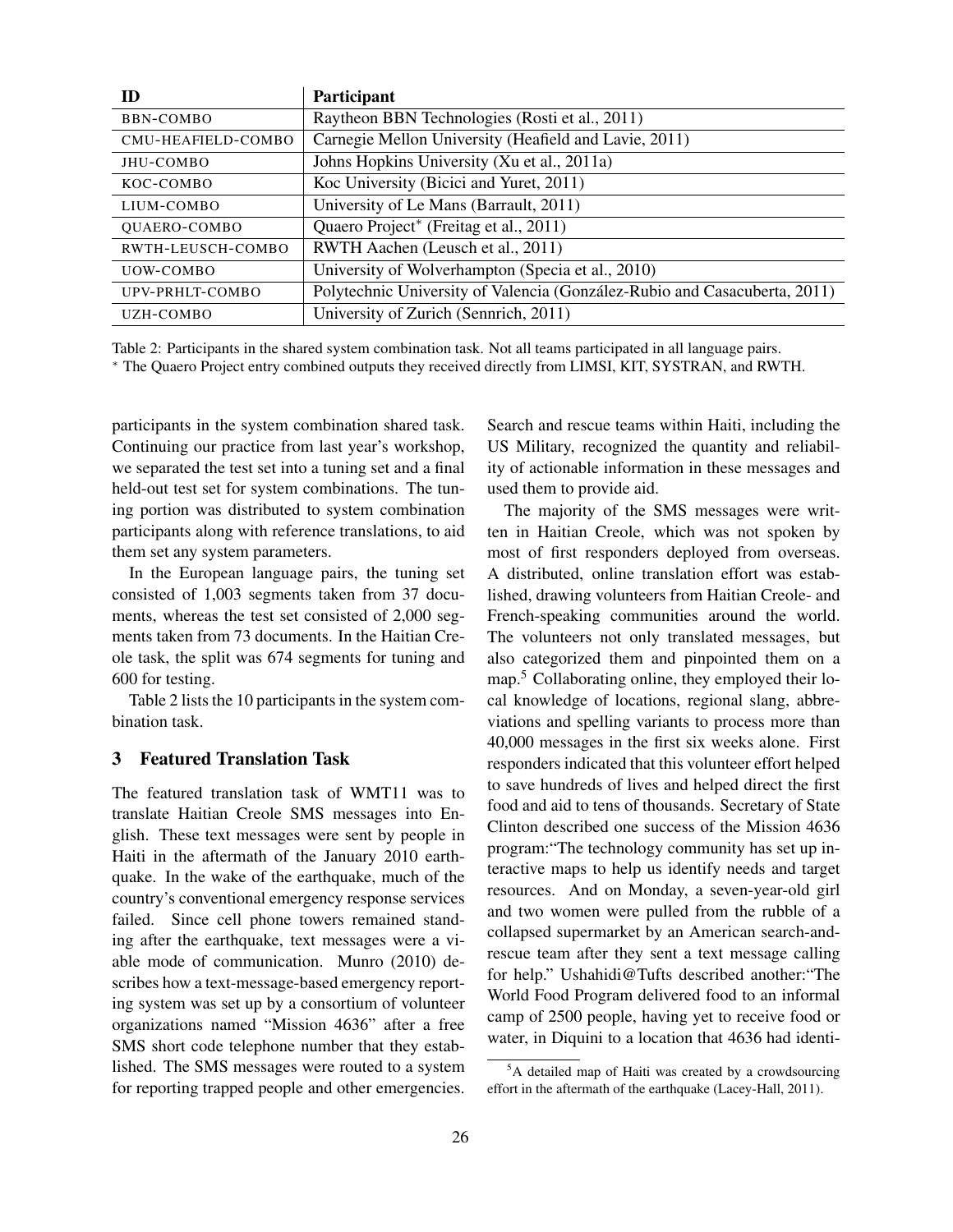| ID | Participant |
|---|---|
| BBN-COMBO | Raytheon BBN Technologies (Rosti et al., 2011) |
| CMU-HEAFIELD-COMBO | Carnegie Mellon University (Heafield and Lavie, 2011) |
| JHU-COMBO | Johns Hopkins University (Xu et al., 2011a) |
| KOC-COMBO | Koc University (Bicici and Yuret, 2011) |
| LIUM-COMBO | University of Le Mans (Barrault, 2011) |
| QUAERO-COMBO | Quaero Project* (Freitag et al., 2011) |
| RWTH-LEUSCH-COMBO | RWTH Aachen (Leusch et al., 2011) |
| UOW-COMBO | University of Wolverhampton (Specia et al., 2010) |
| UPV-PRHLT-COMBO | Polytechnic University of Valencia (González-Rubio and Casacuberta, 2011) |
| UZH-COMBO | University of Zurich (Sennrich, 2011) |

Table 2: Participants in the shared system combination task. Not all teams participated in all language pairs.
* The Quaero Project entry combined outputs they received directly from LIMSI, KIT, SYSTRAN, and RWTH.

participants in the system combination shared task. Continuing our practice from last year's workshop, we separated the test set into a tuning set and a final held-out test set for system combinations. The tuning portion was distributed to system combination participants along with reference translations, to aid them set any system parameters.

In the European language pairs, the tuning set consisted of 1,003 segments taken from 37 documents, whereas the test set consisted of 2,000 segments taken from 73 documents. In the Haitian Creole task, the split was 674 segments for tuning and 600 for testing.

Table 2 lists the 10 participants in the system combination task.

## 3 Featured Translation Task

The featured translation task of WMT11 was to translate Haitian Creole SMS messages into English. These text messages were sent by people in Haiti in the aftermath of the January 2010 earthquake. In the wake of the earthquake, much of the country's conventional emergency response services failed. Since cell phone towers remained standing after the earthquake, text messages were a viable mode of communication. Munro (2010) describes how a text-message-based emergency reporting system was set up by a consortium of volunteer organizations named "Mission 4636" after a free SMS short code telephone number that they established. The SMS messages were routed to a system for reporting trapped people and other emergencies. Search and rescue teams within Haiti, including the US Military, recognized the quantity and reliability of actionable information in these messages and used them to provide aid.

The majority of the SMS messages were written in Haitian Creole, which was not spoken by most of first responders deployed from overseas. A distributed, online translation effort was established, drawing volunteers from Haitian Creole- and French-speaking communities around the world. The volunteers not only translated messages, but also categorized them and pinpointed them on a map.[5] Collaborating online, they employed their local knowledge of locations, regional slang, abbreviations and spelling variants to process more than 40,000 messages in the first six weeks alone. First responders indicated that this volunteer effort helped to save hundreds of lives and helped direct the first food and aid to tens of thousands. Secretary of State Clinton described one success of the Mission 4636 program:"The technology community has set up interactive maps to help us identify needs and target resources. And on Monday, a seven-year-old girl and two women were pulled from the rubble of a collapsed supermarket by an American search-and-rescue team after they sent a text message calling for help." Ushahidi@Tufts described another:"The World Food Program delivered food to an informal camp of 2500 people, having yet to receive food or water, in Diquini to a location that 4636 had identi-

[5] A detailed map of Haiti was created by a crowdsourcing effort in the aftermath of the earthquake (Lacey-Hall, 2011).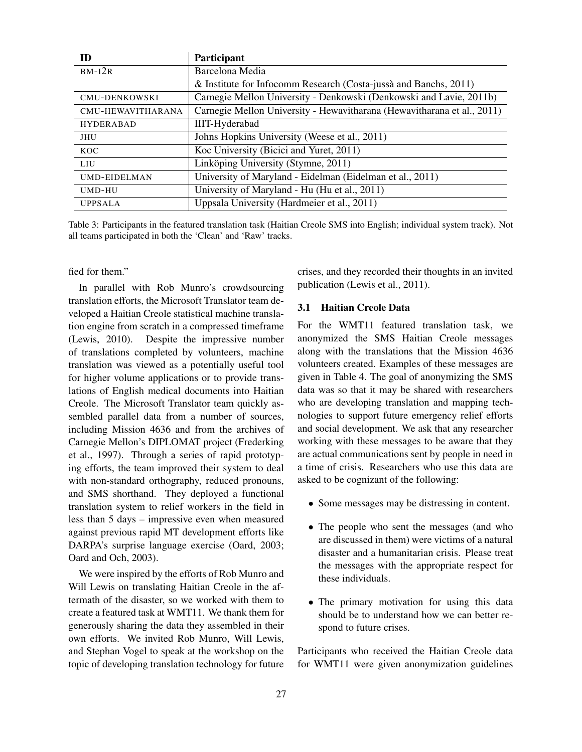| ID | Participant |
|---|---|
| BM-I2R | Barcelona Media |
| | & Institute for Infocomm Research (Costa-jussà and Banchs, 2011) |
| CMU-DENKOWSKI | Carnegie Mellon University - Denkowski (Denkowski and Lavie, 2011b) |
| CMU-HEWAVITHARANA | Carnegie Mellon University - Hewavitharana (Hewavitharana et al., 2011) |
| HYDERABAD | IIIT-Hyderabad |
| JHU | Johns Hopkins University (Weese et al., 2011) |
| KOC | Koc University (Bicici and Yuret, 2011) |
| LIU | Linköping University (Stymne, 2011) |
| UMD-EIDELMAN | University of Maryland - Eidelman (Eidelman et al., 2011) |
| UMD-HU | University of Maryland - Hu (Hu et al., 2011) |
| UPPSALA | Uppsala University (Hardmeier et al., 2011) |

Table 3: Participants in the featured translation task (Haitian Creole SMS into English; individual system track). Not all teams participated in both the 'Clean' and 'Raw' tracks.

fied for them."

In parallel with Rob Munro's crowdsourcing translation efforts, the Microsoft Translator team developed a Haitian Creole statistical machine translation engine from scratch in a compressed timeframe (Lewis, 2010). Despite the impressive number of translations completed by volunteers, machine translation was viewed as a potentially useful tool for higher volume applications or to provide translations of English medical documents into Haitian Creole. The Microsoft Translator team quickly assembled parallel data from a number of sources, including Mission 4636 and from the archives of Carnegie Mellon's DIPLOMAT project (Frederking et al., 1997). Through a series of rapid prototyping efforts, the team improved their system to deal with non-standard orthography, reduced pronouns, and SMS shorthand. They deployed a functional translation system to relief workers in the field in less than 5 days – impressive even when measured against previous rapid MT development efforts like DARPA's surprise language exercise (Oard, 2003; Oard and Och, 2003).

We were inspired by the efforts of Rob Munro and Will Lewis on translating Haitian Creole in the aftermath of the disaster, so we worked with them to create a featured task at WMT11. We thank them for generously sharing the data they assembled in their own efforts. We invited Rob Munro, Will Lewis, and Stephan Vogel to speak at the workshop on the topic of developing translation technology for future crises, and they recorded their thoughts in an invited publication (Lewis et al., 2011).

### 3.1 Haitian Creole Data

For the WMT11 featured translation task, we anonymized the SMS Haitian Creole messages along with the translations that the Mission 4636 volunteers created. Examples of these messages are given in Table 4. The goal of anonymizing the SMS data was so that it may be shared with researchers who are developing translation and mapping technologies to support future emergency relief efforts and social development. We ask that any researcher working with these messages to be aware that they are actual communications sent by people in need in a time of crisis. Researchers who use this data are asked to be cognizant of the following:

- Some messages may be distressing in content.
- The people who sent the messages (and who are discussed in them) were victims of a natural disaster and a humanitarian crisis. Please treat the messages with the appropriate respect for these individuals.
- The primary motivation for using this data should be to understand how we can better respond to future crises.

Participants who received the Haitian Creole data for WMT11 were given anonymization guidelines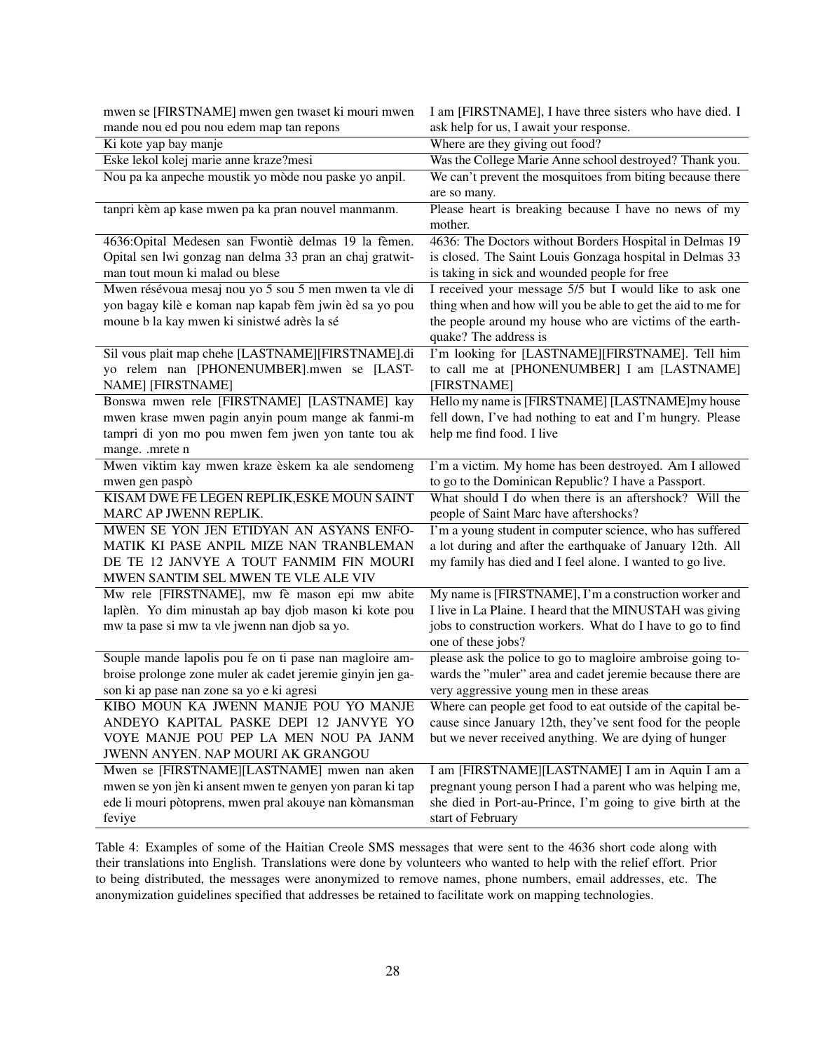| | |
|---|---|
| mwen se [FIRSTNAME] mwen gen twaset ki mouri mwen mande nou ed pou nou edem map tan repons | I am [FIRSTNAME], I have three sisters who have died. I ask help for us, I await your response. |
| Ki kote yap bay manje | Where are they giving out food? |
| Eske lekol kolej marie anne kraze?mesi | Was the College Marie Anne school destroyed? Thank you. |
| Nou pa ka anpeche moustik yo mòde nou paske yo anpil. | We can't prevent the mosquitoes from biting because there are so many. |
| tanpri kèm ap kase mwen pa ka pran nouvel manmanm. | Please heart is breaking because I have no news of my mother. |
| 4636:Opital Medesen san Fwontiè delmas 19 la fèmen. Opital sen lwi gonzag nan delma 33 pran an chaj gratwitman tout moun ki malad ou blese | 4636: The Doctors without Borders Hospital in Delmas 19 is closed. The Saint Louis Gonzaga hospital in Delmas 33 is taking in sick and wounded people for free |
| Mwen résévoua mesaj nou yo 5 sou 5 men mwen ta vle di yon bagay kilè e koman nap kapab fèm jwin èd sa yo pou moune b la kay mwen ki sinistwé adrès la sé | I received your message 5/5 but I would like to ask one thing when and how will you be able to get the aid to me for the people around my house who are victims of the earthquake? The address is |
| Sil vous plait map chehe [LASTNAME][FIRSTNAME].di yo relem nan [PHONENUMBER].mwen se [LASTNAME] [FIRSTNAME] | I'm looking for [LASTNAME][FIRSTNAME]. Tell him to call me at [PHONENUMBER] I am [LASTNAME] [FIRSTNAME] |
| Bonswa mwen rele [FIRSTNAME] [LASTNAME] kay mwen krase mwen pagin anyin poum mange ak fanmi-m tampri di yon mo pou mwen fem jwen yon tante tou ak mange. .mrete n | Hello my name is [FIRSTNAME] [LASTNAME]my house fell down, I've had nothing to eat and I'm hungry. Please help me find food. I live |
| Mwen viktim kay mwen kraze èskem ka ale sendomeng mwen gen paspò | I'm a victim. My home has been destroyed. Am I allowed to go to the Dominican Republic? I have a Passport. |
| KISAM DWE FE LEGEN REPLIK,ESKE MOUN SAINT MARC AP JWENN REPLIK. | What should I do when there is an aftershock? Will the people of Saint Marc have aftershocks? |
| MWEN SE YON JEN ETIDYAN AN ASYANS ENFOMATIK KI PASE ANPIL MIZE NAN TRANBLEMAN DE TE 12 JANVYE A TOUT FANMIM FIN MOURI MWEN SANTIM SEL MWEN TE VLE ALE VIV | I'm a young student in computer science, who has suffered a lot during and after the earthquake of January 12th. All my family has died and I feel alone. I wanted to go live. |
| Mw rele [FIRSTNAME], mw fè mason epi mw abite laplèn. Yo dim minustah ap bay djob mason ki kote pou mw ta pase si mw ta vle jwenn nan djob sa yo. | My name is [FIRSTNAME], I'm a construction worker and I live in La Plaine. I heard that the MINUSTAH was giving jobs to construction workers. What do I have to go to find one of these jobs? |
| Souple mande lapolis pou fe on ti pase nan magloire ambroise prolonge zone muler ak cadet jeremie ginyin jen gason ki ap pase nan zone sa yo e ki agresi | please ask the police to go to magloire ambroise going towards the "muler" area and cadet jeremie because there are very aggressive young men in these areas |
| KIBO MOUN KA JWENN MANJE POU YO MANJE ANDEYO KAPITAL PASKE DEPI 12 JANVYE YO VOYE MANJE POU PEP LA MEN NOU PA JANM JWENN ANYEN. NAP MOURI AK GRANGOU | Where can people get food to eat outside of the capital because since January 12th, they've sent food for the people but we never received anything. We are dying of hunger |
| Mwen se [FIRSTNAME][LASTNAME] mwen nan aken mwen se yon jèn ki ansent mwen te genyen yon paran ki tap ede li mouri pòtoprens, mwen pral akouye nan kòmansman feviye | I am [FIRSTNAME][LASTNAME] I am in Aquin I am a pregnant young person I had a parent who was helping me, she died in Port-au-Prince, I'm going to give birth at the start of February |

Table 4: Examples of some of the Haitian Creole SMS messages that were sent to the 4636 short code along with their translations into English. Translations were done by volunteers who wanted to help with the relief effort. Prior to being distributed, the messages were anonymized to remove names, phone numbers, email addresses, etc. The anonymization guidelines specified that addresses be retained to facilitate work on mapping technologies.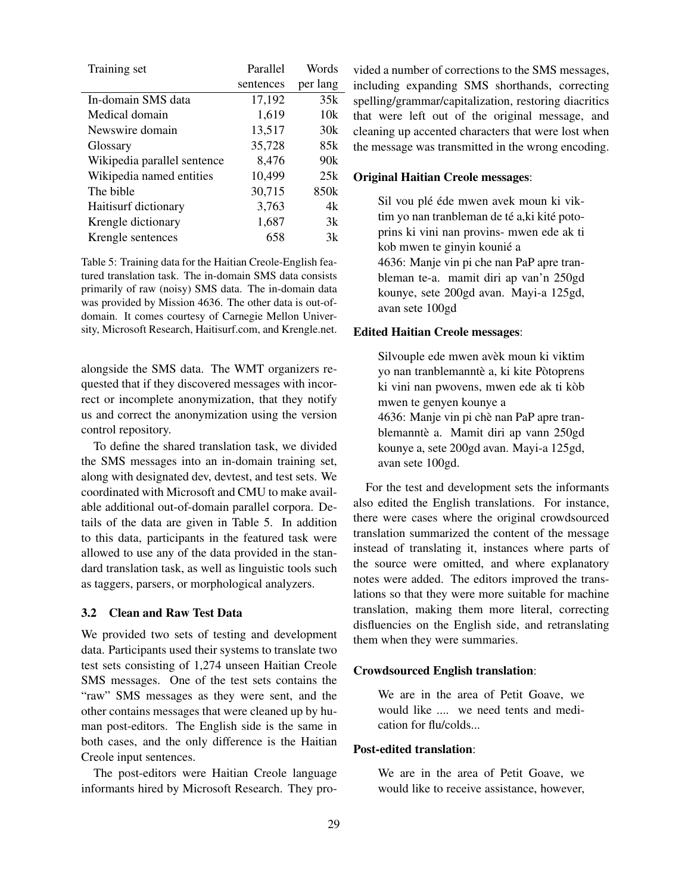| Training set | Parallel sentences | Words per lang |
|---|---|---|
| In-domain SMS data | 17,192 | 35k |
| Medical domain | 1,619 | 10k |
| Newswire domain | 13,517 | 30k |
| Glossary | 35,728 | 85k |
| Wikipedia parallel sentence | 8,476 | 90k |
| Wikipedia named entities | 10,499 | 25k |
| The bible | 30,715 | 850k |
| Haitisurf dictionary | 3,763 | 4k |
| Krengle dictionary | 1,687 | 3k |
| Krengle sentences | 658 | 3k |

Table 5: Training data for the Haitian Creole-English featured translation task. The in-domain SMS data consists primarily of raw (noisy) SMS data. The in-domain data was provided by Mission 4636. The other data is out-of-domain. It comes courtesy of Carnegie Mellon University, Microsoft Research, Haitisurf.com, and Krengle.net.

alongside the SMS data. The WMT organizers requested that if they discovered messages with incorrect or incomplete anonymization, that they notify us and correct the anonymization using the version control repository.

To define the shared translation task, we divided the SMS messages into an in-domain training set, along with designated dev, devtest, and test sets. We coordinated with Microsoft and CMU to make available additional out-of-domain parallel corpora. Details of the data are given in Table 5. In addition to this data, participants in the featured task were allowed to use any of the data provided in the standard translation task, as well as linguistic tools such as taggers, parsers, or morphological analyzers.

### 3.2 Clean and Raw Test Data

We provided two sets of testing and development data. Participants used their systems to translate two test sets consisting of 1,274 unseen Haitian Creole SMS messages. One of the test sets contains the "raw" SMS messages as they were sent, and the other contains messages that were cleaned up by human post-editors. The English side is the same in both cases, and the only difference is the Haitian Creole input sentences.

The post-editors were Haitian Creole language informants hired by Microsoft Research. They provided a number of corrections to the SMS messages, including expanding SMS shorthands, correcting spelling/grammar/capitalization, restoring diacritics that were left out of the original message, and cleaning up accented characters that were lost when the message was transmitted in the wrong encoding.

**Original Haitian Creole messages**:

> Sil vou plé éde mwen avek moun ki viktim yo nan tranbleman de té a,ki kité potoprins ki vini nan provins- mwen ede ak ti kob mwen te ginyin kounié a
> 4636: Manje vin pi che nan PaP apre tranbleman te-a. mamit diri ap van'n 250gd kounye, sete 200gd avan. Mayi-a 125gd, avan sete 100gd

**Edited Haitian Creole messages**:

> Silvouple ede mwen avèk moun ki viktim yo nan tranblemanntè a, ki kite Pòtoprens ki vini nan pwovens, mwen ede ak ti kòb mwen te genyen kounye a
> 4636: Manje vin pi chè nan PaP apre tranblemanntè a. Mamit diri ap vann 250gd kounye a, sete 200gd avan. Mayi-a 125gd, avan sete 100gd.

For the test and development sets the informants also edited the English translations. For instance, there were cases where the original crowdsourced translation summarized the content of the message instead of translating it, instances where parts of the source were omitted, and where explanatory notes were added. The editors improved the translations so that they were more suitable for machine translation, making them more literal, correcting disfluencies on the English side, and retranslating them when they were summaries.

**Crowdsourced English translation**:

> We are in the area of Petit Goave, we would like .... we need tents and medication for flu/colds...

**Post-edited translation**:

> We are in the area of Petit Goave, we would like to receive assistance, however,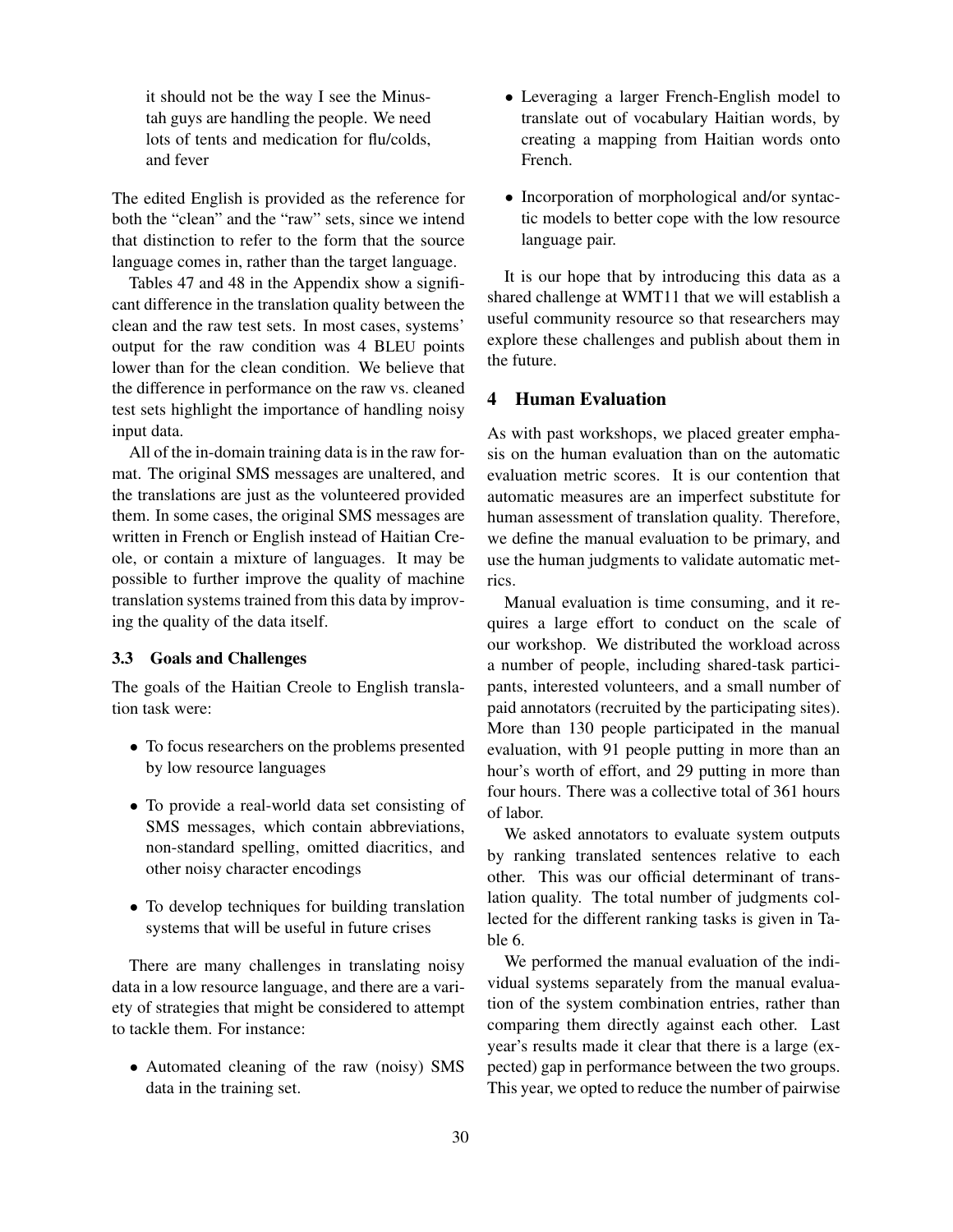> it should not be the way I see the Minustah guys are handling the people. We need lots of tents and medication for flu/colds, and fever

The edited English is provided as the reference for both the "clean" and the "raw" sets, since we intend that distinction to refer to the form that the source language comes in, rather than the target language.

Tables 47 and 48 in the Appendix show a significant difference in the translation quality between the clean and the raw test sets. In most cases, systems' output for the raw condition was 4 BLEU points lower than for the clean condition. We believe that the difference in performance on the raw vs. cleaned test sets highlight the importance of handling noisy input data.

All of the in-domain training data is in the raw format. The original SMS messages are unaltered, and the translations are just as the volunteered provided them. In some cases, the original SMS messages are written in French or English instead of Haitian Creole, or contain a mixture of languages. It may be possible to further improve the quality of machine translation systems trained from this data by improving the quality of the data itself.

### 3.3 Goals and Challenges

The goals of the Haitian Creole to English translation task were:

- To focus researchers on the problems presented by low resource languages
- To provide a real-world data set consisting of SMS messages, which contain abbreviations, non-standard spelling, omitted diacritics, and other noisy character encodings
- To develop techniques for building translation systems that will be useful in future crises

There are many challenges in translating noisy data in a low resource language, and there are a variety of strategies that might be considered to attempt to tackle them. For instance:

- Automated cleaning of the raw (noisy) SMS data in the training set.
- Leveraging a larger French-English model to translate out of vocabulary Haitian words, by creating a mapping from Haitian words onto French.
- Incorporation of morphological and/or syntactic models to better cope with the low resource language pair.

It is our hope that by introducing this data as a shared challenge at WMT11 that we will establish a useful community resource so that researchers may explore these challenges and publish about them in the future.

## 4 Human Evaluation

As with past workshops, we placed greater emphasis on the human evaluation than on the automatic evaluation metric scores. It is our contention that automatic measures are an imperfect substitute for human assessment of translation quality. Therefore, we define the manual evaluation to be primary, and use the human judgments to validate automatic metrics.

Manual evaluation is time consuming, and it requires a large effort to conduct on the scale of our workshop. We distributed the workload across a number of people, including shared-task participants, interested volunteers, and a small number of paid annotators (recruited by the participating sites). More than 130 people participated in the manual evaluation, with 91 people putting in more than an hour's worth of effort, and 29 putting in more than four hours. There was a collective total of 361 hours of labor.

We asked annotators to evaluate system outputs by ranking translated sentences relative to each other. This was our official determinant of translation quality. The total number of judgments collected for the different ranking tasks is given in Table 6.

We performed the manual evaluation of the individual systems separately from the manual evaluation of the system combination entries, rather than comparing them directly against each other. Last year's results made it clear that there is a large (expected) gap in performance between the two groups. This year, we opted to reduce the number of pairwise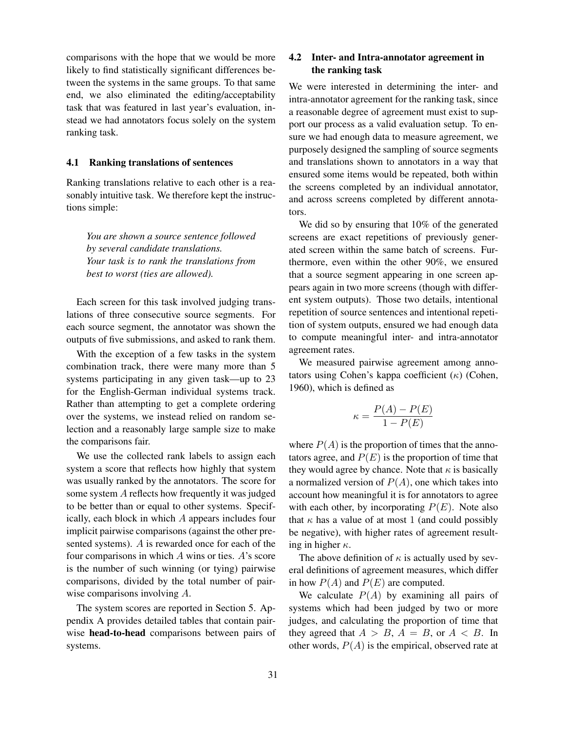comparisons with the hope that we would be more likely to find statistically significant differences between the systems in the same groups. To that same end, we also eliminated the editing/acceptability task that was featured in last year's evaluation, instead we had annotators focus solely on the system ranking task.

### 4.1 Ranking translations of sentences

Ranking translations relative to each other is a reasonably intuitive task. We therefore kept the instructions simple:

> *You are shown a source sentence followed by several candidate translations.*
> *Your task is to rank the translations from best to worst (ties are allowed).*

Each screen for this task involved judging translations of three consecutive source segments. For each source segment, the annotator was shown the outputs of five submissions, and asked to rank them.

With the exception of a few tasks in the system combination track, there were many more than 5 systems participating in any given task—up to 23 for the English-German individual systems track. Rather than attempting to get a complete ordering over the systems, we instead relied on random selection and a reasonably large sample size to make the comparisons fair.

We use the collected rank labels to assign each system a score that reflects how highly that system was usually ranked by the annotators. The score for some system $A$ reflects how frequently it was judged to be better than or equal to other systems. Specifically, each block in which $A$ appears includes four implicit pairwise comparisons (against the other presented systems). $A$ is rewarded once for each of the four comparisons in which $A$ wins or ties. $A$'s score is the number of such winning (or tying) pairwise comparisons, divided by the total number of pairwise comparisons involving $A$.

The system scores are reported in Section 5. Appendix A provides detailed tables that contain pairwise **head-to-head** comparisons between pairs of systems.

### 4.2 Inter- and Intra-annotator agreement in the ranking task

We were interested in determining the inter- and intra-annotator agreement for the ranking task, since a reasonable degree of agreement must exist to support our process as a valid evaluation setup. To ensure we had enough data to measure agreement, we purposely designed the sampling of source segments and translations shown to annotators in a way that ensured some items would be repeated, both within the screens completed by an individual annotator, and across screens completed by different annotators.

We did so by ensuring that 10% of the generated screens are exact repetitions of previously generated screen within the same batch of screens. Furthermore, even within the other 90%, we ensured that a source segment appearing in one screen appears again in two more screens (though with different system outputs). Those two details, intentional repetition of source sentences and intentional repetition of system outputs, ensured we had enough data to compute meaningful inter- and intra-annotator agreement rates.

We measured pairwise agreement among annotators using Cohen's kappa coefficient ($\kappa$) (Cohen, 1960), which is defined as

$$\kappa = \frac{P(A) - P(E)}{1 - P(E)}$$

where $P(A)$ is the proportion of times that the annotators agree, and $P(E)$ is the proportion of time that they would agree by chance. Note that $\kappa$ is basically a normalized version of $P(A)$, one which takes into account how meaningful it is for annotators to agree with each other, by incorporating $P(E)$. Note also that $\kappa$ has a value of at most 1 (and could possibly be negative), with higher rates of agreement resulting in higher $\kappa$.

The above definition of $\kappa$ is actually used by several definitions of agreement measures, which differ in how $P(A)$ and $P(E)$ are computed.

We calculate $P(A)$ by examining all pairs of systems which had been judged by two or more judges, and calculating the proportion of time that they agreed that $A > B$, $A = B$, or $A < B$. In other words, $P(A)$ is the empirical, observed rate at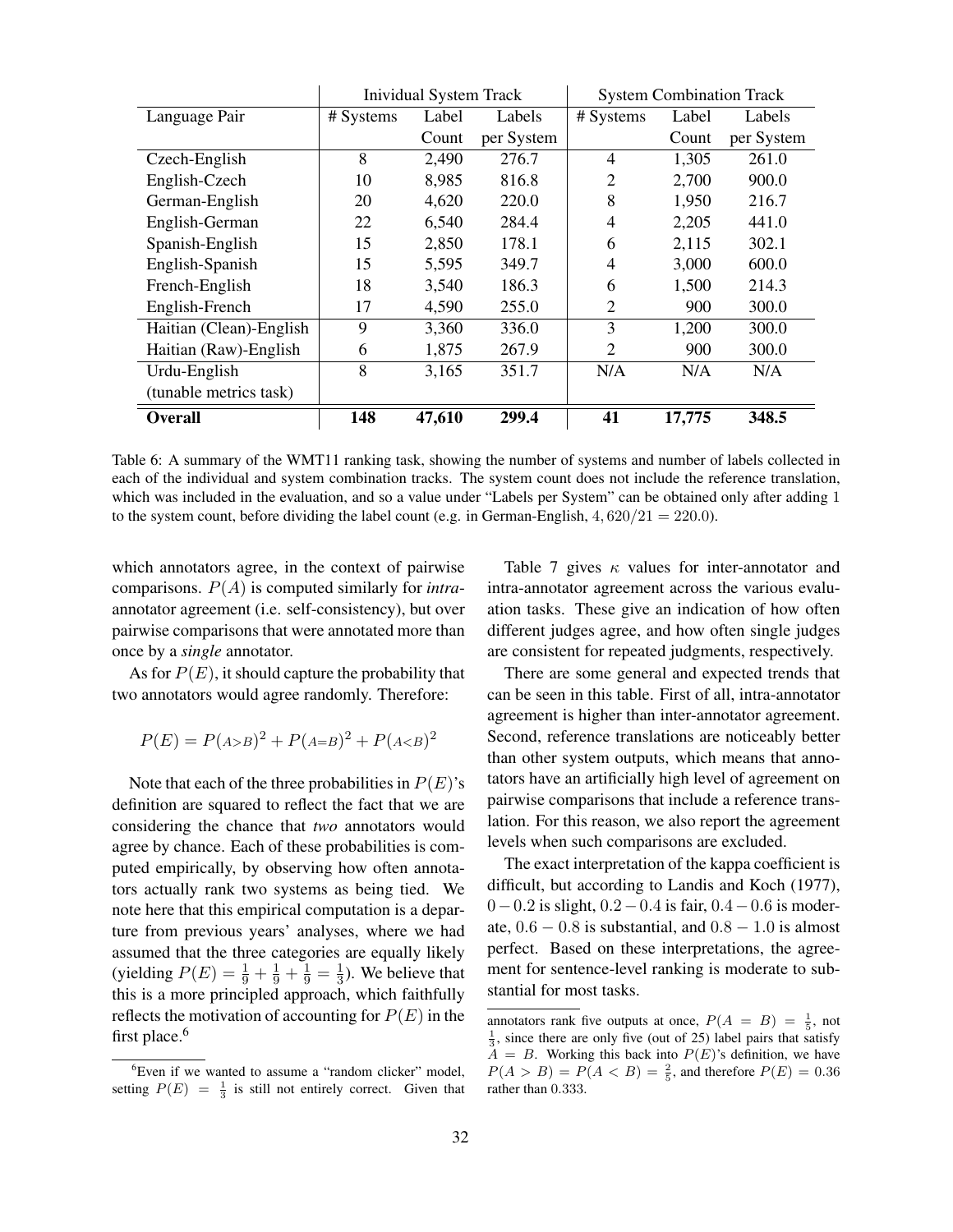| | Inividual System Track | | | System Combination Track | | |
|---|---|---|---|---|---|---|
| Language Pair | # Systems | Label Count | Labels per System | # Systems | Label Count | Labels per System |
| Czech-English | 8 | 2,490 | 276.7 | 4 | 1,305 | 261.0 |
| English-Czech | 10 | 8,985 | 816.8 | 2 | 2,700 | 900.0 |
| German-English | 20 | 4,620 | 220.0 | 8 | 1,950 | 216.7 |
| English-German | 22 | 6,540 | 284.4 | 4 | 2,205 | 441.0 |
| Spanish-English | 15 | 2,850 | 178.1 | 6 | 2,115 | 302.1 |
| English-Spanish | 15 | 5,595 | 349.7 | 4 | 3,000 | 600.0 |
| French-English | 18 | 3,540 | 186.3 | 6 | 1,500 | 214.3 |
| English-French | 17 | 4,590 | 255.0 | 2 | 900 | 300.0 |
| Haitian (Clean)-English | 9 | 3,360 | 336.0 | 3 | 1,200 | 300.0 |
| Haitian (Raw)-English | 6 | 1,875 | 267.9 | 2 | 900 | 300.0 |
| Urdu-English (tunable metrics task) | 8 | 3,165 | 351.7 | N/A | N/A | N/A |
| **Overall** | **148** | **47,610** | **299.4** | **41** | **17,775** | **348.5** |

Table 6: A summary of the WMT11 ranking task, showing the number of systems and number of labels collected in each of the individual and system combination tracks. The system count does not include the reference translation, which was included in the evaluation, and so a value under "Labels per System" can be obtained only after adding 1 to the system count, before dividing the label count (e.g. in German-English, $4,620/21 = 220.0$).

which annotators agree, in the context of pairwise comparisons. $P(A)$ is computed similarly for *intra*-annotator agreement (i.e. self-consistency), but over pairwise comparisons that were annotated more than once by a *single* annotator.

As for $P(E)$, it should capture the probability that two annotators would agree randomly. Therefore:

$$P(E) = P(A{>}B)^2 + P(A{=}B)^2 + P(A{<}B)^2$$

Note that each of the three probabilities in $P(E)$'s definition are squared to reflect the fact that we are considering the chance that *two* annotators would agree by chance. Each of these probabilities is computed empirically, by observing how often annotators actually rank two systems as being tied. We note here that this empirical computation is a departure from previous years' analyses, where we had assumed that the three categories are equally likely (yielding $P(E) = \frac{1}{9} + \frac{1}{9} + \frac{1}{9} = \frac{1}{3}$). We believe that this is a more principled approach, which faithfully reflects the motivation of accounting for $P(E)$ in the first place.[6]

Table 7 gives $\kappa$ values for inter-annotator and intra-annotator agreement across the various evaluation tasks. These give an indication of how often different judges agree, and how often single judges are consistent for repeated judgments, respectively.

There are some general and expected trends that can be seen in this table. First of all, intra-annotator agreement is higher than inter-annotator agreement. Second, reference translations are noticeably better than other system outputs, which means that annotators have an artificially high level of agreement on pairwise comparisons that include a reference translation. For this reason, we also report the agreement levels when such comparisons are excluded.

The exact interpretation of the kappa coefficient is difficult, but according to Landis and Koch (1977), $0-0.2$ is slight, $0.2-0.4$ is fair, $0.4-0.6$ is moderate, $0.6-0.8$ is substantial, and $0.8-1.0$ is almost perfect. Based on these interpretations, the agreement for sentence-level ranking is moderate to substantial for most tasks.

[6]Even if we wanted to assume a "random clicker" model, setting $P(E) = \frac{1}{3}$ is still not entirely correct. Given that annotators rank five outputs at once, $P(A = B) = \frac{1}{5}$, not $\frac{1}{3}$, since there are only five (out of 25) label pairs that satisfy $A = B$. Working this back into $P(E)$'s definition, we have $P(A > B) = P(A < B) = \frac{2}{5}$, and therefore $P(E) = 0.36$ rather than $0.333$.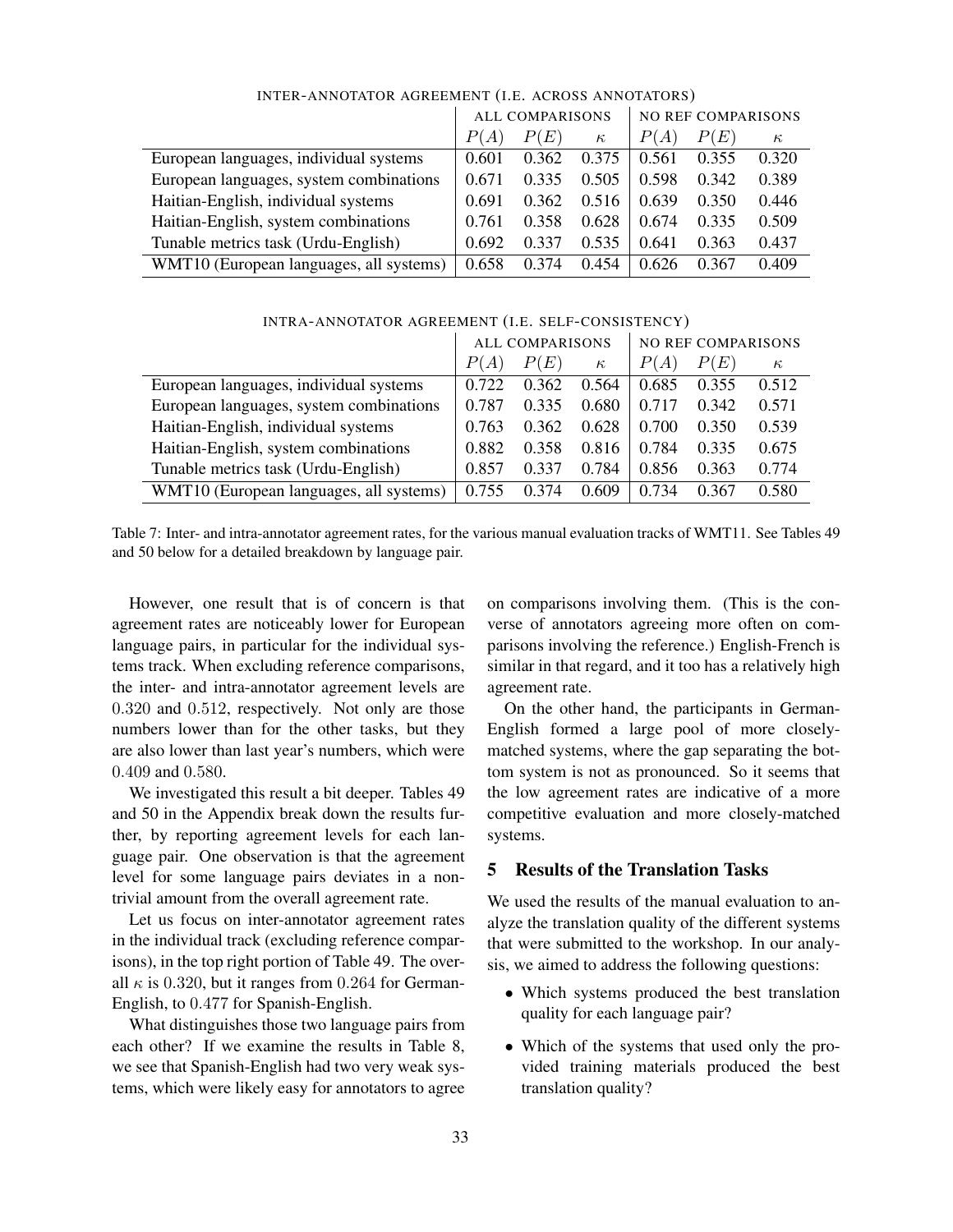INTER-ANNOTATOR AGREEMENT (I.E. ACROSS ANNOTATORS)

| | ALL COMPARISONS | | | NO REF COMPARISONS | | |
|---|---|---|---|---|---|---|
| | $P(A)$ | $P(E)$ | $\kappa$ | $P(A)$ | $P(E)$ | $\kappa$ |
| European languages, individual systems | 0.601 | 0.362 | 0.375 | 0.561 | 0.355 | 0.320 |
| European languages, system combinations | 0.671 | 0.335 | 0.505 | 0.598 | 0.342 | 0.389 |
| Haitian-English, individual systems | 0.691 | 0.362 | 0.516 | 0.639 | 0.350 | 0.446 |
| Haitian-English, system combinations | 0.761 | 0.358 | 0.628 | 0.674 | 0.335 | 0.509 |
| Tunable metrics task (Urdu-English) | 0.692 | 0.337 | 0.535 | 0.641 | 0.363 | 0.437 |
| WMT10 (European languages, all systems) | 0.658 | 0.374 | 0.454 | 0.626 | 0.367 | 0.409 |

INTRA-ANNOTATOR AGREEMENT (I.E. SELF-CONSISTENCY)

| | ALL COMPARISONS | | | NO REF COMPARISONS | | |
|---|---|---|---|---|---|---|
| | $P(A)$ | $P(E)$ | $\kappa$ | $P(A)$ | $P(E)$ | $\kappa$ |
| European languages, individual systems | 0.722 | 0.362 | 0.564 | 0.685 | 0.355 | 0.512 |
| European languages, system combinations | 0.787 | 0.335 | 0.680 | 0.717 | 0.342 | 0.571 |
| Haitian-English, individual systems | 0.763 | 0.362 | 0.628 | 0.700 | 0.350 | 0.539 |
| Haitian-English, system combinations | 0.882 | 0.358 | 0.816 | 0.784 | 0.335 | 0.675 |
| Tunable metrics task (Urdu-English) | 0.857 | 0.337 | 0.784 | 0.856 | 0.363 | 0.774 |
| WMT10 (European languages, all systems) | 0.755 | 0.374 | 0.609 | 0.734 | 0.367 | 0.580 |

Table 7: Inter- and intra-annotator agreement rates, for the various manual evaluation tracks of WMT11. See Tables 49 and 50 below for a detailed breakdown by language pair.

However, one result that is of concern is that agreement rates are noticeably lower for European language pairs, in particular for the individual systems track. When excluding reference comparisons, the inter- and intra-annotator agreement levels are 0.320 and 0.512, respectively. Not only are those numbers lower than for the other tasks, but they are also lower than last year's numbers, which were 0.409 and 0.580.

We investigated this result a bit deeper. Tables 49 and 50 in the Appendix break down the results further, by reporting agreement levels for each language pair. One observation is that the agreement level for some language pairs deviates in a nontrivial amount from the overall agreement rate.

Let us focus on inter-annotator agreement rates in the individual track (excluding reference comparisons), in the top right portion of Table 49. The overall $\kappa$ is 0.320, but it ranges from 0.264 for German-English, to 0.477 for Spanish-English.

What distinguishes those two language pairs from each other? If we examine the results in Table 8, we see that Spanish-English had two very weak systems, which were likely easy for annotators to agree on comparisons involving them. (This is the converse of annotators agreeing more often on comparisons involving the reference.) English-French is similar in that regard, and it too has a relatively high agreement rate.

On the other hand, the participants in German-English formed a large pool of more closely-matched systems, where the gap separating the bottom system is not as pronounced. So it seems that the low agreement rates are indicative of a more competitive evaluation and more closely-matched systems.

## 5 Results of the Translation Tasks

We used the results of the manual evaluation to analyze the translation quality of the different systems that were submitted to the workshop. In our analysis, we aimed to address the following questions:

- Which systems produced the best translation quality for each language pair?
- Which of the systems that used only the provided training materials produced the best translation quality?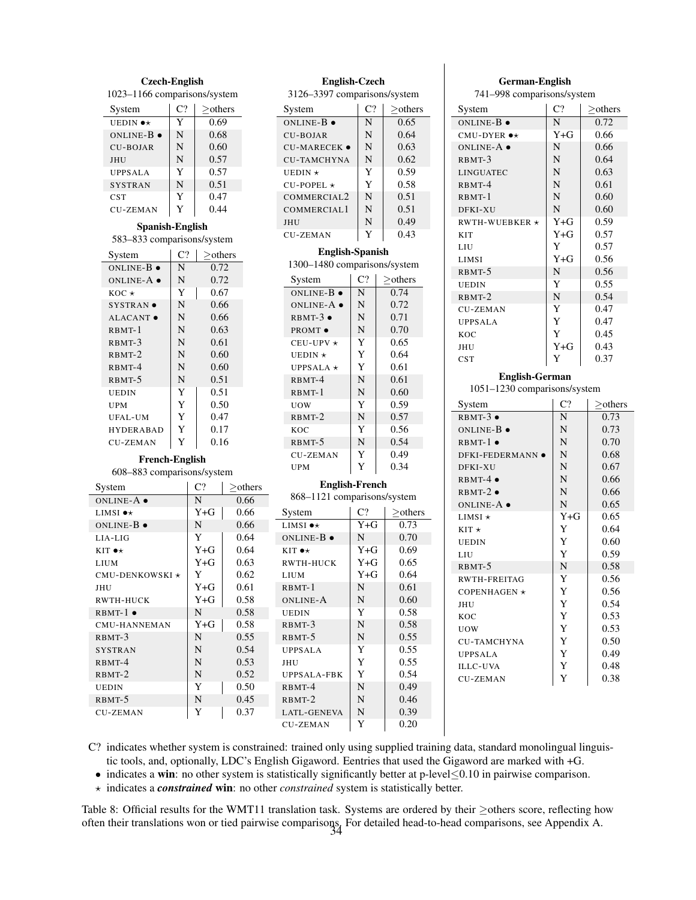**Czech-English**

1023–1166 comparisons/system

| System | C? | ≥others |
|---|---|---|
| UEDIN ●⋆ | Y | 0.69 |
| ONLINE-B ● | N | 0.68 |
| CU-BOJAR | N | 0.60 |
| JHU | N | 0.57 |
| UPPSALA | Y | 0.57 |
| SYSTRAN | N | 0.51 |
| CST | Y | 0.47 |
| CU-ZEMAN | Y | 0.44 |

**Spanish-English**

583–833 comparisons/system

| System | C? | ≥others |
|---|---|---|
| ONLINE-B ● | N | 0.72 |
| ONLINE-A ● | N | 0.72 |
| KOC ⋆ | Y | 0.67 |
| SYSTRAN ● | N | 0.66 |
| ALACANT ● | N | 0.66 |
| RBMT-1 | N | 0.63 |
| RBMT-3 | N | 0.61 |
| RBMT-2 | N | 0.60 |
| RBMT-4 | N | 0.60 |
| RBMT-5 | N | 0.51 |
| UEDIN | Y | 0.51 |
| UPM | Y | 0.50 |
| UFAL-UM | Y | 0.47 |
| HYDERABAD | Y | 0.17 |
| CU-ZEMAN | Y | 0.16 |

**French-English**

608–883 comparisons/system

| System | C? | ≥others |
|---|---|---|
| ONLINE-A ● | N | 0.66 |
| LIMSI ●⋆ | Y+G | 0.66 |
| ONLINE-B ● | N | 0.66 |
| LIA-LIG | Y | 0.64 |
| KIT ●⋆ | Y+G | 0.64 |
| LIUM | Y+G | 0.63 |
| CMU-DENKOWSKI ⋆ | Y | 0.62 |
| JHU | Y+G | 0.61 |
| RWTH-HUCK | Y+G | 0.58 |
| RBMT-1 ● | N | 0.58 |
| CMU-HANNEMAN | Y+G | 0.58 |
| RBMT-3 | N | 0.55 |
| SYSTRAN | N | 0.54 |
| RBMT-4 | N | 0.53 |
| RBMT-2 | N | 0.52 |
| UEDIN | Y | 0.50 |
| RBMT-5 | N | 0.45 |
| CU-ZEMAN | Y | 0.37 |

**English-Czech**

3126–3397 comparisons/system

| System | C? | ≥others |
|---|---|---|
| ONLINE-B ● | N | 0.65 |
| CU-BOJAR | N | 0.64 |
| CU-MARECEK ● | N | 0.63 |
| CU-TAMCHYNA | N | 0.62 |
| UEDIN ⋆ | Y | 0.59 |
| CU-POPEL ⋆ | Y | 0.58 |
| COMMERCIAL2 | N | 0.51 |
| COMMERCIAL1 | N | 0.51 |
| JHU | N | 0.49 |
| CU-ZEMAN | Y | 0.43 |

**English-Spanish**

1300–1480 comparisons/system

| System | C? | ≥others |
|---|---|---|
| ONLINE-B ● | N | 0.74 |
| ONLINE-A ● | N | 0.72 |
| RBMT-3 ● | N | 0.71 |
| PROMT ● | N | 0.70 |
| CEU-UPV ⋆ | Y | 0.65 |
| UEDIN ⋆ | Y | 0.64 |
| UPPSALA ⋆ | Y | 0.61 |
| RBMT-4 | N | 0.61 |
| RBMT-1 | N | 0.60 |
| UOW | Y | 0.59 |
| RBMT-2 | N | 0.57 |
| KOC | Y | 0.56 |
| RBMT-5 | N | 0.54 |
| CU-ZEMAN | Y | 0.49 |
| UPM | Y | 0.34 |

**English-French**

868–1121 comparisons/system

| System | C? | ≥others |
|---|---|---|
| LIMSI ●⋆ | Y+G | 0.73 |
| ONLINE-B ● | N | 0.70 |
| KIT ●⋆ | Y+G | 0.69 |
| RWTH-HUCK | Y+G | 0.65 |
| LIUM | Y+G | 0.64 |
| RBMT-1 | N | 0.61 |
| ONLINE-A | N | 0.60 |
| UEDIN | Y | 0.58 |
| RBMT-3 | N | 0.58 |
| RBMT-5 | N | 0.55 |
| UPPSALA | Y | 0.55 |
| JHU | Y | 0.55 |
| UPPSALA-FBK | Y | 0.54 |
| RBMT-4 | N | 0.49 |
| RBMT-2 | N | 0.46 |
| LATL-GENEVA | N | 0.39 |
| CU-ZEMAN | Y | 0.20 |

**German-English**

741–998 comparisons/system

| System | C? | ≥others |
|---|---|---|
| ONLINE-B ● | N | 0.72 |
| CMU-DYER ●⋆ | Y+G | 0.66 |
| ONLINE-A ● | N | 0.66 |
| RBMT-3 | N | 0.64 |
| LINGUATEC | N | 0.63 |
| RBMT-4 | N | 0.61 |
| RBMT-1 | N | 0.60 |
| DFKI-XU | N | 0.60 |
| RWTH-WUEBKER ⋆ | Y+G | 0.59 |
| KIT | Y+G | 0.57 |
| LIU | Y | 0.57 |
| LIMSI | Y+G | 0.56 |
| RBMT-5 | N | 0.56 |
| UEDIN | Y | 0.55 |
| RBMT-2 | N | 0.54 |
| CU-ZEMAN | Y | 0.47 |
| UPPSALA | Y | 0.47 |
| KOC | Y | 0.45 |
| JHU | Y+G | 0.43 |
| CST | Y | 0.37 |

**English-German**

1051–1230 comparisons/system

| System | C? | ≥others |
|---|---|---|
| RBMT-3 ● | N | 0.73 |
| ONLINE-B ● | N | 0.73 |
| RBMT-1 ● | N | 0.70 |
| DFKI-FEDERMANN ● | N | 0.68 |
| DFKI-XU | N | 0.67 |
| RBMT-4 ● | N | 0.66 |
| RBMT-2 ● | N | 0.66 |
| ONLINE-A ● | N | 0.65 |
| LIMSI ⋆ | Y+G | 0.65 |
| KIT ⋆ | Y | 0.64 |
| UEDIN | Y | 0.60 |
| LIU | Y | 0.59 |
| RBMT-5 | N | 0.58 |
| RWTH-FREITAG | Y | 0.56 |
| COPENHAGEN ⋆ | Y | 0.56 |
| JHU | Y | 0.54 |
| KOC | Y | 0.53 |
| UOW | Y | 0.53 |
| CU-TAMCHYNA | Y | 0.50 |
| UPPSALA | Y | 0.49 |
| ILLC-UVA | Y | 0.48 |
| CU-ZEMAN | Y | 0.38 |

C? indicates whether system is constrained: trained only using supplied training data, standard monolingual linguistic tools, and, optionally, LDC's English Gigaword. Eentries that used the Gigaword are marked with +G.

- ● indicates a **win**: no other system is statistically significantly better at p-level≤0.10 in pairwise comparison.
- ⋆ indicates a ***constrained* win**: no other *constrained* system is statistically better.

Table 8: Official results for the WMT11 translation task. Systems are ordered by their ≥others score, reflecting how often their translations won or tied pairwise comparisons. For detailed head-to-head comparisons, see Appendix A.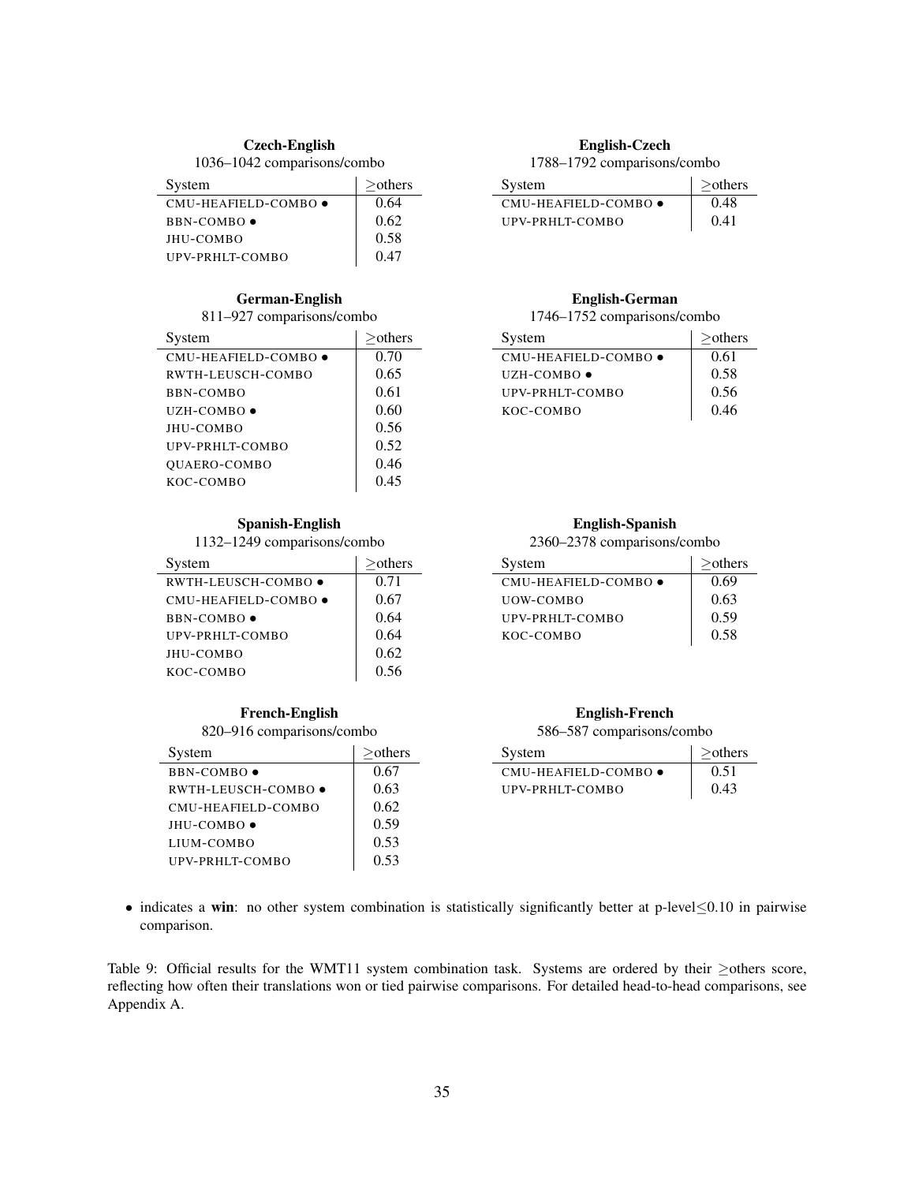**Czech-English**

1036–1042 comparisons/combo

| System | ≥others |
|---|---|
| CMU-HEAFIELD-COMBO ● | 0.64 |
| BBN-COMBO ● | 0.62 |
| JHU-COMBO | 0.58 |
| UPV-PRHLT-COMBO | 0.47 |

**English-Czech**

1788–1792 comparisons/combo

| System | ≥others |
|---|---|
| CMU-HEAFIELD-COMBO ● | 0.48 |
| UPV-PRHLT-COMBO | 0.41 |

**German-English**

811–927 comparisons/combo

| System | ≥others |
|---|---|
| CMU-HEAFIELD-COMBO ● | 0.70 |
| RWTH-LEUSCH-COMBO | 0.65 |
| BBN-COMBO | 0.61 |
| UZH-COMBO ● | 0.60 |
| JHU-COMBO | 0.56 |
| UPV-PRHLT-COMBO | 0.52 |
| QUAERO-COMBO | 0.46 |
| KOC-COMBO | 0.45 |

**English-German**

1746–1752 comparisons/combo

| System | ≥others |
|---|---|
| CMU-HEAFIELD-COMBO ● | 0.61 |
| UZH-COMBO ● | 0.58 |
| UPV-PRHLT-COMBO | 0.56 |
| KOC-COMBO | 0.46 |

**Spanish-English**

1132–1249 comparisons/combo

| System | ≥others |
|---|---|
| RWTH-LEUSCH-COMBO ● | 0.71 |
| CMU-HEAFIELD-COMBO ● | 0.67 |
| BBN-COMBO ● | 0.64 |
| UPV-PRHLT-COMBO | 0.64 |
| JHU-COMBO | 0.62 |
| KOC-COMBO | 0.56 |

**English-Spanish**

2360–2378 comparisons/combo

| System | ≥others |
|---|---|
| CMU-HEAFIELD-COMBO ● | 0.69 |
| UOW-COMBO | 0.63 |
| UPV-PRHLT-COMBO | 0.59 |
| KOC-COMBO | 0.58 |

**French-English**

820–916 comparisons/combo

| System | ≥others |
|---|---|
| BBN-COMBO ● | 0.67 |
| RWTH-LEUSCH-COMBO ● | 0.63 |
| CMU-HEAFIELD-COMBO | 0.62 |
| JHU-COMBO ● | 0.59 |
| LIUM-COMBO | 0.53 |
| UPV-PRHLT-COMBO | 0.53 |

**English-French**

586–587 comparisons/combo

| System | ≥others |
|---|---|
| CMU-HEAFIELD-COMBO ● | 0.51 |
| UPV-PRHLT-COMBO | 0.43 |

● indicates a **win**: no other system combination is statistically significantly better at p-level≤0.10 in pairwise comparison.

Table 9: Official results for the WMT11 system combination task. Systems are ordered by their ≥others score, reflecting how often their translations won or tied pairwise comparisons. For detailed head-to-head comparisons, see Appendix A.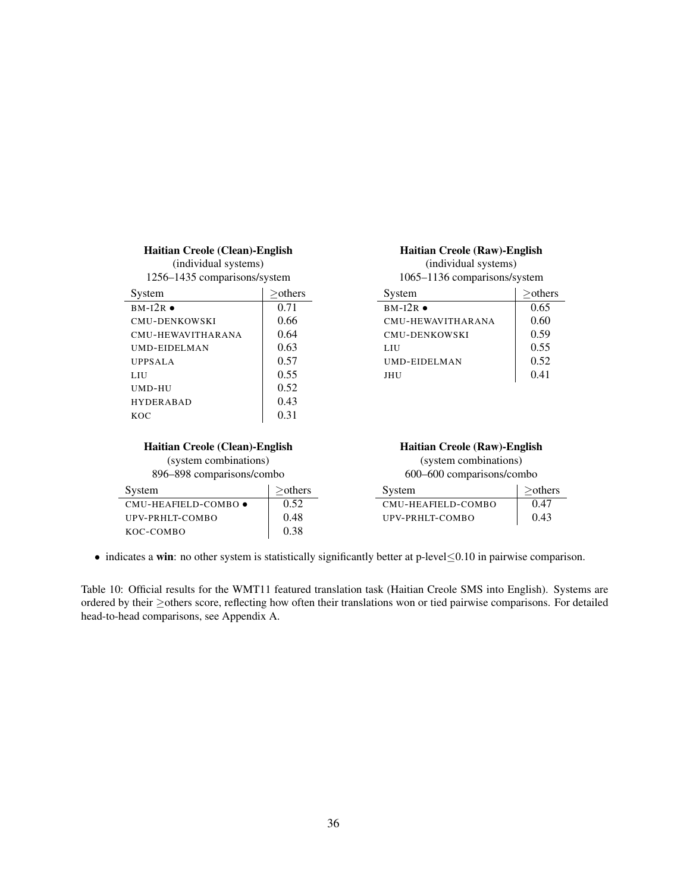**Haitian Creole (Clean)-English**
(individual systems)
1256–1435 comparisons/system

| System | ≥others |
|---|---|
| BM-I2R • | 0.71 |
| CMU-DENKOWSKI | 0.66 |
| CMU-HEWAVITHARANA | 0.64 |
| UMD-EIDELMAN | 0.63 |
| UPPSALA | 0.57 |
| LIU | 0.55 |
| UMD-HU | 0.52 |
| HYDERABAD | 0.43 |
| KOC | 0.31 |

**Haitian Creole (Raw)-English**
(individual systems)
1065–1136 comparisons/system

| System | ≥others |
|---|---|
| BM-I2R • | 0.65 |
| CMU-HEWAVITHARANA | 0.60 |
| CMU-DENKOWSKI | 0.59 |
| LIU | 0.55 |
| UMD-EIDELMAN | 0.52 |
| JHU | 0.41 |

**Haitian Creole (Clean)-English**
(system combinations)
896–898 comparisons/combo

| System | ≥others |
|---|---|
| CMU-HEAFIELD-COMBO • | 0.52 |
| UPV-PRHLT-COMBO | 0.48 |
| KOC-COMBO | 0.38 |

**Haitian Creole (Raw)-English**
(system combinations)
600–600 comparisons/combo

| System | ≥others |
|---|---|
| CMU-HEAFIELD-COMBO | 0.47 |
| UPV-PRHLT-COMBO | 0.43 |

• indicates a **win**: no other system is statistically significantly better at p-level≤0.10 in pairwise comparison.

Table 10: Official results for the WMT11 featured translation task (Haitian Creole SMS into English). Systems are ordered by their ≥others score, reflecting how often their translations won or tied pairwise comparisons. For detailed head-to-head comparisons, see Appendix A.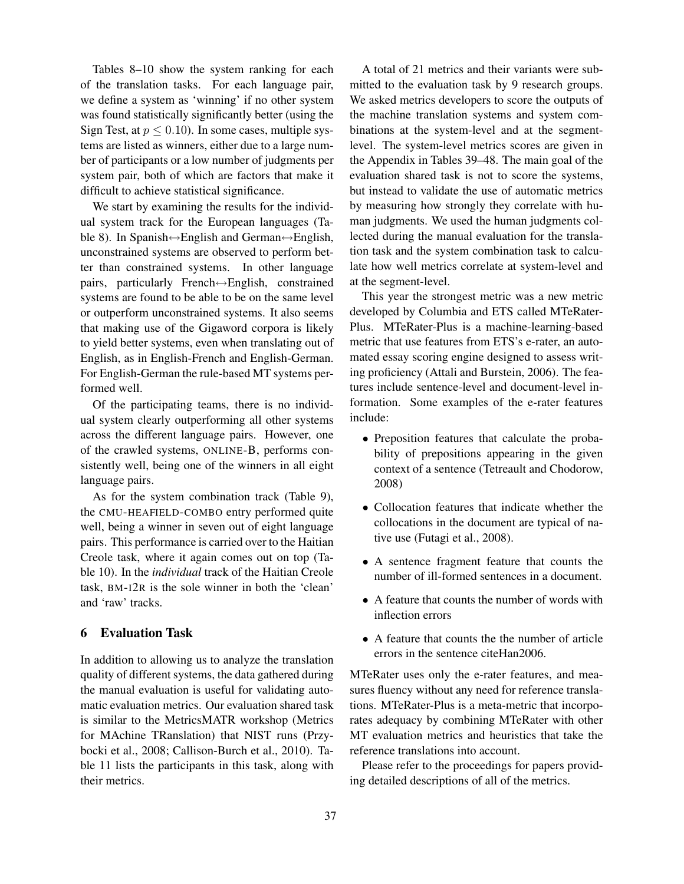Tables 8–10 show the system ranking for each of the translation tasks. For each language pair, we define a system as 'winning' if no other system was found statistically significantly better (using the Sign Test, at $p \leq 0.10$). In some cases, multiple systems are listed as winners, either due to a large number of participants or a low number of judgments per system pair, both of which are factors that make it difficult to achieve statistical significance.

We start by examining the results for the individual system track for the European languages (Table 8). In Spanish↔English and German↔English, unconstrained systems are observed to perform better than constrained systems. In other language pairs, particularly French↔English, constrained systems are found to be able to be on the same level or outperform unconstrained systems. It also seems that making use of the Gigaword corpora is likely to yield better systems, even when translating out of English, as in English-French and English-German. For English-German the rule-based MT systems performed well.

Of the participating teams, there is no individual system clearly outperforming all other systems across the different language pairs. However, one of the crawled systems, ONLINE-B, performs consistently well, being one of the winners in all eight language pairs.

As for the system combination track (Table 9), the CMU-HEAFIELD-COMBO entry performed quite well, being a winner in seven out of eight language pairs. This performance is carried over to the Haitian Creole task, where it again comes out on top (Table 10). In the *individual* track of the Haitian Creole task, BM-I2R is the sole winner in both the 'clean' and 'raw' tracks.

## 6 Evaluation Task

In addition to allowing us to analyze the translation quality of different systems, the data gathered during the manual evaluation is useful for validating automatic evaluation metrics. Our evaluation shared task is similar to the MetricsMATR workshop (Metrics for MAchine TRanslation) that NIST runs (Przybocki et al., 2008; Callison-Burch et al., 2010). Table 11 lists the participants in this task, along with their metrics.

A total of 21 metrics and their variants were submitted to the evaluation task by 9 research groups. We asked metrics developers to score the outputs of the machine translation systems and system combinations at the system-level and at the segment-level. The system-level metrics scores are given in the Appendix in Tables 39–48. The main goal of the evaluation shared task is not to score the systems, but instead to validate the use of automatic metrics by measuring how strongly they correlate with human judgments. We used the human judgments collected during the manual evaluation for the translation task and the system combination task to calculate how well metrics correlate at system-level and at the segment-level.

This year the strongest metric was a new metric developed by Columbia and ETS called MTeRater-Plus. MTeRater-Plus is a machine-learning-based metric that use features from ETS's e-rater, an automated essay scoring engine designed to assess writing proficiency (Attali and Burstein, 2006). The features include sentence-level and document-level information. Some examples of the e-rater features include:

- Preposition features that calculate the probability of prepositions appearing in the given context of a sentence (Tetreault and Chodorow, 2008)
- Collocation features that indicate whether the collocations in the document are typical of native use (Futagi et al., 2008).
- A sentence fragment feature that counts the number of ill-formed sentences in a document.
- A feature that counts the number of words with inflection errors
- A feature that counts the the number of article errors in the sentence citeHan2006.

MTeRater uses only the e-rater features, and measures fluency without any need for reference translations. MTeRater-Plus is a meta-metric that incorporates adequacy by combining MTeRater with other MT evaluation metrics and heuristics that take the reference translations into account.

Please refer to the proceedings for papers providing detailed descriptions of all of the metrics.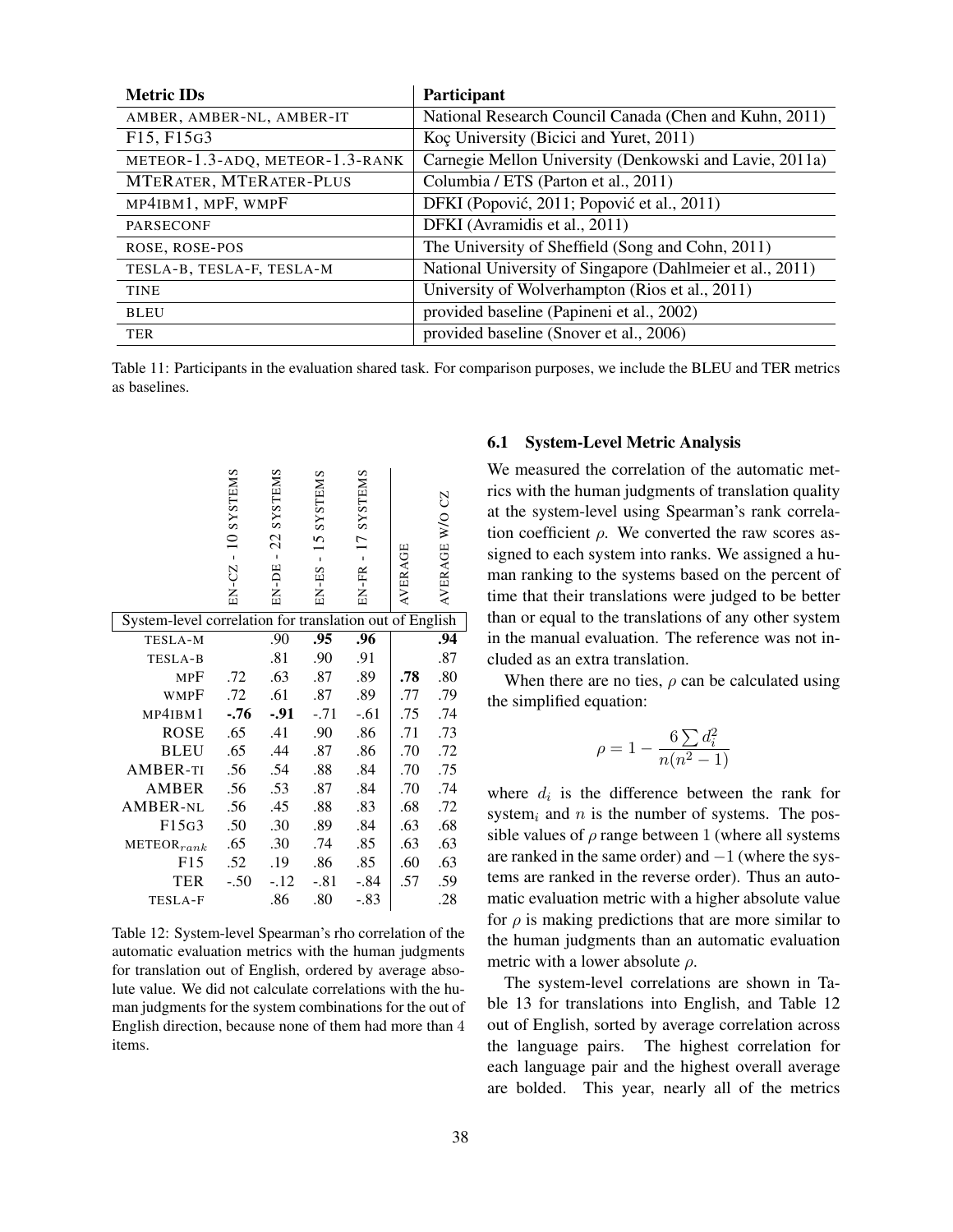| Metric IDs | Participant |
|---|---|
| AMBER, AMBER-NL, AMBER-IT | National Research Council Canada (Chen and Kuhn, 2011) |
| F15, F15G3 | Koç University (Bicici and Yuret, 2011) |
| METEOR-1.3-ADQ, METEOR-1.3-RANK | Carnegie Mellon University (Denkowski and Lavie, 2011a) |
| MTERATER, MTERATER-PLUS | Columbia / ETS (Parton et al., 2011) |
| MP4IBM1, MPF, WMPF | DFKI (Popović, 2011; Popović et al., 2011) |
| PARSECONF | DFKI (Avramidis et al., 2011) |
| ROSE, ROSE-POS | The University of Sheffield (Song and Cohn, 2011) |
| TESLA-B, TESLA-F, TESLA-M | National University of Singapore (Dahlmeier et al., 2011) |
| TINE | University of Wolverhampton (Rios et al., 2011) |
| BLEU | provided baseline (Papineni et al., 2002) |
| TER | provided baseline (Snover et al., 2006) |

Table 11: Participants in the evaluation shared task. For comparison purposes, we include the BLEU and TER metrics as baselines.

| | EN-CZ - 10 SYSTEMS | EN-DE - 22 SYSTEMS | EN-ES - 15 SYSTEMS | EN-FR - 17 SYSTEMS | AVERAGE | AVERAGE W/O CZ |
|---|---|---|---|---|---|---|
| System-level correlation for translation out of English | | | | | | |
| TESLA-M | | .90 | **.95** | **.96** | | **.94** |
| TESLA-B | | .81 | .90 | .91 | | .87 |
| MPF | .72 | .63 | .87 | .89 | **.78** | .80 |
| WMPF | .72 | .61 | .87 | .89 | .77 | .79 |
| MP4IBM1 | **-.76** | **-.91** | -.71 | -.61 | .75 | .74 |
| ROSE | .65 | .41 | .90 | .86 | .71 | .73 |
| BLEU | .65 | .44 | .87 | .86 | .70 | .72 |
| AMBER-TI | .56 | .54 | .88 | .84 | .70 | .75 |
| AMBER | .56 | .53 | .87 | .84 | .70 | .74 |
| AMBER-NL | .56 | .45 | .88 | .83 | .68 | .72 |
| F15G3 | .50 | .30 | .89 | .84 | .63 | .68 |
| METEOR$_{rank}$ | .65 | .30 | .74 | .85 | .63 | .63 |
| F15 | .52 | .19 | .86 | .85 | .60 | .63 |
| TER | -.50 | -.12 | -.81 | -.84 | .57 | .59 |
| TESLA-F | | .86 | .80 | -.83 | | .28 |

Table 12: System-level Spearman's rho correlation of the automatic evaluation metrics with the human judgments for translation out of English, ordered by average absolute value. We did not calculate correlations with the human judgments for the system combinations for the out of English direction, because none of them had more than 4 items.

### 6.1 System-Level Metric Analysis

We measured the correlation of the automatic metrics with the human judgments of translation quality at the system-level using Spearman's rank correlation coefficient $\rho$. We converted the raw scores assigned to each system into ranks. We assigned a human ranking to the systems based on the percent of time that their translations were judged to be better than or equal to the translations of any other system in the manual evaluation. The reference was not included as an extra translation.

When there are no ties, $\rho$ can be calculated using the simplified equation:

$$\rho = 1 - \frac{6 \sum d_i^2}{n(n^2 - 1)}$$

where $d_i$ is the difference between the rank for system$_i$ and $n$ is the number of systems. The possible values of $\rho$ range between 1 (where all systems are ranked in the same order) and $-1$ (where the systems are ranked in the reverse order). Thus an automatic evaluation metric with a higher absolute value for $\rho$ is making predictions that are more similar to the human judgments than an automatic evaluation metric with a lower absolute $\rho$.

The system-level correlations are shown in Table 13 for translations into English, and Table 12 out of English, sorted by average correlation across the language pairs. The highest correlation for each language pair and the highest overall average are bolded. This year, nearly all of the metrics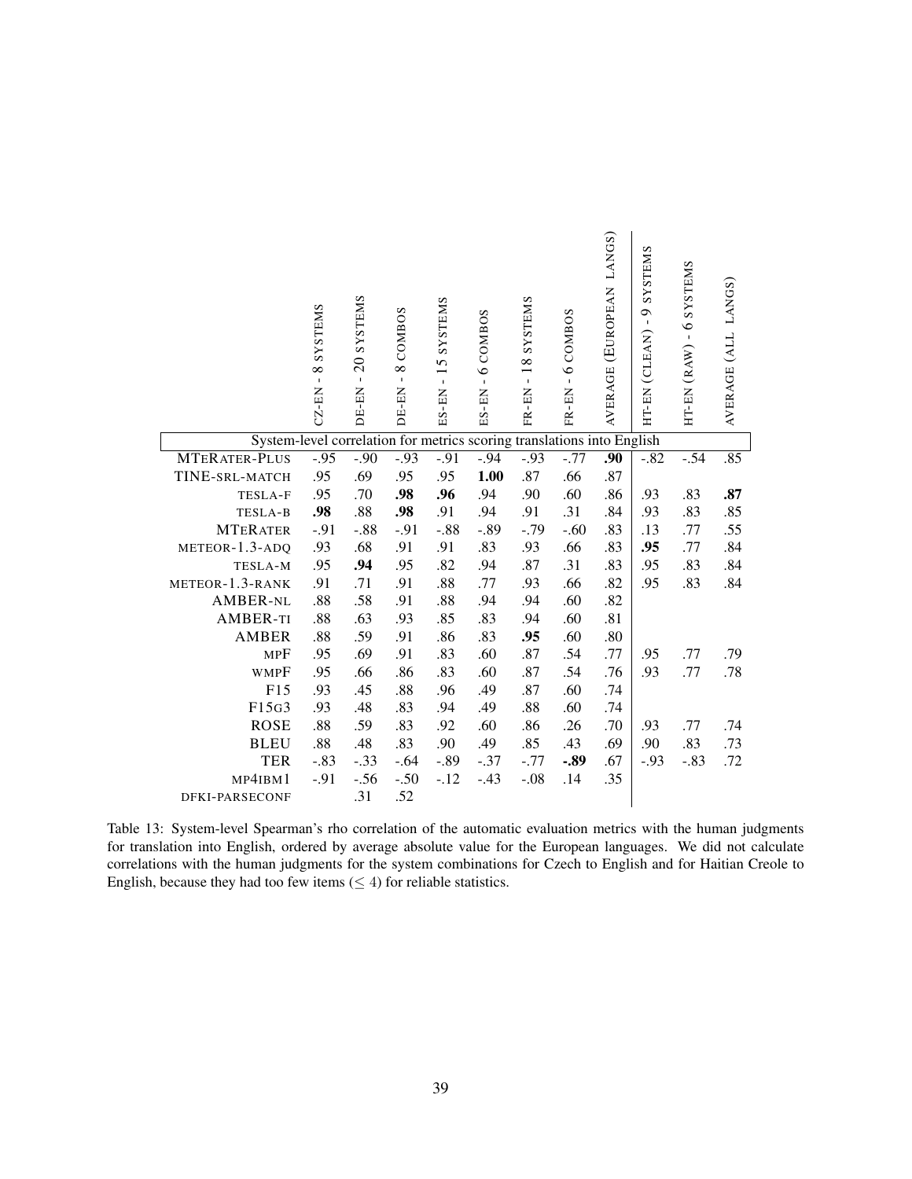| | CZ-EN - 8 SYSTEMS | DE-EN - 20 SYSTEMS | DE-EN - 8 COMBOS | ES-EN - 15 SYSTEMS | ES-EN - 6 COMBOS | FR-EN - 18 SYSTEMS | FR-EN - 6 COMBOS | AVERAGE (EUROPEAN LANGS) | HT-EN (CLEAN) - 9 SYSTEMS | HT-EN (RAW) - 6 SYSTEMS | AVERAGE (ALL LANGS) |
|---|---|---|---|---|---|---|---|---|---|---|---|
| System-level correlation for metrics scoring translations into English | | | | | | | | | | | |
| MTERATER-PLUS | -.95 | -.90 | -.93 | -.91 | -.94 | -.93 | -.77 | **.90** | -.82 | -.54 | .85 |
| TINE-SRL-MATCH | .95 | .69 | .95 | .95 | **1.00** | .87 | .66 | .87 | | | |
| TESLA-F | .95 | .70 | **.98** | **.96** | .94 | .90 | .60 | .86 | .93 | .83 | **.87** |
| TESLA-B | **.98** | .88 | **.98** | .91 | .94 | .91 | .31 | .84 | .93 | .83 | .85 |
| MTERATER | -.91 | -.88 | -.91 | -.88 | -.89 | -.79 | -.60 | .83 | .13 | .77 | .55 |
| METEOR-1.3-ADQ | .93 | .68 | .91 | .91 | .83 | .93 | .66 | .83 | **.95** | .77 | .84 |
| TESLA-M | .95 | **.94** | .95 | .82 | .94 | .87 | .31 | .83 | .95 | .83 | .84 |
| METEOR-1.3-RANK | .91 | .71 | .91 | .88 | .77 | .93 | .66 | .82 | .95 | .83 | .84 |
| AMBER-NL | .88 | .58 | .91 | .88 | .94 | .94 | .60 | .82 | | | |
| AMBER-TI | .88 | .63 | .93 | .85 | .83 | .94 | .60 | .81 | | | |
| AMBER | .88 | .59 | .91 | .86 | .83 | **.95** | .60 | .80 | | | |
| MPF | .95 | .69 | .91 | .83 | .60 | .87 | .54 | .77 | .95 | .77 | .79 |
| WMPF | .95 | .66 | .86 | .83 | .60 | .87 | .54 | .76 | .93 | .77 | .78 |
| F15 | .93 | .45 | .88 | .96 | .49 | .87 | .60 | .74 | | | |
| F15G3 | .93 | .48 | .83 | .94 | .49 | .88 | .60 | .74 | | | |
| ROSE | .88 | .59 | .83 | .92 | .60 | .86 | .26 | .70 | .93 | .77 | .74 |
| BLEU | .88 | .48 | .83 | .90 | .49 | .85 | .43 | .69 | .90 | .83 | .73 |
| TER | -.83 | -.33 | -.64 | -.89 | -.37 | -.77 | **-.89** | .67 | -.93 | -.83 | .72 |
| MP4IBM1 | -.91 | -.56 | -.50 | -.12 | -.43 | -.08 | .14 | .35 | | | |
| DFKI-PARSECONF | | .31 | .52 | | | | | | | | |

Table 13: System-level Spearman's rho correlation of the automatic evaluation metrics with the human judgments for translation into English, ordered by average absolute value for the European languages. We did not calculate correlations with the human judgments for the system combinations for Czech to English and for Haitian Creole to English, because they had too few items ($\leq 4$) for reliable statistics.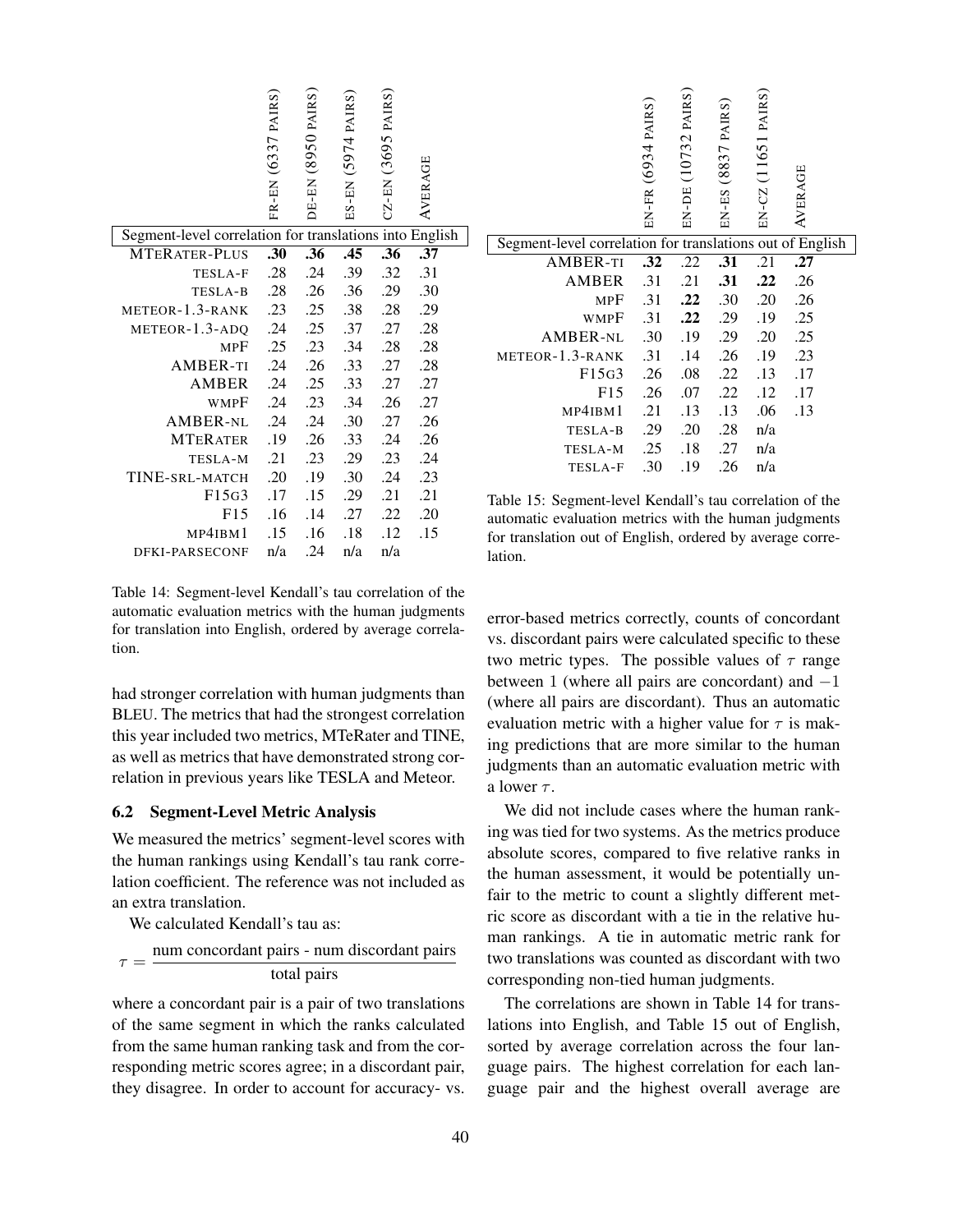| | FR-EN (6337 PAIRS) | DE-EN (8950 PAIRS) | ES-EN (5974 PAIRS) | CZ-EN (3695 PAIRS) | AVERAGE |
|---|---|---|---|---|---|
| Segment-level correlation for translations into English | | | | | |
| MTERATER-PLUS | **.30** | **.36** | **.45** | **.36** | **.37** |
| TESLA-F | .28 | .24 | .39 | .32 | .31 |
| TESLA-B | .28 | .26 | .36 | .29 | .30 |
| METEOR-1.3-RANK | .23 | .25 | .38 | .28 | .29 |
| METEOR-1.3-ADQ | .24 | .25 | .37 | .27 | .28 |
| MPF | .25 | .23 | .34 | .28 | .28 |
| AMBER-TI | .24 | .26 | .33 | .27 | .28 |
| AMBER | .24 | .25 | .33 | .27 | .27 |
| WMPF | .24 | .23 | .34 | .26 | .27 |
| AMBER-NL | .24 | .24 | .30 | .27 | .26 |
| MTERATER | .19 | .26 | .33 | .24 | .26 |
| TESLA-M | .21 | .23 | .29 | .23 | .24 |
| TINE-SRL-MATCH | .20 | .19 | .30 | .24 | .23 |
| F15G3 | .17 | .15 | .29 | .21 | .21 |
| F15 | .16 | .14 | .27 | .22 | .20 |
| MP4IBM1 | .15 | .16 | .18 | .12 | .15 |
| DFKI-PARSECONF | n/a | .24 | n/a | n/a | |

Table 14: Segment-level Kendall's tau correlation of the automatic evaluation metrics with the human judgments for translation into English, ordered by average correlation.

had stronger correlation with human judgments than BLEU. The metrics that had the strongest correlation this year included two metrics, MTeRater and TINE, as well as metrics that have demonstrated strong correlation in previous years like TESLA and Meteor.

### 6.2 Segment-Level Metric Analysis

We measured the metrics' segment-level scores with the human rankings using Kendall's tau rank correlation coefficient. The reference was not included as an extra translation.

We calculated Kendall's tau as:

$$\tau = \frac{\text{num concordant pairs - num discordant pairs}}{\text{total pairs}}$$

where a concordant pair is a pair of two translations of the same segment in which the ranks calculated from the same human ranking task and from the corresponding metric scores agree; in a discordant pair, they disagree. In order to account for accuracy- vs. error-based metrics correctly, counts of concordant vs. discordant pairs were calculated specific to these two metric types. The possible values of $\tau$ range between 1 (where all pairs are concordant) and $-1$ (where all pairs are discordant). Thus an automatic evaluation metric with a higher value for $\tau$ is making predictions that are more similar to the human judgments than an automatic evaluation metric with a lower $\tau$.

We did not include cases where the human ranking was tied for two systems. As the metrics produce absolute scores, compared to five relative ranks in the human assessment, it would be potentially unfair to the metric to count a slightly different metric score as discordant with a tie in the relative human rankings. A tie in automatic metric rank for two translations was counted as discordant with two corresponding non-tied human judgments.

The correlations are shown in Table 14 for translations into English, and Table 15 out of English, sorted by average correlation across the four language pairs. The highest correlation for each language pair and the highest overall average are

| | EN-FR (6934 PAIRS) | EN-DE (10732 PAIRS) | EN-ES (8837 PAIRS) | EN-CZ (11651 PAIRS) | AVERAGE |
|---|---|---|---|---|---|
| Segment-level correlation for translations out of English | | | | | |
| AMBER-TI | **.32** | .22 | **.31** | .21 | **.27** |
| AMBER | .31 | .21 | **.31** | **.22** | .26 |
| MPF | .31 | **.22** | .30 | .20 | .26 |
| WMPF | .31 | **.22** | .29 | .19 | .25 |
| AMBER-NL | .30 | .19 | .29 | .20 | .25 |
| METEOR-1.3-RANK | .31 | .14 | .26 | .19 | .23 |
| F15G3 | .26 | .08 | .22 | .13 | .17 |
| F15 | .26 | .07 | .22 | .12 | .17 |
| MP4IBM1 | .21 | .13 | .13 | .06 | .13 |
| TESLA-B | .29 | .20 | .28 | n/a | |
| TESLA-M | .25 | .18 | .27 | n/a | |
| TESLA-F | .30 | .19 | .26 | n/a | |

Table 15: Segment-level Kendall's tau correlation of the automatic evaluation metrics with the human judgments for translation out of English, ordered by average correlation.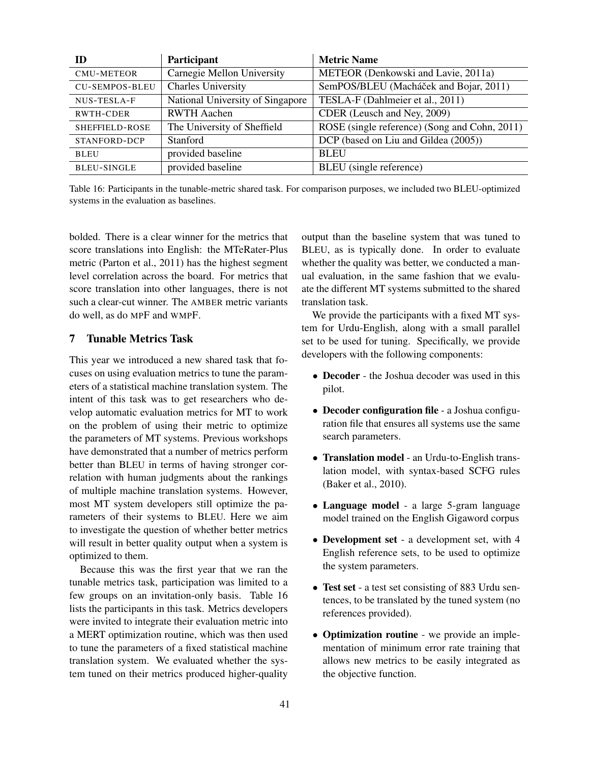| ID | Participant | Metric Name |
|---|---|---|
| CMU-METEOR | Carnegie Mellon University | METEOR (Denkowski and Lavie, 2011a) |
| CU-SEMPOS-BLEU | Charles University | SemPOS/BLEU (Macháček and Bojar, 2011) |
| NUS-TESLA-F | National University of Singapore | TESLA-F (Dahlmeier et al., 2011) |
| RWTH-CDER | RWTH Aachen | CDER (Leusch and Ney, 2009) |
| SHEFFIELD-ROSE | The University of Sheffield | ROSE (single reference) (Song and Cohn, 2011) |
| STANFORD-DCP | Stanford | DCP (based on Liu and Gildea (2005)) |
| BLEU | provided baseline | BLEU |
| BLEU-SINGLE | provided baseline | BLEU (single reference) |

Table 16: Participants in the tunable-metric shared task. For comparison purposes, we included two BLEU-optimized systems in the evaluation as baselines.

bolded. There is a clear winner for the metrics that score translations into English: the MTeRater-Plus metric (Parton et al., 2011) has the highest segment level correlation across the board. For metrics that score translation into other languages, there is not such a clear-cut winner. The AMBER metric variants do well, as do MPF and WMPF.

## 7 Tunable Metrics Task

This year we introduced a new shared task that focuses on using evaluation metrics to tune the parameters of a statistical machine translation system. The intent of this task was to get researchers who develop automatic evaluation metrics for MT to work on the problem of using their metric to optimize the parameters of MT systems. Previous workshops have demonstrated that a number of metrics perform better than BLEU in terms of having stronger correlation with human judgments about the rankings of multiple machine translation systems. However, most MT system developers still optimize the parameters of their systems to BLEU. Here we aim to investigate the question of whether better metrics will result in better quality output when a system is optimized to them.

Because this was the first year that we ran the tunable metrics task, participation was limited to a few groups on an invitation-only basis. Table 16 lists the participants in this task. Metrics developers were invited to integrate their evaluation metric into a MERT optimization routine, which was then used to tune the parameters of a fixed statistical machine translation system. We evaluated whether the system tuned on their metrics produced higher-quality output than the baseline system that was tuned to BLEU, as is typically done. In order to evaluate whether the quality was better, we conducted a manual evaluation, in the same fashion that we evaluate the different MT systems submitted to the shared translation task.

We provide the participants with a fixed MT system for Urdu-English, along with a small parallel set to be used for tuning. Specifically, we provide developers with the following components:

- **Decoder** - the Joshua decoder was used in this pilot.
- **Decoder configuration file** - a Joshua configuration file that ensures all systems use the same search parameters.
- **Translation model** - an Urdu-to-English translation model, with syntax-based SCFG rules (Baker et al., 2010).
- **Language model** - a large 5-gram language model trained on the English Gigaword corpus
- **Development set** - a development set, with 4 English reference sets, to be used to optimize the system parameters.
- **Test set** - a test set consisting of 883 Urdu sentences, to be translated by the tuned system (no references provided).
- **Optimization routine** - we provide an implementation of minimum error rate training that allows new metrics to be easily integrated as the objective function.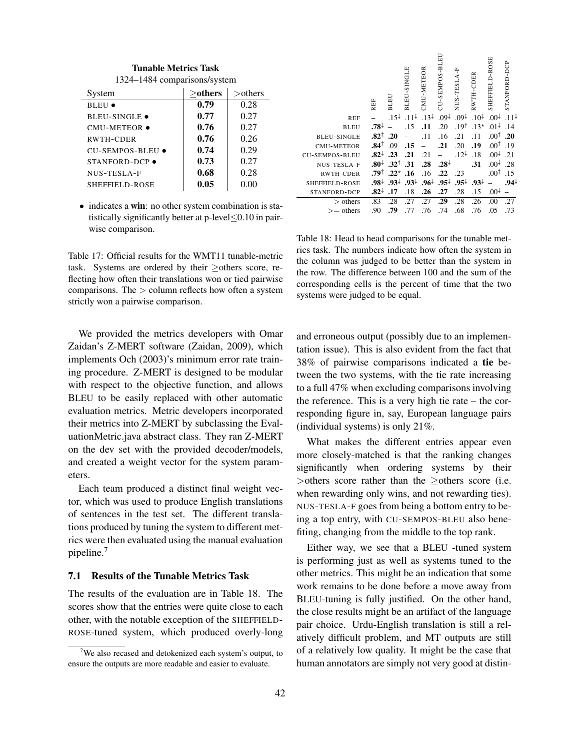**Tunable Metrics Task**
1324–1484 comparisons/system

| System | ≥others | >others |
|---|---|---|
| BLEU • | **0.79** | 0.28 |
| BLEU-SINGLE • | **0.77** | 0.27 |
| CMU-METEOR • | **0.76** | 0.27 |
| RWTH-CDER | **0.76** | 0.26 |
| CU-SEMPOS-BLEU • | **0.74** | 0.29 |
| STANFORD-DCP • | **0.73** | 0.27 |
| NUS-TESLA-F | **0.68** | 0.28 |
| SHEFFIELD-ROSE | **0.05** | 0.00 |

• indicates a **win**: no other system combination is statistically significantly better at p-level≤0.10 in pairwise comparison.

Table 17: Official results for the WMT11 tunable-metric task. Systems are ordered by their ≥others score, reflecting how often their translations won or tied pairwise comparisons. The > column reflects how often a system strictly won a pairwise comparison.

| | REF | BLEU | BLEU-SINGLE | CMU-METEOR | CU-SEMPOS-BLEU | NUS-TESLA-F | RWTH-CDER | SHEFFIELD-ROSE | STANFORD-DCP |
|---|---|---|---|---|---|---|---|---|---|
| REF | – | .15‡ | .11‡ | .13‡ | .09‡ | .09‡ | .10‡ | .00‡ | .11‡ |
| BLEU | **.78‡** | – | .15 | **.11** | .20 | .19† | .13⋆ | .01‡ | .14 |
| BLEU-SINGLE | **.82‡** | **.20** | – | .11 | .16 | .21 | .11 | .00‡ | **.20** |
| CMU-METEOR | **.84‡** | .09 | **.15** | – | **.21** | .20 | **.19** | .00‡ | .19 |
| CU-SEMPOS-BLEU | **.82‡** | **.23** | **.21** | .21 | – | .12‡ | .18 | .00‡ | .21 |
| NUS-TESLA-F | **.80‡** | **.32†** | **.31** | **.28** | **.28‡** | – | **.31** | .00‡ | .28 |
| RWTH-CDER | **.79‡** | **.22⋆** | **.16** | .16 | **.22** | .23 | – | .00‡ | .15 |
| SHEFFIELD-ROSE | **.98‡** | **.93‡** | **.93‡** | **.96‡** | **.95‡** | **.95‡** | **.93‡** | – | **.94‡** |
| STANFORD-DCP | **.82‡** | **.17** | .18 | **.26** | **.27** | .28 | .15 | .00‡ | – |
| > others | .83 | .28 | .27 | .27 | **.29** | .28 | .26 | .00 | .27 |
| >= others | .90 | **.79** | .77 | .76 | .74 | .68 | .76 | .05 | .73 |

Table 18: Head to head comparisons for the tunable metrics task. The numbers indicate how often the system in the column was judged to be better than the system in the row. The difference between 100 and the sum of the corresponding cells is the percent of time that the two systems were judged to be equal.

We provided the metrics developers with Omar Zaidan's Z-MERT software (Zaidan, 2009), which implements Och (2003)'s minimum error rate training procedure. Z-MERT is designed to be modular with respect to the objective function, and allows BLEU to be easily replaced with other automatic evaluation metrics. Metric developers incorporated their metrics into Z-MERT by subclassing the EvaluationMetric.java abstract class. They ran Z-MERT on the dev set with the provided decoder/models, and created a weight vector for the system parameters.

Each team produced a distinct final weight vector, which was used to produce English translations of sentences in the test set. The different translations produced by tuning the system to different metrics were then evaluated using the manual evaluation pipeline.[7]

### 7.1 Results of the Tunable Metrics Task

The results of the evaluation are in Table 18. The scores show that the entries were quite close to each other, with the notable exception of the SHEFFIELD-ROSE-tuned system, which produced overly-long and erroneous output (possibly due to an implementation issue). This is also evident from the fact that 38% of pairwise comparisons indicated a **tie** between the two systems, with the tie rate increasing to a full 47% when excluding comparisons involving the reference. This is a very high tie rate – the corresponding figure in, say, European language pairs (individual systems) is only 21%.

What makes the different entries appear even more closely-matched is that the ranking changes significantly when ordering systems by their >others score rather than the ≥others score (i.e. when rewarding only wins, and not rewarding ties). NUS-TESLA-F goes from being a bottom entry to being a top entry, with CU-SEMPOS-BLEU also benefiting, changing from the middle to the top rank.

Either way, we see that a BLEU -tuned system is performing just as well as systems tuned to the other metrics. This might be an indication that some work remains to be done before a move away from BLEU-tuning is fully justified. On the other hand, the close results might be an artifact of the language pair choice. Urdu-English translation is still a relatively difficult problem, and MT outputs are still of a relatively low quality. It might be the case that human annotators are simply not very good at distin-

[7] We also recased and detokenized each system's output, to ensure the outputs are more readable and easier to evaluate.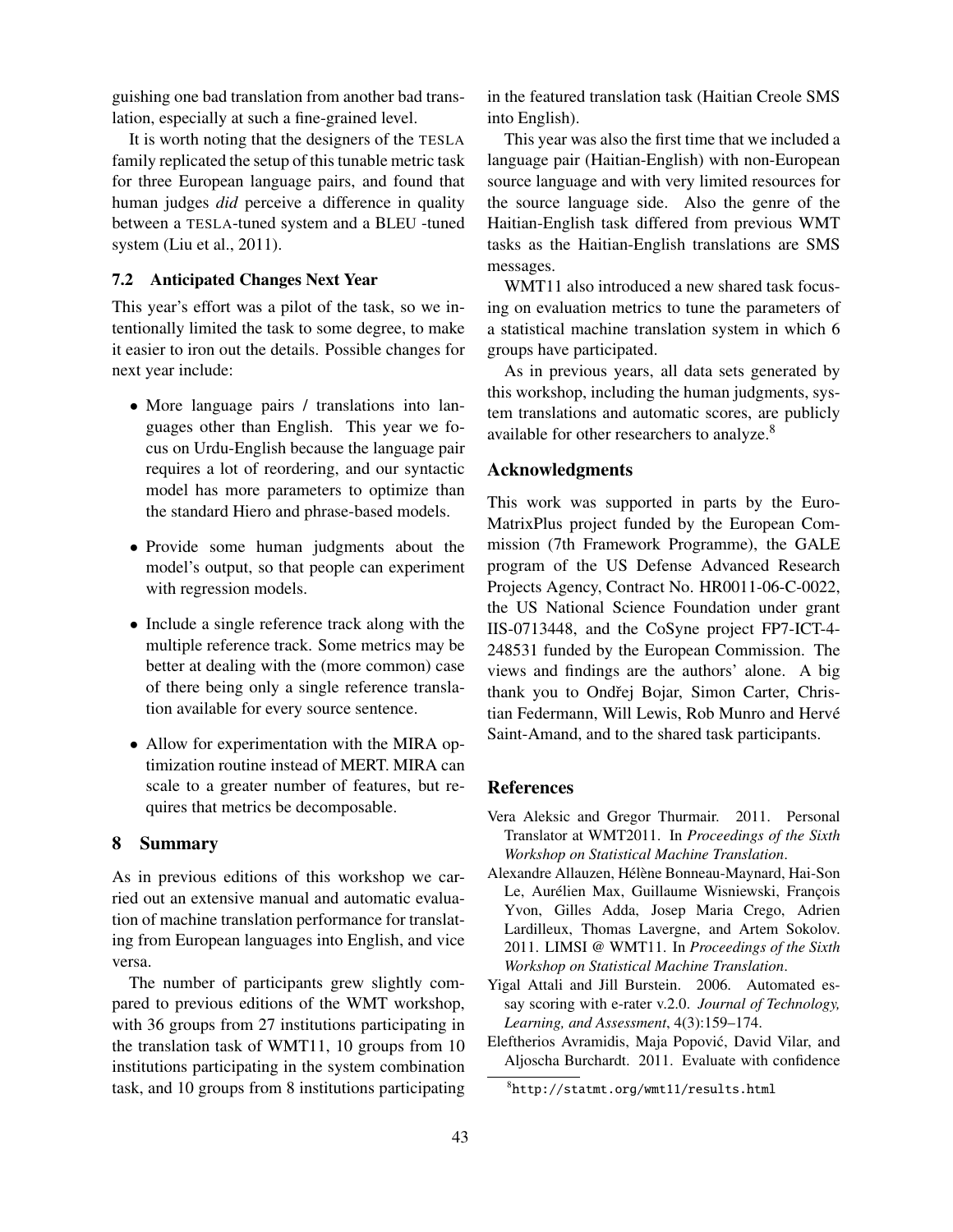guishing one bad translation from another bad translation, especially at such a fine-grained level.

It is worth noting that the designers of the TESLA family replicated the setup of this tunable metric task for three European language pairs, and found that human judges *did* perceive a difference in quality between a TESLA-tuned system and a BLEU -tuned system (Liu et al., 2011).

### 7.2 Anticipated Changes Next Year

This year's effort was a pilot of the task, so we intentionally limited the task to some degree, to make it easier to iron out the details. Possible changes for next year include:

- More language pairs / translations into languages other than English. This year we focus on Urdu-English because the language pair requires a lot of reordering, and our syntactic model has more parameters to optimize than the standard Hiero and phrase-based models.
- Provide some human judgments about the model's output, so that people can experiment with regression models.
- Include a single reference track along with the multiple reference track. Some metrics may be better at dealing with the (more common) case of there being only a single reference translation available for every source sentence.
- Allow for experimentation with the MIRA optimization routine instead of MERT. MIRA can scale to a greater number of features, but requires that metrics be decomposable.

## 8 Summary

As in previous editions of this workshop we carried out an extensive manual and automatic evaluation of machine translation performance for translating from European languages into English, and vice versa.

The number of participants grew slightly compared to previous editions of the WMT workshop, with 36 groups from 27 institutions participating in the translation task of WMT11, 10 groups from 10 institutions participating in the system combination task, and 10 groups from 8 institutions participating in the featured translation task (Haitian Creole SMS into English).

This year was also the first time that we included a language pair (Haitian-English) with non-European source language and with very limited resources for the source language side. Also the genre of the Haitian-English task differed from previous WMT tasks as the Haitian-English translations are SMS messages.

WMT11 also introduced a new shared task focusing on evaluation metrics to tune the parameters of a statistical machine translation system in which 6 groups have participated.

As in previous years, all data sets generated by this workshop, including the human judgments, system translations and automatic scores, are publicly available for other researchers to analyze.[8]

## Acknowledgments

This work was supported in parts by the EuroMatrixPlus project funded by the European Commission (7th Framework Programme), the GALE program of the US Defense Advanced Research Projects Agency, Contract No. HR0011-06-C-0022, the US National Science Foundation under grant IIS-0713448, and the CoSyne project FP7-ICT-4-248531 funded by the European Commission. The views and findings are the authors' alone. A big thank you to Ondřej Bojar, Simon Carter, Christian Federmann, Will Lewis, Rob Munro and Hervé Saint-Amand, and to the shared task participants.

## References

Vera Aleksic and Gregor Thurmair. 2011. Personal Translator at WMT2011. In *Proceedings of the Sixth Workshop on Statistical Machine Translation*.

Alexandre Allauzen, Hélène Bonneau-Maynard, Hai-Son Le, Aurélien Max, Guillaume Wisniewski, François Yvon, Gilles Adda, Josep Maria Crego, Adrien Lardilleux, Thomas Lavergne, and Artem Sokolov. 2011. LIMSI @ WMT11. In *Proceedings of the Sixth Workshop on Statistical Machine Translation*.

Yigal Attali and Jill Burstein. 2006. Automated essay scoring with e-rater v.2.0. *Journal of Technology, Learning, and Assessment*, 4(3):159–174.

Eleftherios Avramidis, Maja Popović, David Vilar, and Aljoscha Burchardt. 2011. Evaluate with confidence

[8] http://statmt.org/wmt11/results.html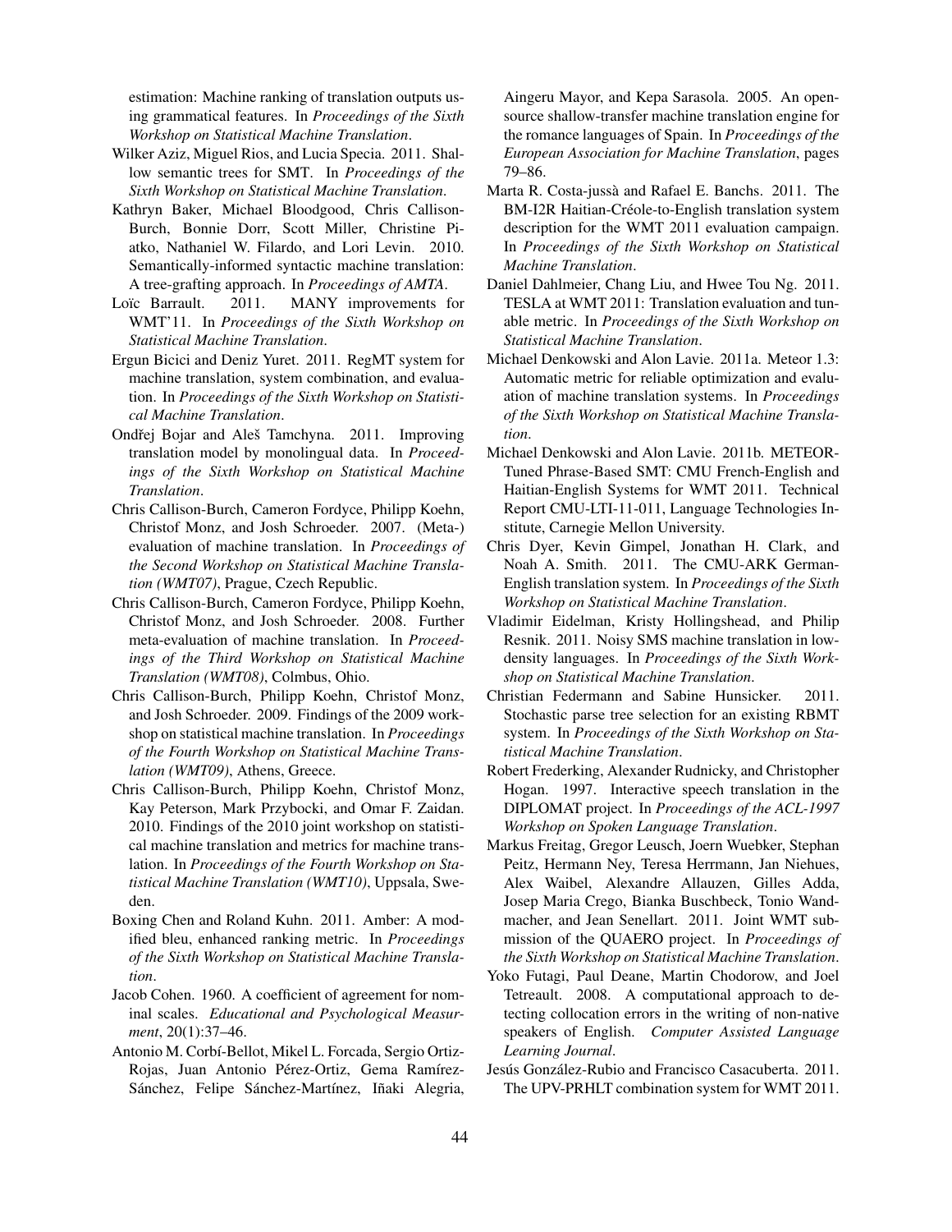estimation: Machine ranking of translation outputs using grammatical features. In *Proceedings of the Sixth Workshop on Statistical Machine Translation*.

Wilker Aziz, Miguel Rios, and Lucia Specia. 2011. Shallow semantic trees for SMT. In *Proceedings of the Sixth Workshop on Statistical Machine Translation*.

Kathryn Baker, Michael Bloodgood, Chris Callison-Burch, Bonnie Dorr, Scott Miller, Christine Piatko, Nathaniel W. Filardo, and Lori Levin. 2010. Semantically-informed syntactic machine translation: A tree-grafting approach. In *Proceedings of AMTA*.

Loïc Barrault. 2011. MANY improvements for WMT'11. In *Proceedings of the Sixth Workshop on Statistical Machine Translation*.

Ergun Bicici and Deniz Yuret. 2011. RegMT system for machine translation, system combination, and evaluation. In *Proceedings of the Sixth Workshop on Statistical Machine Translation*.

Ondřej Bojar and Aleš Tamchyna. 2011. Improving translation model by monolingual data. In *Proceedings of the Sixth Workshop on Statistical Machine Translation*.

Chris Callison-Burch, Cameron Fordyce, Philipp Koehn, Christof Monz, and Josh Schroeder. 2007. (Meta-) evaluation of machine translation. In *Proceedings of the Second Workshop on Statistical Machine Translation (WMT07)*, Prague, Czech Republic.

Chris Callison-Burch, Cameron Fordyce, Philipp Koehn, Christof Monz, and Josh Schroeder. 2008. Further meta-evaluation of machine translation. In *Proceedings of the Third Workshop on Statistical Machine Translation (WMT08)*, Colmbus, Ohio.

Chris Callison-Burch, Philipp Koehn, Christof Monz, and Josh Schroeder. 2009. Findings of the 2009 workshop on statistical machine translation. In *Proceedings of the Fourth Workshop on Statistical Machine Translation (WMT09)*, Athens, Greece.

Chris Callison-Burch, Philipp Koehn, Christof Monz, Kay Peterson, Mark Przybocki, and Omar F. Zaidan. 2010. Findings of the 2010 joint workshop on statistical machine translation and metrics for machine translation. In *Proceedings of the Fourth Workshop on Statistical Machine Translation (WMT10)*, Uppsala, Sweden.

Boxing Chen and Roland Kuhn. 2011. Amber: A modified bleu, enhanced ranking metric. In *Proceedings of the Sixth Workshop on Statistical Machine Translation*.

Jacob Cohen. 1960. A coefficient of agreement for nominal scales. *Educational and Psychological Measurment*, 20(1):37–46.

Antonio M. Corbí-Bellot, Mikel L. Forcada, Sergio Ortiz-Rojas, Juan Antonio Pérez-Ortiz, Gema Ramírez-Sánchez, Felipe Sánchez-Martínez, Iñaki Alegria, Aingeru Mayor, and Kepa Sarasola. 2005. An open-source shallow-transfer machine translation engine for the romance languages of Spain. In *Proceedings of the European Association for Machine Translation*, pages 79–86.

Marta R. Costa-jussà and Rafael E. Banchs. 2011. The BM-I2R Haitian-Créole-to-English translation system description for the WMT 2011 evaluation campaign. In *Proceedings of the Sixth Workshop on Statistical Machine Translation*.

Daniel Dahlmeier, Chang Liu, and Hwee Tou Ng. 2011. TESLA at WMT 2011: Translation evaluation and tunable metric. In *Proceedings of the Sixth Workshop on Statistical Machine Translation*.

Michael Denkowski and Alon Lavie. 2011a. Meteor 1.3: Automatic metric for reliable optimization and evaluation of machine translation systems. In *Proceedings of the Sixth Workshop on Statistical Machine Translation*.

Michael Denkowski and Alon Lavie. 2011b. METEOR-Tuned Phrase-Based SMT: CMU French-English and Haitian-English Systems for WMT 2011. Technical Report CMU-LTI-11-011, Language Technologies Institute, Carnegie Mellon University.

Chris Dyer, Kevin Gimpel, Jonathan H. Clark, and Noah A. Smith. 2011. The CMU-ARK German-English translation system. In *Proceedings of the Sixth Workshop on Statistical Machine Translation*.

Vladimir Eidelman, Kristy Hollingshead, and Philip Resnik. 2011. Noisy SMS machine translation in low-density languages. In *Proceedings of the Sixth Workshop on Statistical Machine Translation*.

Christian Federmann and Sabine Hunsicker. 2011. Stochastic parse tree selection for an existing RBMT system. In *Proceedings of the Sixth Workshop on Statistical Machine Translation*.

Robert Frederking, Alexander Rudnicky, and Christopher Hogan. 1997. Interactive speech translation in the DIPLOMAT project. In *Proceedings of the ACL-1997 Workshop on Spoken Language Translation*.

Markus Freitag, Gregor Leusch, Joern Wuebker, Stephan Peitz, Hermann Ney, Teresa Herrmann, Jan Niehues, Alex Waibel, Alexandre Allauzen, Gilles Adda, Josep Maria Crego, Bianka Buschbeck, Tonio Wandmacher, and Jean Senellart. 2011. Joint WMT submission of the QUAERO project. In *Proceedings of the Sixth Workshop on Statistical Machine Translation*.

Yoko Futagi, Paul Deane, Martin Chodorow, and Joel Tetreault. 2008. A computational approach to detecting collocation errors in the writing of non-native speakers of English. *Computer Assisted Language Learning Journal*.

Jesús González-Rubio and Francisco Casacuberta. 2011. The UPV-PRHLT combination system for WMT 2011.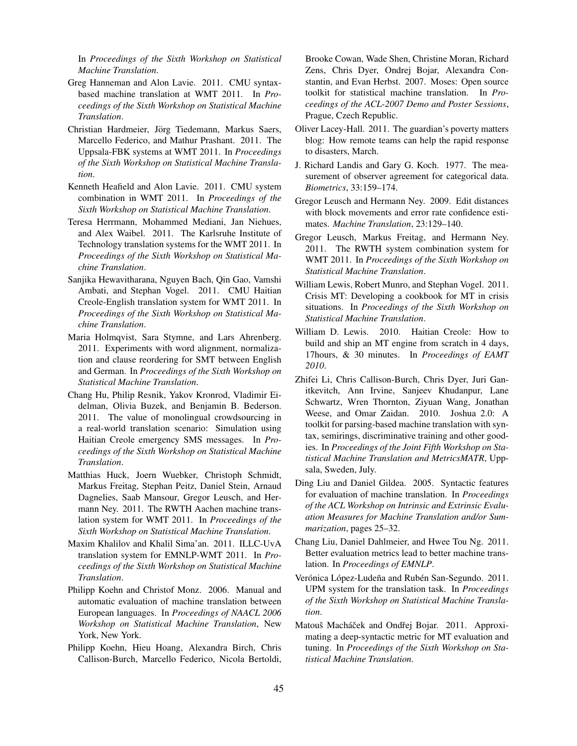In *Proceedings of the Sixth Workshop on Statistical Machine Translation*.

Greg Hanneman and Alon Lavie. 2011. CMU syntax-based machine translation at WMT 2011. In *Proceedings of the Sixth Workshop on Statistical Machine Translation*.

Christian Hardmeier, Jörg Tiedemann, Markus Saers, Marcello Federico, and Mathur Prashant. 2011. The Uppsala-FBK systems at WMT 2011. In *Proceedings of the Sixth Workshop on Statistical Machine Translation*.

Kenneth Heafield and Alon Lavie. 2011. CMU system combination in WMT 2011. In *Proceedings of the Sixth Workshop on Statistical Machine Translation*.

Teresa Herrmann, Mohammed Mediani, Jan Niehues, and Alex Waibel. 2011. The Karlsruhe Institute of Technology translation systems for the WMT 2011. In *Proceedings of the Sixth Workshop on Statistical Machine Translation*.

Sanjika Hewavitharana, Nguyen Bach, Qin Gao, Vamshi Ambati, and Stephan Vogel. 2011. CMU Haitian Creole-English translation system for WMT 2011. In *Proceedings of the Sixth Workshop on Statistical Machine Translation*.

Maria Holmqvist, Sara Stymne, and Lars Ahrenberg. 2011. Experiments with word alignment, normalization and clause reordering for SMT between English and German. In *Proceedings of the Sixth Workshop on Statistical Machine Translation*.

Chang Hu, Philip Resnik, Yakov Kronrod, Vladimir Eidelman, Olivia Buzek, and Benjamin B. Bederson. 2011. The value of monolingual crowdsourcing in a real-world translation scenario: Simulation using Haitian Creole emergency SMS messages. In *Proceedings of the Sixth Workshop on Statistical Machine Translation*.

Matthias Huck, Joern Wuebker, Christoph Schmidt, Markus Freitag, Stephan Peitz, Daniel Stein, Arnaud Dagnelies, Saab Mansour, Gregor Leusch, and Hermann Ney. 2011. The RWTH Aachen machine translation system for WMT 2011. In *Proceedings of the Sixth Workshop on Statistical Machine Translation*.

Maxim Khalilov and Khalil Sima'an. 2011. ILLC-UvA translation system for EMNLP-WMT 2011. In *Proceedings of the Sixth Workshop on Statistical Machine Translation*.

Philipp Koehn and Christof Monz. 2006. Manual and automatic evaluation of machine translation between European languages. In *Proceedings of NAACL 2006 Workshop on Statistical Machine Translation*, New York, New York.

Philipp Koehn, Hieu Hoang, Alexandra Birch, Chris Callison-Burch, Marcello Federico, Nicola Bertoldi, Brooke Cowan, Wade Shen, Christine Moran, Richard Zens, Chris Dyer, Ondrej Bojar, Alexandra Constantin, and Evan Herbst. 2007. Moses: Open source toolkit for statistical machine translation. In *Proceedings of the ACL-2007 Demo and Poster Sessions*, Prague, Czech Republic.

Oliver Lacey-Hall. 2011. The guardian's poverty matters blog: How remote teams can help the rapid response to disasters, March.

J. Richard Landis and Gary G. Koch. 1977. The measurement of observer agreement for categorical data. *Biometrics*, 33:159–174.

Gregor Leusch and Hermann Ney. 2009. Edit distances with block movements and error rate confidence estimates. *Machine Translation*, 23:129–140.

Gregor Leusch, Markus Freitag, and Hermann Ney. 2011. The RWTH system combination system for WMT 2011. In *Proceedings of the Sixth Workshop on Statistical Machine Translation*.

William Lewis, Robert Munro, and Stephan Vogel. 2011. Crisis MT: Developing a cookbook for MT in crisis situations. In *Proceedings of the Sixth Workshop on Statistical Machine Translation*.

William D. Lewis. 2010. Haitian Creole: How to build and ship an MT engine from scratch in 4 days, 17hours, & 30 minutes. In *Proceedings of EAMT 2010*.

Zhifei Li, Chris Callison-Burch, Chris Dyer, Juri Ganitkevitch, Ann Irvine, Sanjeev Khudanpur, Lane Schwartz, Wren Thornton, Ziyuan Wang, Jonathan Weese, and Omar Zaidan. 2010. Joshua 2.0: A toolkit for parsing-based machine translation with syntax, semirings, discriminative training and other goodies. In *Proceedings of the Joint Fifth Workshop on Statistical Machine Translation and MetricsMATR*, Uppsala, Sweden, July.

Ding Liu and Daniel Gildea. 2005. Syntactic features for evaluation of machine translation. In *Proceedings of the ACL Workshop on Intrinsic and Extrinsic Evaluation Measures for Machine Translation and/or Summarization*, pages 25–32.

Chang Liu, Daniel Dahlmeier, and Hwee Tou Ng. 2011. Better evaluation metrics lead to better machine translation. In *Proceedings of EMNLP*.

Verónica López-Ludeña and Rubén San-Segundo. 2011. UPM system for the translation task. In *Proceedings of the Sixth Workshop on Statistical Machine Translation*.

Matouš Macháček and Ondřej Bojar. 2011. Approximating a deep-syntactic metric for MT evaluation and tuning. In *Proceedings of the Sixth Workshop on Statistical Machine Translation*.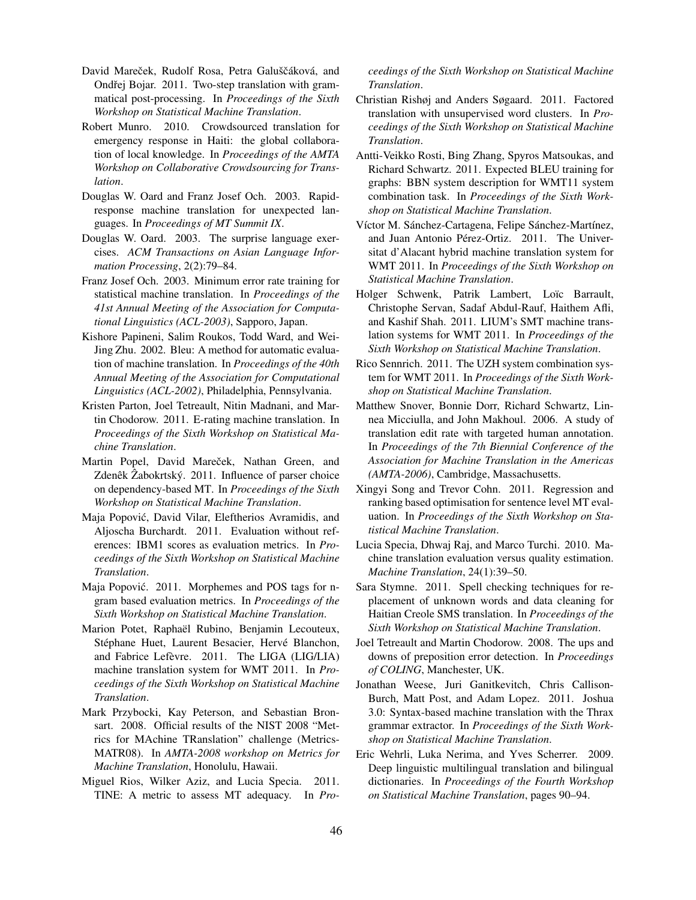David Mareček, Rudolf Rosa, Petra Galuščáková, and Ondřej Bojar. 2011. Two-step translation with grammatical post-processing. In *Proceedings of the Sixth Workshop on Statistical Machine Translation*.

Robert Munro. 2010. Crowdsourced translation for emergency response in Haiti: the global collaboration of local knowledge. In *Proceedings of the AMTA Workshop on Collaborative Crowdsourcing for Translation*.

Douglas W. Oard and Franz Josef Och. 2003. Rapid-response machine translation for unexpected languages. In *Proceedings of MT Summit IX*.

Douglas W. Oard. 2003. The surprise language exercises. *ACM Transactions on Asian Language Information Processing*, 2(2):79–84.

Franz Josef Och. 2003. Minimum error rate training for statistical machine translation. In *Proceedings of the 41st Annual Meeting of the Association for Computational Linguistics (ACL-2003)*, Sapporo, Japan.

Kishore Papineni, Salim Roukos, Todd Ward, and Wei-Jing Zhu. 2002. Bleu: A method for automatic evaluation of machine translation. In *Proceedings of the 40th Annual Meeting of the Association for Computational Linguistics (ACL-2002)*, Philadelphia, Pennsylvania.

Kristen Parton, Joel Tetreault, Nitin Madnani, and Martin Chodorow. 2011. E-rating machine translation. In *Proceedings of the Sixth Workshop on Statistical Machine Translation*.

Martin Popel, David Mareček, Nathan Green, and Zdenêk Žabokrtský. 2011. Influence of parser choice on dependency-based MT. In *Proceedings of the Sixth Workshop on Statistical Machine Translation*.

Maja Popović, David Vilar, Eleftherios Avramidis, and Aljoscha Burchardt. 2011. Evaluation without references: IBM1 scores as evaluation metrics. In *Proceedings of the Sixth Workshop on Statistical Machine Translation*.

Maja Popović. 2011. Morphemes and POS tags for n-gram based evaluation metrics. In *Proceedings of the Sixth Workshop on Statistical Machine Translation*.

Marion Potet, Raphaël Rubino, Benjamin Lecouteux, Stéphane Huet, Laurent Besacier, Hervé Blanchon, and Fabrice Lefèvre. 2011. The LIGA (LIG/LIA) machine translation system for WMT 2011. In *Proceedings of the Sixth Workshop on Statistical Machine Translation*.

Mark Przybocki, Kay Peterson, and Sebastian Bronsart. 2008. Official results of the NIST 2008 "Metrics for MAchine TRanslation" challenge (MetricsMATR08). In *AMTA-2008 workshop on Metrics for Machine Translation*, Honolulu, Hawaii.

Miguel Rios, Wilker Aziz, and Lucia Specia. 2011. TINE: A metric to assess MT adequacy. In *Proceedings of the Sixth Workshop on Statistical Machine Translation*.

Christian Rishøj and Anders Søgaard. 2011. Factored translation with unsupervised word clusters. In *Proceedings of the Sixth Workshop on Statistical Machine Translation*.

Antti-Veikko Rosti, Bing Zhang, Spyros Matsoukas, and Richard Schwartz. 2011. Expected BLEU training for graphs: BBN system description for WMT11 system combination task. In *Proceedings of the Sixth Workshop on Statistical Machine Translation*.

Víctor M. Sánchez-Cartagena, Felipe Sánchez-Martínez, and Juan Antonio Pérez-Ortiz. 2011. The Universitat d'Alacant hybrid machine translation system for WMT 2011. In *Proceedings of the Sixth Workshop on Statistical Machine Translation*.

Holger Schwenk, Patrik Lambert, Loïc Barrault, Christophe Servan, Sadaf Abdul-Rauf, Haithem Afli, and Kashif Shah. 2011. LIUM's SMT machine translation systems for WMT 2011. In *Proceedings of the Sixth Workshop on Statistical Machine Translation*.

Rico Sennrich. 2011. The UZH system combination system for WMT 2011. In *Proceedings of the Sixth Workshop on Statistical Machine Translation*.

Matthew Snover, Bonnie Dorr, Richard Schwartz, Linnea Micciulla, and John Makhoul. 2006. A study of translation edit rate with targeted human annotation. In *Proceedings of the 7th Biennial Conference of the Association for Machine Translation in the Americas (AMTA-2006)*, Cambridge, Massachusetts.

Xingyi Song and Trevor Cohn. 2011. Regression and ranking based optimisation for sentence level MT evaluation. In *Proceedings of the Sixth Workshop on Statistical Machine Translation*.

Lucia Specia, Dhwaj Raj, and Marco Turchi. 2010. Machine translation evaluation versus quality estimation. *Machine Translation*, 24(1):39–50.

Sara Stymne. 2011. Spell checking techniques for replacement of unknown words and data cleaning for Haitian Creole SMS translation. In *Proceedings of the Sixth Workshop on Statistical Machine Translation*.

Joel Tetreault and Martin Chodorow. 2008. The ups and downs of preposition error detection. In *Proceedings of COLING*, Manchester, UK.

Jonathan Weese, Juri Ganitkevitch, Chris Callison-Burch, Matt Post, and Adam Lopez. 2011. Joshua 3.0: Syntax-based machine translation with the Thrax grammar extractor. In *Proceedings of the Sixth Workshop on Statistical Machine Translation*.

Eric Wehrli, Luka Nerima, and Yves Scherrer. 2009. Deep linguistic multilingual translation and bilingual dictionaries. In *Proceedings of the Fourth Workshop on Statistical Machine Translation*, pages 90–94.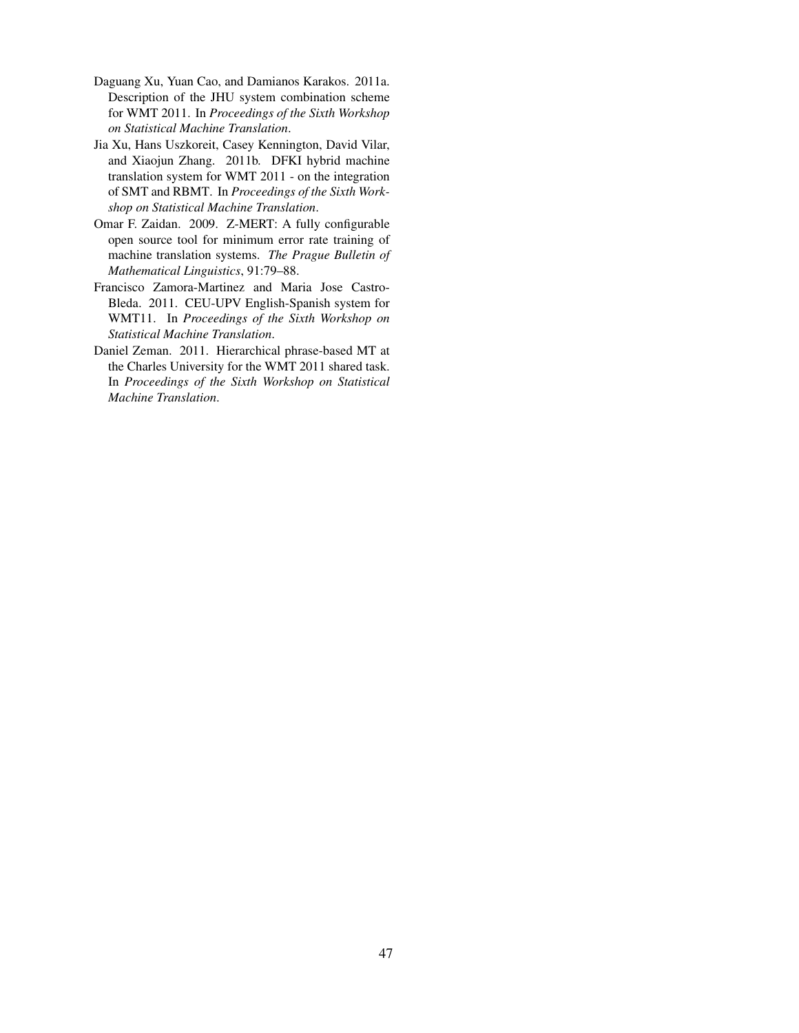Daguang Xu, Yuan Cao, and Damianos Karakos. 2011a. Description of the JHU system combination scheme for WMT 2011. In *Proceedings of the Sixth Workshop on Statistical Machine Translation*.

Jia Xu, Hans Uszkoreit, Casey Kennington, David Vilar, and Xiaojun Zhang. 2011b. DFKI hybrid machine translation system for WMT 2011 - on the integration of SMT and RBMT. In *Proceedings of the Sixth Workshop on Statistical Machine Translation*.

Omar F. Zaidan. 2009. Z-MERT: A fully configurable open source tool for minimum error rate training of machine translation systems. *The Prague Bulletin of Mathematical Linguistics*, 91:79–88.

Francisco Zamora-Martinez and Maria Jose Castro-Bleda. 2011. CEU-UPV English-Spanish system for WMT11. In *Proceedings of the Sixth Workshop on Statistical Machine Translation*.

Daniel Zeman. 2011. Hierarchical phrase-based MT at the Charles University for the WMT 2011 shared task. In *Proceedings of the Sixth Workshop on Statistical Machine Translation*.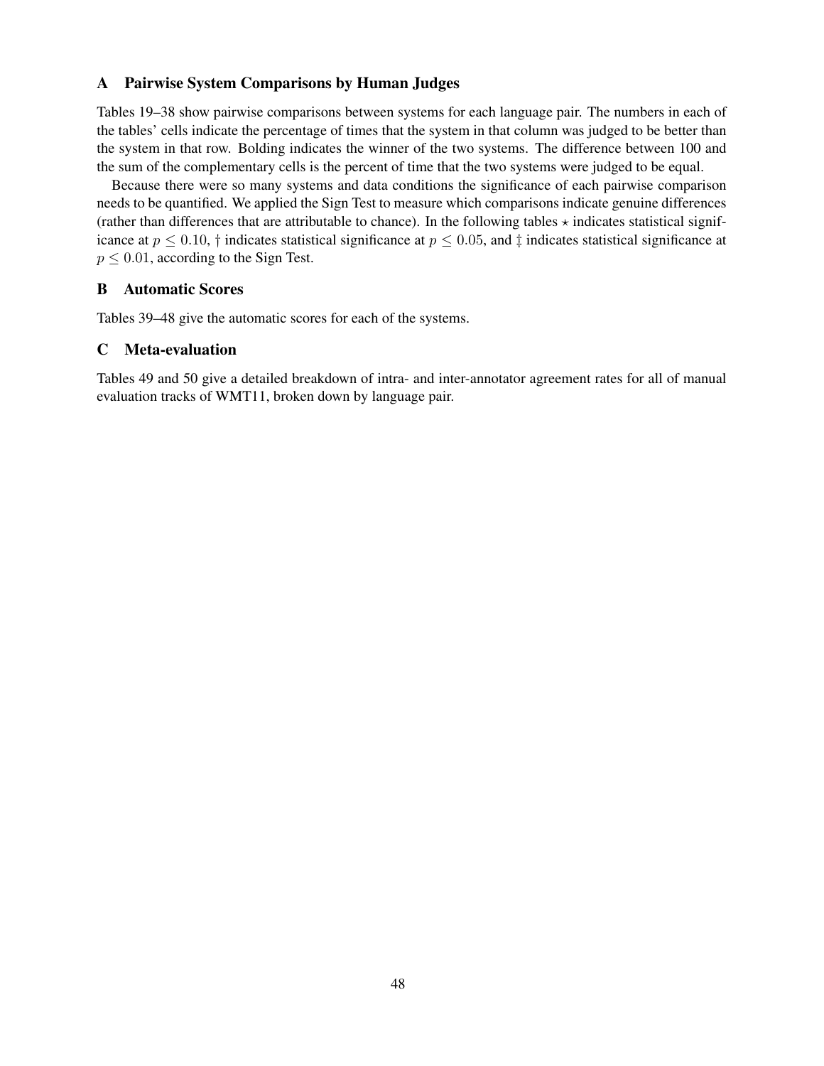## A Pairwise System Comparisons by Human Judges

Tables 19–38 show pairwise comparisons between systems for each language pair. The numbers in each of the tables' cells indicate the percentage of times that the system in that column was judged to be better than the system in that row. Bolding indicates the winner of the two systems. The difference between 100 and the sum of the complementary cells is the percent of time that the two systems were judged to be equal.

Because there were so many systems and data conditions the significance of each pairwise comparison needs to be quantified. We applied the Sign Test to measure which comparisons indicate genuine differences (rather than differences that are attributable to chance). In the following tables $\star$ indicates statistical significance at $p \leq 0.10$, † indicates statistical significance at $p \leq 0.05$, and ‡ indicates statistical significance at $p \leq 0.01$, according to the Sign Test.

## B Automatic Scores

Tables 39–48 give the automatic scores for each of the systems.

## C Meta-evaluation

Tables 49 and 50 give a detailed breakdown of intra- and inter-annotator agreement rates for all of manual evaluation tracks of WMT11, broken down by language pair.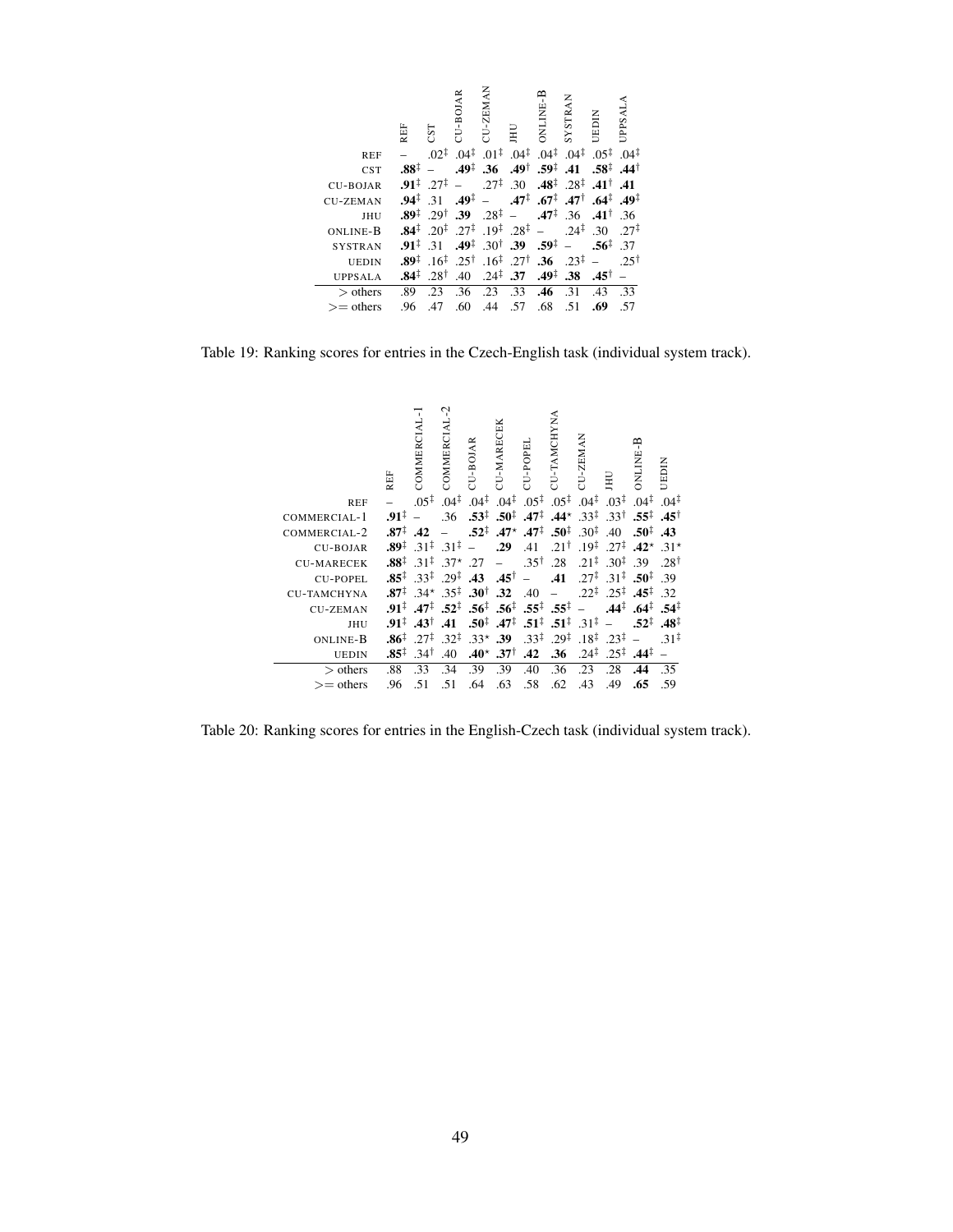| | REF | CST | CU-BOJAR | CU-ZEMAN | JHU | ONLINE-B | SYSTRAN | UEDIN | UPPSALA |
|---|---|---|---|---|---|---|---|---|---|
| REF | – | .02‡ | .04‡ | .01‡ | .04‡ | .04‡ | .04‡ | .05‡ | .04‡ |
| CST | **.88**‡ | – | **.49**‡ | **.36** | **.49**† | **.59**‡ | **.41** | **.58**‡ | **.44**† |
| CU-BOJAR | **.91**‡ | .27‡ | – | .27‡ | .30 | **.48**‡ | .28‡ | **.41**† | **.41** |
| CU-ZEMAN | **.94**‡ | .31 | **.49**‡ | – | **.47**‡ | **.67**‡ | **.47**† | **.64**‡ | **.49**‡ |
| JHU | **.89**‡ | .29† | **.39** | .28‡ | – | **.47**‡ | .36 | **.41**† | .36 |
| ONLINE-B | **.84**‡ | .20‡ | .27‡ | .19‡ | .28‡ | – | .24‡ | .30 | .27‡ |
| SYSTRAN | **.91**‡ | .31 | **.49**‡ | .30† | **.39** | **.59**‡ | – | **.56**‡ | .37 |
| UEDIN | **.89**‡ | .16‡ | .25† | .16‡ | .27† | **.36** | .23‡ | – | .25† |
| UPPSALA | **.84**‡ | .28† | .40 | .24‡ | **.37** | **.49**‡ | **.38** | **.45**† | – |
| > others | .89 | .23 | .36 | .23 | .33 | **.46** | .31 | .43 | .33 |
| >= others | .96 | .47 | .60 | .44 | .57 | .68 | .51 | **.69** | .57 |

Table 19: Ranking scores for entries in the Czech-English task (individual system track).

| | REF | COMMERCIAL-1 | COMMERCIAL-2 | CU-BOJAR | CU-MARECEK | CU-POPEL | CU-TAMCHYNA | CU-ZEMAN | JHU | ONLINE-B | UEDIN |
|---|---|---|---|---|---|---|---|---|---|---|---|
| REF | – | .05‡ | .04‡ | .04‡ | .04‡ | .05‡ | .05‡ | .04‡ | .03‡ | .04‡ | .04‡ |
| COMMERCIAL-1 | **.91**‡ | – | .36 | **.53**‡ | **.50**‡ | **.47**‡ | **.44**⋆ | .33‡ | .33† | **.55**‡ | **.45**† |
| COMMERCIAL-2 | **.87**‡ | **.42** | – | **.52**‡ | **.47**⋆ | **.47**‡ | **.50**‡ | .30‡ | .40 | **.50**‡ | **.43** |
| CU-BOJAR | **.89**‡ | .31‡ | .31‡ | – | **.29** | .41 | .21† | .19‡ | .27‡ | **.42**⋆ | .31⋆ |
| CU-MARECEK | **.88**‡ | .31‡ | .37⋆ | .27 | – | .35† | .28 | .21‡ | .30‡ | .39 | .28† |
| CU-POPEL | **.85**‡ | .33‡ | .29‡ | **.43** | **.45**† | – | **.41** | .27‡ | .31‡ | **.50**‡ | .39 |
| CU-TAMCHYNA | **.87**‡ | .34⋆ | .35‡ | **.30**† | **.32** | .40 | – | .22‡ | .25‡ | **.45**‡ | .32 |
| CU-ZEMAN | **.91**‡ | **.47**‡ | **.52**‡ | **.56**‡ | **.56**‡ | **.55**‡ | **.55**‡ | – | **.44**‡ | **.64**‡ | **.54**‡ |
| JHU | **.91**‡ | **.43**† | **.41** | **.50**‡ | **.47**‡ | **.51**‡ | **.51**‡ | .31‡ | – | **.52**‡ | **.48**‡ |
| ONLINE-B | **.86**‡ | .27‡ | .32‡ | .33⋆ | **.39** | .33‡ | .29‡ | .18‡ | .23‡ | – | .31‡ |
| UEDIN | **.85**‡ | .34† | .40 | **.40**⋆ | **.37**† | **.42** | **.36** | .24‡ | .25‡ | **.44**‡ | – |
| > others | .88 | .33 | .34 | .39 | .39 | .40 | .36 | .23 | .28 | **.44** | .35 |
| >= others | .96 | .51 | .51 | .64 | .63 | .58 | .62 | .43 | .49 | **.65** | .59 |

Table 20: Ranking scores for entries in the English-Czech task (individual system track).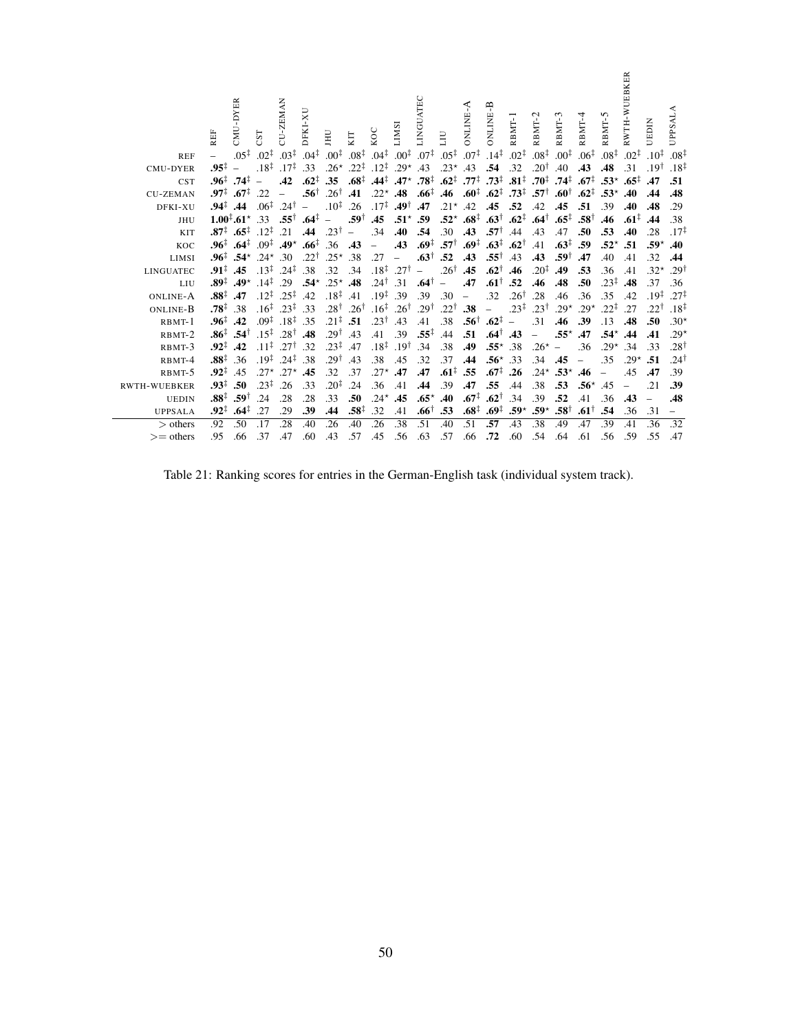| | REF | CMU-DYER | CST | CU-ZEMAN | DFKI-XU | JHU | KIT | KOC | LIMSI | LINGUATEC | LIU | ONLINE-A | ONLINE-B | RBMT-1 | RBMT-2 | RBMT-3 | RBMT-4 | RBMT-5 | RWTH-WUEBKER | UEDIN | UPPSALA |
|---|---|---|---|---|---|---|---|---|---|---|---|---|---|---|---|---|---|---|---|---|---|
| REF | – | .05‡ | .02‡ | .03‡ | .04‡ | .00‡ | .08‡ | .04‡ | .00‡ | .07‡ | .05‡ | .07‡ | .14‡ | .02‡ | .08‡ | .00‡ | .06‡ | .08‡ | .02‡ | .10‡ | .08‡ |
| CMU-DYER | **.95**‡ | – | .18‡ | .17‡ | .33 | .26⋆ | .22‡ | .12‡ | .29⋆ | .43 | .23⋆ | .43 | **.54** | .32 | .20† | .40 | **.43** | **.48** | .31 | .19† | .18‡ |
| CST | **.96**‡ | **.74**‡ | – | **.42** | **.62**‡ | **.35** | **.68**‡ | **.44**‡ | **.47**⋆ | **.78**‡ | **.62**‡ | **.77**‡ | **.73**‡ | **.81**‡ | **.70**‡ | **.74**‡ | **.67**‡ | **.53**⋆ | **.65**‡ | **.47** | **.51** |
| CU-ZEMAN | **.97**‡ | **.67**‡ | .22 | – | **.56**† | .26† | **.41** | .22⋆ | **.48** | **.66**‡ | **.46** | **.60**‡ | **.62**‡ | **.73**‡ | **.57**† | **.60**† | **.62**‡ | **.53**⋆ | **.40** | **.44** | **.48** |
| DFKI-XU | **.94**‡ | **.44** | .06‡ | .24† | – | .10‡ | .26 | .17‡ | **.49**† | **.47** | .21⋆ | .42 | **.45** | **.52** | .42 | **.45** | **.51** | .39 | **.40** | **.48** | .29 |
| JHU | **1.00**‡ | **.61**⋆ | .33 | **.55**† | **.64**‡ | – | **.59**† | **.45** | **.51**⋆ | **.59** | **.52**⋆ | **.68**‡ | **.63**† | **.62**‡ | **.64**† | **.65**‡ | **.58**† | **.46** | **.61**‡ | **.44** | .38 |
| KIT | **.87**‡ | **.65**‡ | .12‡ | .21 | **.44** | .23† | – | .34 | **.40** | **.54** | .30 | **.43** | **.57**† | .44 | .43 | .47 | **.50** | **.53** | **.40** | .28 | .17‡ |
| KOC | **.96**‡ | **.64**‡ | .09‡ | **.49**⋆ | **.66**‡ | .36 | **.43** | – | **.43** | **.69**‡ | **.57**† | **.69**‡ | **.63**‡ | **.62**† | .41 | **.63**‡ | **.59** | **.52**⋆ | **.51** | **.59**⋆ | **.40** |
| LIMSI | **.96**‡ | **.54**⋆ | .24⋆ | .30 | .22† | .25⋆ | .38 | .27 | – | **.63**† | **.52** | **.43** | **.55**† | .43 | **.43** | **.59**† | **.47** | .40 | .41 | .32 | **.44** |
| LINGUATEC | **.91**‡ | **.45** | .13‡ | .24‡ | .38 | .32 | .34 | .18‡ | .27† | – | .26† | **.45** | **.62**† | **.46** | .20‡ | **.49** | **.53** | .36 | .41 | .32⋆ | .29† |
| LIU | **.89**‡ | **.49**⋆ | .14‡ | .29 | **.54**⋆ | .25⋆ | **.48** | .24† | .31 | **.64**† | – | **.47** | **.61**† | **.52** | **.46** | **.48** | **.50** | .23‡ | **.48** | .37 | .36 |
| ONLINE-A | **.88**‡ | **.47** | .12‡ | .25‡ | .42 | .18‡ | .41 | .19‡ | .39 | .39 | .30 | – | .32 | .26† | .28 | .46 | .36 | .35 | .42 | .19‡ | .27‡ |
| ONLINE-B | **.78**‡ | .38 | .16‡ | .23‡ | .33 | .28† | .26† | .16‡ | .26† | .29† | .22† | **.38** | – | .23‡ | .23† | .29⋆ | .29⋆ | .22‡ | .27 | .22† | .18‡ |
| RBMT-1 | **.96**‡ | **.42** | .09‡ | .18‡ | .35 | .21‡ | **.51** | .23† | .43 | .41 | .38 | **.56**† | **.62**‡ | – | .31 | **.46** | **.39** | .13 | **.48** | **.50** | .30⋆ |
| RBMT-2 | **.86**‡ | **.54**† | .15‡ | .28† | **.48** | .29† | .43 | .41 | .39 | **.55**‡ | .44 | **.51** | **.64**† | **.43** | – | **.55**⋆ | **.47** | **.54**⋆ | **.44** | **.41** | .29⋆ |
| RBMT-3 | **.92**‡ | **.42** | .11‡ | .27† | .32 | .23‡ | .47 | .18‡ | .19† | .34 | .38 | **.49** | **.55**⋆ | .38 | .26⋆ | – | .36 | .29⋆ | .34 | .33 | .28† |
| RBMT-4 | **.88**‡ | .36 | .19‡ | .24‡ | .38 | .29† | .43 | .38 | .45 | .32 | .37 | **.44** | **.56**⋆ | .33 | .34 | **.45** | – | .35 | .29⋆ | **.51** | .24† |
| RBMT-5 | **.92**‡ | .45 | .27⋆ | .27⋆ | **.45** | .32 | .37 | .27⋆ | **.47** | **.47** | **.61**‡ | **.55** | **.67**‡ | .26 | .24⋆ | **.53**⋆ | **.46** | – | .45 | **.47** | .39 |
| RWTH-WUEBKER | **.93**‡ | **.50** | .23‡ | .26 | .33 | .20‡ | .24 | .36 | .41 | **.44** | .39 | **.47** | **.55** | .44 | .38 | **.53** | **.56**⋆ | .45 | – | .21 | **.39** |
| UEDIN | **.88**‡ | **.59**† | .24 | .28 | .28 | .33 | **.50** | .24⋆ | **.45** | **.65**⋆ | **.40** | **.67**‡ | **.62**† | .34 | .39 | **.52** | .41 | .36 | **.43** | – | **.48** |
| UPPSALA | **.92**‡ | **.64**‡ | .27 | .29 | **.39** | **.44** | **.58**‡ | .32 | .41 | **.66**† | **.53** | **.68**‡ | **.69**‡ | **.59**⋆ | **.59**⋆ | **.58**† | **.61**† | **.54** | .36 | .31 | – |
| > others | .92 | .50 | .17 | .28 | .40 | .26 | .40 | .26 | .38 | .51 | .40 | .51 | **.57** | .43 | .38 | .49 | .47 | .39 | .41 | .36 | .32 |
| >= others | .95 | .66 | .37 | .47 | .60 | .43 | .57 | .45 | .56 | .63 | .57 | .66 | **.72** | .60 | .54 | .64 | .61 | .56 | .59 | .55 | .47 |

Table 21: Ranking scores for entries in the German-English task (individual system track).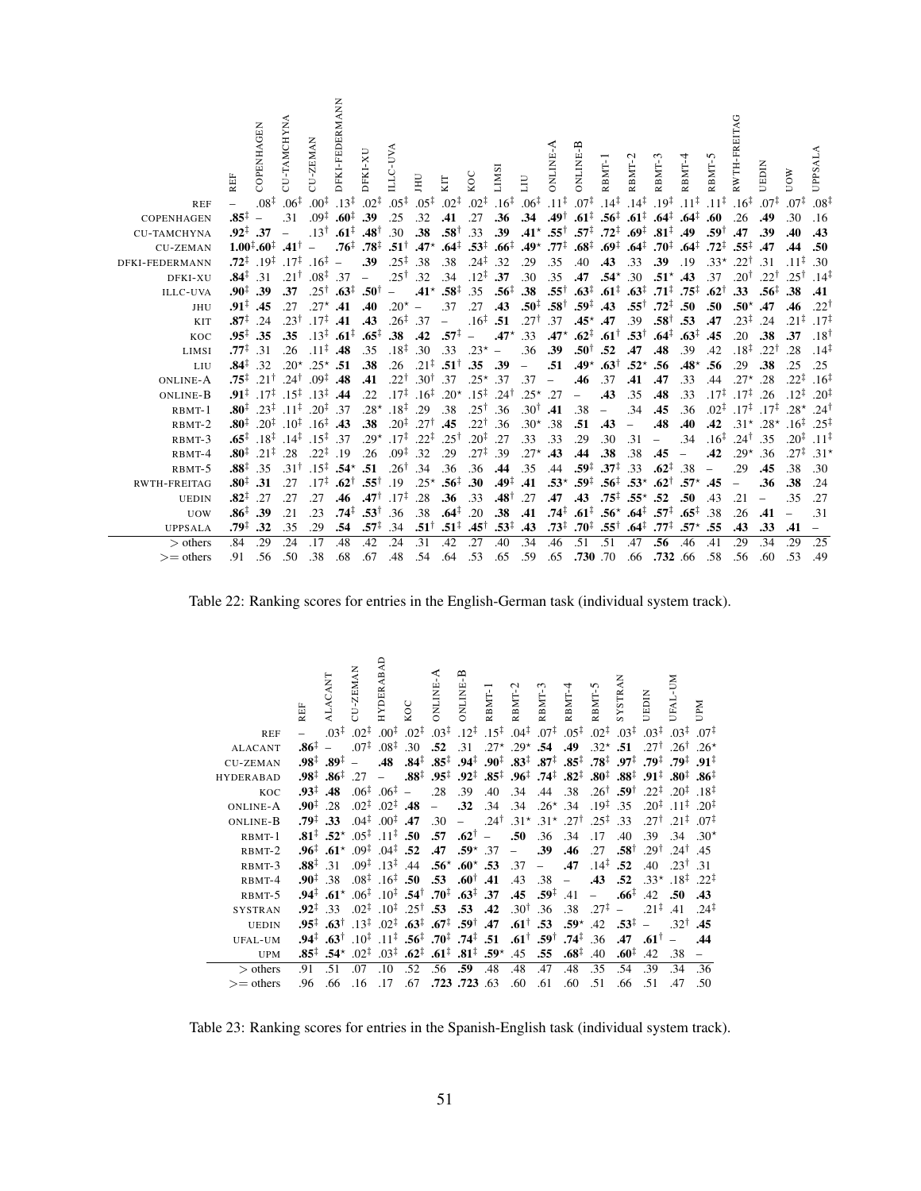| | REF | COPENHAGEN | CU-TAMCHYNA | CU-ZEMAN | DFKI-FEDERMANN | DFKI-XU | ILLC-UVA | JHU | KIT | KOC | LIMSI | LIU | ONLINE-A | ONLINE-B | RBMT-1 | RBMT-2 | RBMT-3 | RBMT-4 | RBMT-5 | RWTH-FREITAG | UEDIN | UOW | UPPSALA |
|---|---|---|---|---|---|---|---|---|---|---|---|---|---|---|---|---|---|---|---|---|---|---|---|
| REF | – | .08‡ | .06‡ | .00‡ | .13‡ | .02‡ | .05‡ | .05‡ | .02‡ | .02‡ | .16‡ | .06‡ | .11‡ | .07‡ | .14‡ | .14‡ | .19‡ | .11‡ | .11‡ | .16‡ | .07‡ | .07‡ | .08‡ |
| COPENHAGEN | **.85**‡ | – | .31 | .09‡ | **.60**‡ | **.39** | .25 | .32 | **.41** | .27 | **.36** | **.34** | **.49**† | **.61**‡ | **.56**‡ | **.61**‡ | **.64**‡ | **.64**‡ | **.60** | .26 | **.49** | .30 | .16 |
| CU-TAMCHYNA | **.92**‡ | **.37** | – | .13† | **.61**‡ | **.48**† | .30 | **.38** | **.58**† | .33 | **.39** | **.41**⋆ | **.55**† | **.57**‡ | **.72**‡ | **.69**‡ | **.81**‡ | **.49** | **.59**† | **.47** | **.39** | **.40** | **.43** |
| CU-ZEMAN | **1.00**‡ | **.60**‡ | **.41**† | – | **.76**‡ | **.78**‡ | **.51**† | **.47**⋆ | **.64**‡ | **.53**‡ | **.66**‡ | **.49**⋆ | **.77**‡ | **.68**‡ | **.69**‡ | **.64**‡ | **.70**‡ | **.64**‡ | **.72**‡ | **.55**‡ | **.47** | **.44** | **.50** |
| DFKI-FEDERMANN | **.72**‡ | .19‡ | .17‡ | .16‡ | – | **.39** | .25‡ | .38 | .38 | .24‡ | .32 | .29 | .35 | .40 | **.43** | .33 | **.39** | .19 | .33⋆ | .22† | .31 | .11‡ | .30 |
| DFKI-XU | **.84**‡ | .31 | .21† | .08‡ | .37 | – | .25† | .32 | .34 | .12‡ | **.37** | .30 | .35 | **.47** | **.54**⋆ | .30 | **.51**⋆ | **.43** | .37 | .20† | .22† | .25† | .14‡ |
| ILLC-UVA | **.90**‡ | **.39** | **.37** | .25† | **.63**‡ | **.50**† | – | **.41**⋆ | **.58**‡ | .35 | **.56**‡ | **.38** | **.55**† | **.63**‡ | **.61**‡ | **.63**‡ | **.71**‡ | **.75**‡ | **.62**† | **.33** | **.56**‡ | **.38** | **.41** |
| JHU | **.91**‡ | **.45** | .27 | .27⋆ | **.41** | **.40** | .20⋆ | – | .37 | .27 | **.43** | **.50**‡ | **.58**† | **.59**‡ | **.43** | **.55**† | **.72**‡ | **.50** | **.50** | **.50**⋆ | **.47** | **.46** | .22† |
| KIT | **.87**‡ | .24 | .23† | .17‡ | **.41** | **.43** | .26‡ | .37 | – | .16‡ | **.51** | .27† | .37 | **.45**⋆ | **.47** | .39 | **.58**† | **.53** | **.47** | .23‡ | .24 | .21‡ | .17‡ |
| KOC | **.95**‡ | **.35** | **.35** | .13‡ | **.61**‡ | **.65**‡ | **.38** | **.42** | **.57**‡ | – | **.47**⋆ | .33 | **.47**⋆ | **.62**‡ | **.61**† | **.53**† | **.64**‡ | **.63**‡ | **.45** | .20 | **.38** | **.37** | .18† |
| LIMSI | **.77**‡ | .31 | .26 | .11‡ | **.48** | .35 | .18‡ | .30 | .33 | .23⋆ | – | .36 | **.39** | **.50**† | **.52** | **.47** | **.48** | .39 | .42 | .18‡ | .22† | .28 | .14‡ |
| LIU | **.84**‡ | .32 | .20⋆ | .25⋆ | **.51** | **.38** | .26 | .21‡ | **.51**† | **.35** | **.39** | – | **.51** | **.49**⋆ | **.63**† | **.52**⋆ | **.56** | **.48**⋆ | **.56** | .29 | **.38** | .25 | .25 |
| ONLINE-A | **.75**‡ | .21† | .24† | .09‡ | **.48** | **.41** | .22† | .30† | .37 | .25⋆ | .37 | .37 | – | **.46** | .37 | **.41** | **.47** | .33 | .44 | .27⋆ | .28 | .22‡ | .16‡ |
| ONLINE-B | **.91**‡ | .17‡ | .15‡ | .13‡ | **.44** | .22 | .17‡ | .16‡ | .20⋆ | .15‡ | .24† | .25⋆ | .27 | – | **.43** | .35 | **.48** | .33 | .17‡ | .17‡ | .26 | .12‡ | .20‡ |
| RBMT-1 | **.80**‡ | .23‡ | .11‡ | .20‡ | .37 | .28⋆ | .18‡ | .29 | .38 | .25† | .36 | .30† | **.41** | .38 | – | .34 | **.45** | .36 | .02‡ | .17‡ | .17‡ | .28⋆ | .24† |
| RBMT-2 | **.80**‡ | .20‡ | .10‡ | .16‡ | **.43** | **.38** | .20‡ | .27† | **.45** | .22† | .36 | .30⋆ | .38 | **.51** | **.43** | – | **.48** | **.40** | **.42** | .31⋆ | .28⋆ | .16‡ | .25‡ |
| RBMT-3 | **.65**‡ | .18‡ | .14‡ | .15‡ | .37 | .29⋆ | .17‡ | .22‡ | .25† | .20‡ | .27 | .33 | .33 | .29 | .30 | .31 | – | .34 | .16‡ | .24† | .35 | .20‡ | .11‡ |
| RBMT-4 | **.80**‡ | .21‡ | .28 | .22‡ | .19 | .26 | .09‡ | .32 | .29 | .27‡ | .39 | .27⋆ | **.43** | **.44** | **.38** | .38 | **.45** | – | **.42** | .29⋆ | .36 | .27‡ | .31⋆ |
| RBMT-5 | **.88**‡ | .35 | .31† | .15‡ | **.54**⋆ | **.51** | .26† | .34 | .36 | .36 | **.44** | .35 | .44 | **.59**‡ | **.37**‡ | .33 | **.62**‡ | .38 | – | .29 | **.45** | .38 | .30 |
| RWTH-FREITAG | **.80**‡ | **.31** | .27 | .17‡ | **.62**† | **.55**† | .19 | .25⋆ | **.56**‡ | **.30** | **.49**‡ | **.41** | **.53**⋆ | **.59**‡ | **.56**‡ | **.53**⋆ | **.62**† | **.57**⋆ | **.45** | – | **.36** | **.38** | .24 |
| UEDIN | **.82**‡ | .27 | .27 | .27 | **.46** | **.47**† | .17‡ | .28 | **.36** | .33 | **.48**† | .27 | **.47** | **.43** | **.75**‡ | **.55**⋆ | **.52** | **.50** | .43 | .21 | – | .35 | .27 |
| UOW | **.86**‡ | **.39** | .21 | .23 | **.74**‡ | **.53**† | .36 | .38 | **.64**‡ | .20 | **.38** | **.41** | **.74**‡ | **.61**‡ | **.56**⋆ | **.64**‡ | **.57**‡ | **.65**‡ | .38 | .26 | **.41** | – | .31 |
| UPPSALA | **.79**‡ | **.32** | .35 | .29 | **.54** | **.57**‡ | .34 | **.51**† | **.51**‡ | **.45**† | **.53**‡ | **.43** | **.73**‡ | **.70**‡ | **.55**† | **.64**‡ | **.77**‡ | **.57**⋆ | **.55** | **.43** | **.33** | **.41** | – |
| > others | .84 | .29 | .24 | .17 | .48 | .42 | .24 | .31 | .42 | .27 | .40 | .34 | .46 | .51 | .51 | .47 | **.56** | .46 | .41 | .29 | .34 | .29 | .25 |
| >= others | .91 | .56 | .50 | .38 | .68 | .67 | .48 | .54 | .64 | .53 | .65 | .59 | .65 | **.730** | .70 | .66 | **.732** | .66 | .58 | .56 | .60 | .53 | .49 |

Table 22: Ranking scores for entries in the English-German task (individual system track).

| | REF | ALACANT | CU-ZEMAN | HYDERABAD | KOC | ONLINE-A | ONLINE-B | RBMT-1 | RBMT-2 | RBMT-3 | RBMT-4 | RBMT-5 | SYSTRAN | UEDIN | UFAL-UM | UPM |
|---|---|---|---|---|---|---|---|---|---|---|---|---|---|---|---|---|
| REF | – | .03‡ | .02‡ | .00‡ | .02‡ | .03‡ | .12‡ | .15‡ | .04‡ | .07‡ | .05‡ | .02‡ | .03‡ | .03‡ | .03‡ | .07‡ |
| ALACANT | **.86**‡ | – | .07‡ | .08‡ | .30 | **.52** | .31 | .27⋆ | .29⋆ | **.54** | **.49** | .32⋆ | **.51** | .27† | .26† | .26⋆ |
| CU-ZEMAN | **.98**‡ | **.89**‡ | – | **.48** | **.84**‡ | **.85**‡ | **.94**‡ | **.90**‡ | **.83**‡ | **.87**‡ | **.85**‡ | **.78**‡ | **.97**‡ | **.79**‡ | **.79**‡ | **.91**‡ |
| HYDERABAD | **.98**‡ | **.86**‡ | .27 | – | **.88**‡ | **.95**‡ | **.92**‡ | **.85**‡ | **.96**‡ | **.74**‡ | **.82**‡ | **.80**‡ | **.88**‡ | **.91**‡ | **.80**‡ | **.86**‡ |
| KOC | **.93**‡ | **.48** | .06‡ | .06‡ | – | .28 | .39 | .40 | .34 | .44 | .38 | .26† | **.59**† | .22‡ | .20‡ | .18‡ |
| ONLINE-A | **.90**‡ | .28 | .02‡ | .02‡ | **.48** | – | **.32** | .34 | .34 | .26⋆ | .34 | .19‡ | .35 | .20‡ | .11‡ | .20‡ |
| ONLINE-B | **.79**‡ | **.33** | .04‡ | .00‡ | **.47** | .30 | – | .24† | .31⋆ | .31⋆ | .27† | .25‡ | .33 | .27† | .21‡ | .07‡ |
| RBMT-1 | **.81**‡ | **.52**⋆ | .05‡ | .11‡ | **.50** | **.57** | **.62**† | – | **.50** | .36 | .34 | .17 | .40 | .39 | .34 | .30⋆ |
| RBMT-2 | **.96**‡ | **.61**⋆ | .09‡ | .04‡ | **.52** | **.47** | **.59**⋆ | .37 | – | **.39** | **.46** | .27 | **.58**† | .29† | .24† | .45 |
| RBMT-3 | **.88**‡ | .31 | .09‡ | .13‡ | .44 | **.56**⋆ | **.60**⋆ | **.53** | .37 | – | **.47** | .14‡ | **.52** | .40 | .23† | .31 |
| RBMT-4 | **.90**‡ | .38 | .08‡ | .16‡ | **.50** | **.53** | **.60**† | **.41** | .43 | .38 | – | **.43** | **.52** | .33⋆ | .18‡ | .22‡ |
| RBMT-5 | **.94**‡ | **.61**⋆ | .06‡ | .10‡ | **.54**† | **.70**‡ | **.63**‡ | **.37** | **.45** | **.59**‡ | .41 | – | **.66**‡ | .42 | **.50** | **.43** |
| SYSTRAN | **.92**‡ | .33 | .02‡ | .10‡ | .25† | **.53** | **.53** | **.42** | .30† | .36 | .38 | .27‡ | – | .21‡ | .41 | .24‡ |
| UEDIN | **.95**‡ | **.63**† | .13‡ | .02‡ | **.63**‡ | **.67**‡ | **.59**† | **.47** | **.61**† | **.53** | **.59**⋆ | .42 | **.53**‡ | – | .32† | **.45** |
| UFAL-UM | **.94**‡ | **.63**† | .10‡ | .11‡ | **.56**‡ | **.70**‡ | **.74**‡ | **.51** | **.61**† | **.59**† | **.74**‡ | .36 | **.47** | **.61**† | – | **.44** |
| UPM | **.85**‡ | **.54**⋆ | .02‡ | .03‡ | **.62**‡ | **.61**‡ | **.81**‡ | **.59**⋆ | .45 | **.55** | **.68**‡ | .40 | **.60**‡ | .42 | .38 | – |
| > others | .91 | .51 | .07 | .10 | .52 | .56 | **.59** | .48 | .48 | .47 | .48 | .35 | .54 | .39 | .34 | .36 |
| >= others | .96 | .66 | .16 | .17 | .67 | **.723** | **.723** | .63 | .60 | .61 | .60 | .51 | .66 | .51 | .47 | .50 |

Table 23: Ranking scores for entries in the Spanish-English task (individual system track).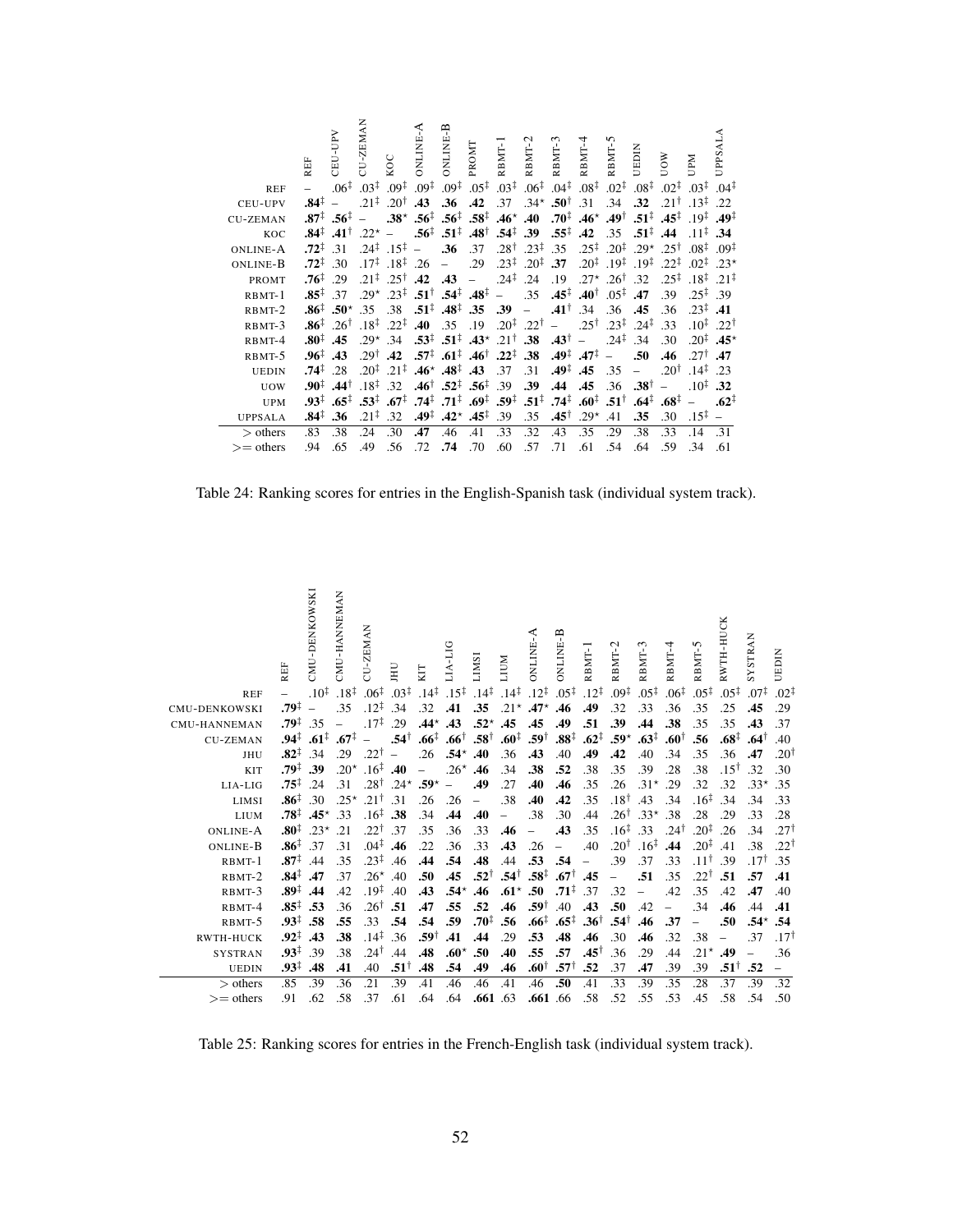| | REF | CEU-UPV | CU-ZEMAN | KOC | ONLINE-A | ONLINE-B | PROMT | RBMT-1 | RBMT-2 | RBMT-3 | RBMT-4 | RBMT-5 | UEDIN | UOW | UPM | UPPSALA |
|---|---|---|---|---|---|---|---|---|---|---|---|---|---|---|---|---|
| REF | – | .06‡ | .03‡ | .09‡ | .09‡ | .09‡ | .05‡ | .03‡ | .06‡ | .04‡ | .08‡ | .02‡ | .08‡ | .02‡ | .03‡ | .04‡ |
| CEU-UPV | **.84**‡ | – | .21‡ | .20† | **.43** | .36 | .42 | .37 | .34⋆ | **.50**† | .31 | .34 | **.32** | .21† | .13‡ | .22 |
| CU-ZEMAN | **.87**‡ | **.56**‡ | – | **.38**⋆ | **.56**‡ | **.56**‡ | **.58**‡ | **.46**⋆ | **.40** | **.70**‡ | **.46**⋆ | **.49**† | **.51**‡ | **.45**‡ | .19‡ | **.49**‡ |
| KOC | **.84**‡ | **.41**† | .22⋆ | – | **.56**‡ | **.51**‡ | **.48**† | **.54**‡ | **.39** | **.55**‡ | **.42** | .35 | **.51**‡ | **.44** | .11‡ | **.34** |
| ONLINE-A | **.72**‡ | .31 | .24‡ | .15‡ | – | **.36** | .37 | .28† | .23‡ | .35 | .25‡ | .20‡ | .29⋆ | .25† | .08‡ | .09‡ |
| ONLINE-B | **.72**‡ | .30 | .17‡ | .18‡ | .26 | – | .29 | .23‡ | .20‡ | **.37** | .20‡ | .19‡ | .19‡ | .22‡ | .02‡ | .23⋆ |
| PROMT | **.76**‡ | .29 | .21‡ | .25† | **.42** | **.43** | – | .24‡ | .24 | .19 | .27⋆ | .26† | .32 | .25‡ | .18‡ | .21‡ |
| RBMT-1 | **.85**‡ | .37 | .29⋆ | .23‡ | **.51**† | **.54**‡ | **.48**‡ | – | .35 | **.45**‡ | **.40**† | .05‡ | **.47** | .39 | .25‡ | .39 |
| RBMT-2 | **.86**‡ | **.50**⋆ | .35 | .38 | **.51**‡ | **.48**‡ | **.35** | **.39** | – | **.41**† | .34 | .36 | **.45** | .36 | .23‡ | **.41** |
| RBMT-3 | **.86**‡ | .26† | .18‡ | .22‡ | **.40** | .35 | .19 | .20‡ | .22† | – | .25† | .23‡ | .24‡ | .33 | .10‡ | .22† |
| RBMT-4 | **.80**‡ | **.45** | .29⋆ | .34 | **.53**‡ | **.51**‡ | **.43**⋆ | .21† | **.38** | **.43**† | – | .24‡ | .34 | .30 | .20‡ | **.45**⋆ |
| RBMT-5 | **.96**‡ | **.43** | .29† | **.42** | **.57**‡ | **.61**‡ | **.46**† | **.22**‡ | **.38** | **.49**‡ | **.47**‡ | – | **.50** | **.46** | .27† | **.47** |
| UEDIN | **.74**‡ | .28 | .20‡ | .21‡ | **.46**⋆ | **.48**‡ | **.43** | .37 | .31 | **.49**‡ | **.45** | .35 | – | .20† | .14‡ | .23 |
| UOW | **.90**‡ | **.44**† | .18‡ | .32 | **.46**† | **.52**‡ | **.56**‡ | .39 | **.39** | **.44** | **.45** | .36 | **.38**† | – | .10‡ | **.32** |
| UPM | **.93**‡ | **.65**‡ | **.53**‡ | **.67**‡ | **.74**‡ | **.71**‡ | **.69**‡ | **.59**‡ | **.51**‡ | **.74**‡ | **.60**‡ | **.51**† | **.64**‡ | **.68**‡ | – | **.62**‡ |
| UPPSALA | **.84**‡ | **.36** | .21‡ | .32 | **.49**‡ | **.42**⋆ | **.45**‡ | .39 | .35 | **.45**† | .29⋆ | .41 | **.35** | .30 | .15‡ | – |
| > others | .83 | .38 | .24 | .30 | **.47** | .46 | .41 | .33 | .32 | .43 | .35 | .29 | .38 | .33 | .14 | .31 |
| >= others | .94 | .65 | .49 | .56 | .72 | **.74** | .70 | .60 | .57 | .71 | .61 | .54 | .64 | .59 | .34 | .61 |

Table 24: Ranking scores for entries in the English-Spanish task (individual system track).

| | REF | CMU-DENKOWSKI | CMU-HANNEMAN | CU-ZEMAN | JHU | KIT | LIA-LIG | LIMSI | LIUM | ONLINE-A | ONLINE-B | RBMT-1 | RBMT-2 | RBMT-3 | RBMT-4 | RBMT-5 | RWTH-HUCK | SYSTRAN | UEDIN |
|---|---|---|---|---|---|---|---|---|---|---|---|---|---|---|---|---|---|---|---|
| REF | – | .10‡ | .18‡ | .06‡ | .03‡ | .14‡ | .15‡ | .14‡ | .14‡ | .12‡ | .05‡ | .12‡ | .09‡ | .05‡ | .06‡ | .05‡ | .05‡ | .07‡ | .02‡ |
| CMU-DENKOWSKI | **.79**‡ | – | .35 | .12‡ | .34 | .32 | **.41** | **.35** | .21⋆ | **.47**⋆ | **.46** | **.49** | .32 | .33 | .36 | .35 | .25 | **.45** | .29 |
| CMU-HANNEMAN | **.79**‡ | .35 | – | .17‡ | .29 | **.44**⋆ | **.43** | **.52**⋆ | **.45** | **.45** | **.49** | **.51** | **.39** | **.44** | **.38** | .35 | .35 | **.43** | .37 |
| CU-ZEMAN | **.94**‡ | **.61**‡ | **.67**‡ | – | **.54**† | **.66**‡ | **.66**† | **.58**† | **.60**‡ | **.59**† | **.88**‡ | **.62**‡ | **.59**⋆ | **.63**‡ | **.60**† | **.56** | **.68**‡ | **.64**† | .40 |
| JHU | **.82**‡ | .34 | .29 | .22† | – | .26 | **.54**⋆ | **.40** | .36 | **.43** | .40 | **.49** | **.42** | .40 | .34 | .35 | .36 | **.47** | .20† |
| KIT | **.79**‡ | **.39** | .20⋆ | .16‡ | **.40** | – | .26⋆ | **.46** | .34 | **.38** | **.52** | .38 | .35 | .39 | .28 | .38 | .15† | .32 | .30 |
| LIA-LIG | **.75**‡ | .24 | .31 | .28† | .24⋆ | **.59**⋆ | – | **.49** | .27 | **.40** | **.46** | .35 | .26 | .31⋆ | .29 | .32 | .32 | .33⋆ | .35 |
| LIMSI | **.86**‡ | .30 | .25⋆ | .21† | .31 | .26 | .26 | – | .38 | **.40** | **.42** | .35 | .18† | .43 | .34 | .16‡ | .34 | .34 | .33 |
| LIUM | **.78**‡ | **.45**⋆ | .33 | .16‡ | **.38** | .34 | **.44** | **.40** | – | .38 | .30 | .44 | .26† | .33⋆ | .38 | .28 | .29 | .33 | .28 |
| ONLINE-A | **.80**‡ | .23⋆ | .21 | .22† | .37 | .35 | .36 | .33 | **.46** | – | **.43** | .35 | .16‡ | .33 | .24† | .20‡ | .26 | .34 | .27† |
| ONLINE-B | **.86**‡ | .37 | .31 | .04‡ | **.46** | .22 | .36 | .33 | **.43** | .26 | – | .40 | .20† | .16‡ | **.44** | .20‡ | .41 | .38 | .22† |
| RBMT-1 | **.87**‡ | .44 | .35 | .23‡ | .46 | **.44** | **.54** | **.48** | .44 | **.53** | **.54** | – | .39 | .37 | .33 | .11† | .39 | .17† | .35 |
| RBMT-2 | **.84**‡ | **.47** | .37 | .26⋆ | .40 | **.50** | **.45** | **.52**† | **.54**† | **.58**‡ | **.67**† | **.45** | – | **.51** | .35 | .22† | **.51** | **.57** | **.41** |
| RBMT-3 | **.89**‡ | **.44** | .42 | .19‡ | .40 | **.43** | **.54**⋆ | **.46** | **.61**⋆ | **.50** | **.71**‡ | .37 | .32 | – | .42 | .35 | .42 | **.47** | .40 |
| RBMT-4 | **.85**‡ | **.53** | .36 | .26† | **.51** | **.47** | **.55** | **.52** | **.46** | **.59**† | .40 | **.43** | **.50** | .42 | – | .34 | **.46** | .44 | **.41** |
| RBMT-5 | **.93**‡ | **.58** | **.55** | .33 | **.54** | **.54** | **.59** | **.70**‡ | **.56** | **.66**‡ | **.65**‡ | .36† | **.54**† | **.46** | **.37** | – | **.50** | **.54**⋆ | **.54** |
| RWTH-HUCK | **.92**‡ | **.43** | **.38** | .14‡ | .36 | **.59**† | **.41** | **.44** | .29 | **.53** | **.48** | **.46** | .30 | **.46** | .32 | .38 | – | .37 | .17† |
| SYSTRAN | **.93**‡ | .39 | .38 | .24† | .44 | **.48** | **.60**⋆ | **.50** | **.40** | **.55** | **.57** | **.45**† | .36 | .29 | .44 | .21⋆ | **.49** | – | .36 |
| UEDIN | **.93**‡ | **.48** | **.41** | .40 | **.51**† | **.48** | **.54** | **.49** | **.46** | **.60**† | **.57**† | **.52** | .37 | **.47** | .39 | .39 | **.51**† | **.52** | – |
| > others | .85 | .39 | .36 | .21 | .39 | .41 | .46 | .46 | .41 | .46 | **.50** | .41 | .33 | .39 | .35 | .28 | .37 | .39 | .32 |
| >= others | .91 | .62 | .58 | .37 | .61 | .64 | .64 | **.661** | .63 | **.661** | .66 | .58 | .52 | .55 | .53 | .45 | .58 | .54 | .50 |

Table 25: Ranking scores for entries in the French-English task (individual system track).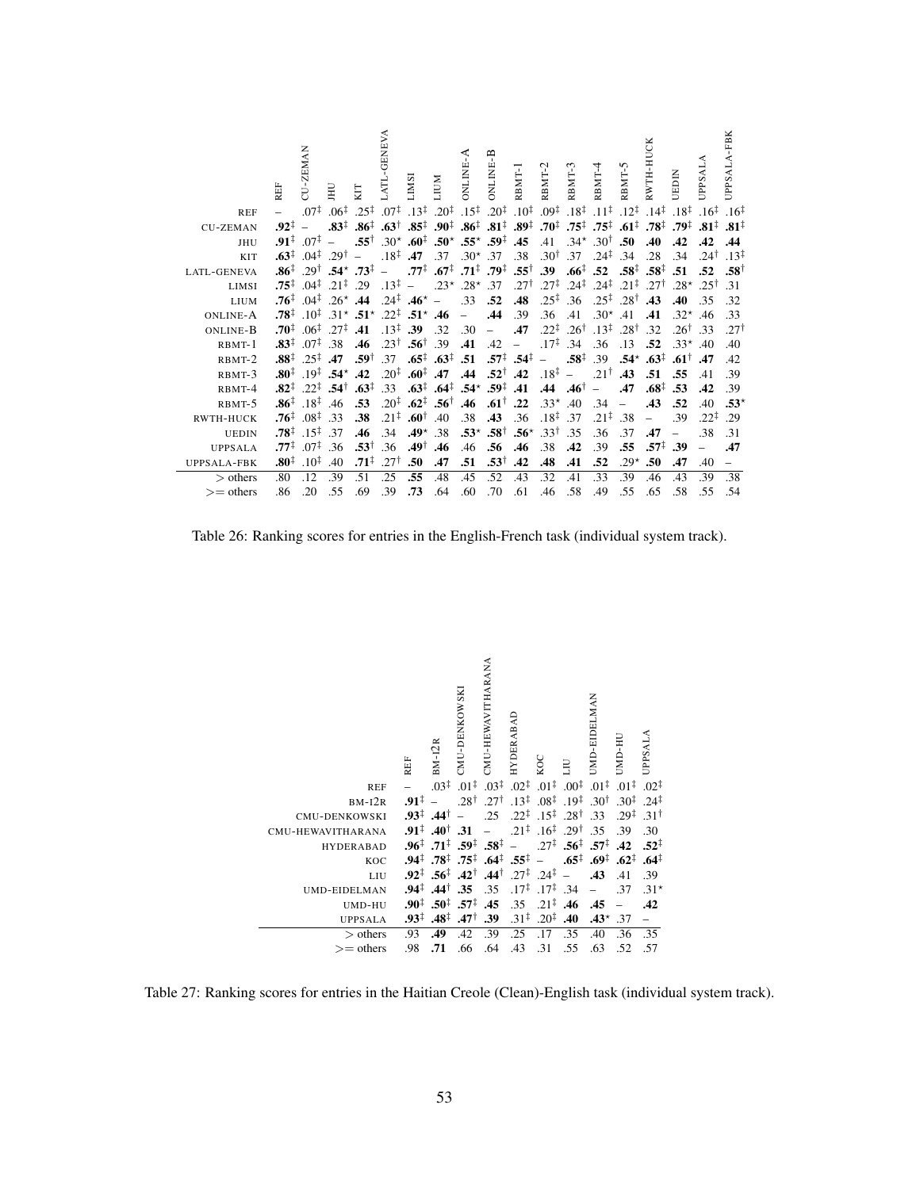| | REF | CU-ZEMAN | JHU | KIT | LATL-GENEVA | LIMSI | LIUM | ONLINE-A | ONLINE-B | RBMT-1 | RBMT-2 | RBMT-3 | RBMT-4 | RBMT-5 | RWTH-HUCK | UEDIN | UPPSALA | UPPSALA-FBK |
|---|---|---|---|---|---|---|---|---|---|---|---|---|---|---|---|---|---|---|
| REF | – | .07‡ | .06‡ | .25‡ | .07‡ | .13‡ | .20‡ | .15‡ | .20‡ | .10‡ | .09‡ | .18‡ | .11‡ | .12‡ | .14‡ | .18‡ | .16‡ | .16‡ |
| CU-ZEMAN | **.92**‡ | – | **.83**‡ | **.86**‡ | **.63**† | **.85**‡ | **.90**‡ | **.86**‡ | **.81**‡ | **.89**‡ | **.70**‡ | **.75**‡ | **.75**‡ | **.61**‡ | **.78**‡ | **.79**‡ | **.81**‡ | **.81**‡ |
| JHU | **.91**‡ | .07‡ | – | **.55**† | .30⋆ | **.60**‡ | **.50**⋆ | **.55**⋆ | **.59**‡ | **.45** | .41 | .34⋆ | .30† | **.50** | **.40** | **.42** | **.42** | **.44** |
| KIT | **.63**‡ | .04‡ | .29† | – | .18‡ | **.47** | .37 | .30⋆ | .37 | .38 | .30† | .37 | .24‡ | .34 | .28 | .34 | .24† | .13‡ |
| LATL-GENEVA | **.86**‡ | .29† | **.54**⋆ | **.73**‡ | – | **.77**‡ | **.67**‡ | **.71**‡ | **.79**‡ | **.55**† | **.39** | **.66**‡ | **.52** | **.58**‡ | **.58**‡ | **.51** | **.52** | **.58**† |
| LIMSI | **.75**‡ | .04‡ | .21‡ | .29 | .13‡ | – | .23⋆ | .28⋆ | .37 | .27† | .27‡ | .24‡ | .24‡ | .21‡ | .27† | .28⋆ | .25† | .31 |
| LIUM | **.76**‡ | .04‡ | .26⋆ | **.44** | .24‡ | **.46**⋆ | – | .33 | **.52** | **.48** | .25‡ | .36 | .25‡ | .28† | **.43** | **.40** | .35 | .32 |
| ONLINE-A | **.78**‡ | .10‡ | .31⋆ | **.51**⋆ | .22‡ | **.51**⋆ | **.46** | – | **.44** | .39 | .36 | .41 | .30⋆ | .41 | **.41** | .32⋆ | .46 | .33 |
| ONLINE-B | **.70**‡ | .06‡ | .27‡ | **.41** | .13‡ | **.39** | .32 | .30 | – | **.47** | .22‡ | .26† | .13‡ | .28† | .32 | .26† | .33 | .27† |
| RBMT-1 | **.83**‡ | .07‡ | .38 | **.46** | .23† | **.56**† | .39 | **.41** | .42 | – | .17‡ | .34 | .36 | .13 | **.52** | .33⋆ | .40 | .40 |
| RBMT-2 | **.88**‡ | .25‡ | **.47** | **.59**† | .37 | **.65**‡ | **.63**‡ | **.51** | **.57**‡ | **.54**‡ | – | **.58**‡ | .39 | **.54**⋆ | **.63**‡ | **.61**† | **.47** | .42 |
| RBMT-3 | **.80**‡ | .19‡ | **.54**⋆ | **.42** | .20‡ | **.60**‡ | **.47** | **.44** | **.52**† | **.42** | .18‡ | – | .21† | **.43** | **.51** | **.55** | .41 | .39 |
| RBMT-4 | **.82**‡ | .22‡ | **.54**† | **.63**‡ | .33 | **.63**‡ | **.64**‡ | **.54**⋆ | **.59**‡ | **.41** | **.44** | **.46**† | – | **.47** | **.68**‡ | **.53** | **.42** | .39 |
| RBMT-5 | **.86**‡ | .18‡ | .46 | **.53** | .20‡ | **.62**‡ | **.56**† | **.46** | **.61**† | **.22** | .33⋆ | .40 | .34 | – | **.43** | **.52** | .40 | **.53**⋆ |
| RWTH-HUCK | **.76**‡ | .08‡ | .33 | **.38** | .21‡ | **.60**† | .40 | .38 | **.43** | .36 | .18‡ | .37 | .21‡ | .38 | – | .39 | .22‡ | .29 |
| UEDIN | **.78**‡ | .15‡ | .37 | **.46** | .34 | **.49**⋆ | .38 | **.53**⋆ | **.58**† | **.56**⋆ | .33† | .35 | .36 | .37 | **.47** | – | .38 | .31 |
| UPPSALA | **.77**‡ | .07‡ | .36 | **.53**† | .36 | **.49**† | **.46** | .46 | **.56** | **.46** | .38 | **.42** | .39 | **.55** | **.57**‡ | **.39** | – | **.47** |
| UPPSALA-FBK | **.80**‡ | .10‡ | .40 | **.71**‡ | .27† | **.50** | **.47** | **.51** | **.53**† | **.42** | **.48** | **.41** | **.52** | .29⋆ | **.50** | **.47** | .40 | – |
| > others | .80 | .12 | .39 | .51 | .25 | .55 | .48 | .45 | .52 | .43 | .32 | .41 | .33 | .39 | .46 | .43 | .39 | .38 |
| >= others | .86 | .20 | .55 | .69 | .39 | .73 | .64 | .60 | .70 | .61 | .46 | .58 | .49 | .55 | .65 | .58 | .55 | .54 |

Table 26: Ranking scores for entries in the English-French task (individual system track).

| | REF | BM-I2R | CMU-DENKOWSKI | CMU-HEWAVITHARANA | HYDERABAD | KOC | LIU | UMD-EIDELMAN | UMD-HU | UPPSALA |
|---|---|---|---|---|---|---|---|---|---|---|
| REF | – | .03‡ | .01‡ | .03‡ | .02‡ | .01‡ | .00‡ | .01‡ | .01‡ | .02‡ |
| BM-I2R | **.91**‡ | – | .28† | .27† | .13‡ | .08‡ | .19‡ | .30† | .30‡ | .24‡ |
| CMU-DENKOWSKI | **.93**‡ | **.44**† | – | .25 | .22‡ | .15‡ | .28† | .33 | .29‡ | .31† |
| CMU-HEWAVITHARANA | **.91**‡ | **.40**† | **.31** | – | .21‡ | .16‡ | .29† | .35 | .39 | .30 |
| HYDERABAD | **.96**‡ | **.71**‡ | **.59**‡ | **.58**‡ | – | .27‡ | **.56**‡ | **.57**‡ | **.42** | **.52**‡ |
| KOC | **.94**‡ | **.78**‡ | **.75**‡ | **.64**‡ | **.55**‡ | – | **.65**‡ | **.69**‡ | **.62**‡ | **.64**‡ |
| LIU | **.92**‡ | **.56**‡ | **.42**† | **.44**† | .27‡ | .24‡ | – | **.43** | .41 | .39 |
| UMD-EIDELMAN | **.94**‡ | **.44**† | **.35** | .35 | .17‡ | .17‡ | .34 | – | .37 | .31⋆ |
| UMD-HU | **.90**‡ | **.50**‡ | **.57**‡ | **.45** | .35 | .21‡ | **.46** | **.45** | – | **.42** |
| UPPSALA | **.93**‡ | **.48**‡ | **.47**† | **.39** | .31‡ | .20‡ | **.40** | **.43**⋆ | .37 | – |
| > others | .93 | **.49** | .42 | .39 | .25 | .17 | .35 | .40 | .36 | .35 |
| >= others | .98 | **.71** | .66 | .64 | .43 | .31 | .55 | .63 | .52 | .57 |

Table 27: Ranking scores for entries in the Haitian Creole (Clean)-English task (individual system track).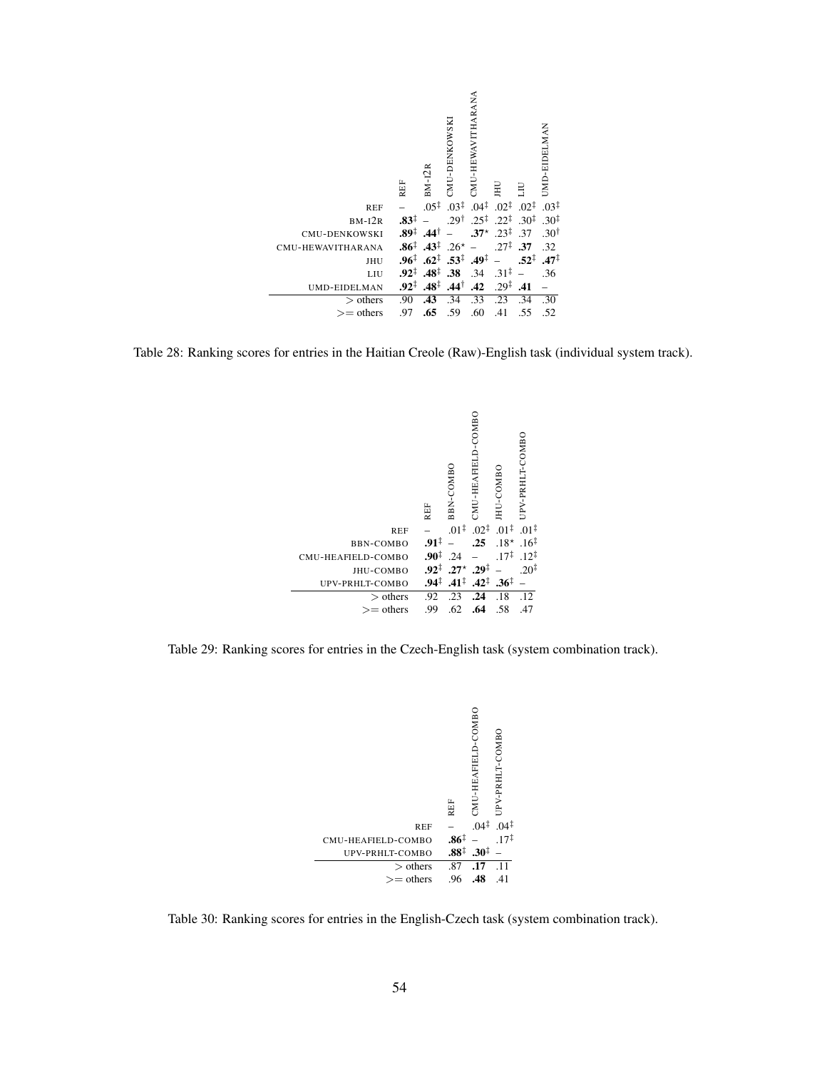| | REF | BM-I2R | CMU-DENKOWSKI | CMU-HEWAVITHARANA | JHU | LIU | UMD-EIDELMAN |
|---|---|---|---|---|---|---|---|
| REF | – | .05‡ | .03‡ | .04‡ | .02‡ | .02‡ | .03‡ |
| BM-I2R | **.83**‡ | – | .29† | .25‡ | .22‡ | .30‡ | .30‡ |
| CMU-DENKOWSKI | **.89**‡ | **.44**† | – | **.37**⋆ | .23‡ | .37 | .30† |
| CMU-HEWAVITHARANA | **.86**‡ | **.43**‡ | .26⋆ | – | .27‡ | **.37** | .32 |
| JHU | **.96**‡ | **.62**‡ | **.53**‡ | **.49**‡ | – | **.52**‡ | **.47**‡ |
| LIU | **.92**‡ | **.48**‡ | **.38** | .34 | .31‡ | – | .36 |
| UMD-EIDELMAN | **.92**‡ | **.48**‡ | **.44**† | **.42** | .29‡ | **.41** | – |
| > others | .90 | **.43** | .34 | .33 | .23 | .34 | .30 |
| >= others | .97 | **.65** | .59 | .60 | .41 | .55 | .52 |

Table 28: Ranking scores for entries in the Haitian Creole (Raw)-English task (individual system track).

| | REF | BBN-COMBO | CMU-HEAFIELD-COMBO | JHU-COMBO | UPV-PRHLT-COMBO |
|---|---|---|---|---|---|
| REF | – | .01‡ | .02‡ | .01‡ | .01‡ |
| BBN-COMBO | **.91**‡ | – | **.25** | .18⋆ | .16‡ |
| CMU-HEAFIELD-COMBO | **.90**‡ | .24 | – | .17‡ | .12‡ |
| JHU-COMBO | **.92**‡ | **.27**⋆ | **.29**‡ | – | .20‡ |
| UPV-PRHLT-COMBO | **.94**‡ | **.41**‡ | **.42**‡ | **.36**‡ | – |
| > others | .92 | .23 | **.24** | .18 | .12 |
| >= others | .99 | .62 | **.64** | .58 | .47 |

Table 29: Ranking scores for entries in the Czech-English task (system combination track).

| | REF | CMU-HEAFIELD-COMBO | UPV-PRHLT-COMBO |
|---|---|---|---|
| REF | – | .04‡ | .04‡ |
| CMU-HEAFIELD-COMBO | **.86**‡ | – | .17‡ |
| UPV-PRHLT-COMBO | **.88**‡ | **.30**‡ | – |
| > others | .87 | **.17** | .11 |
| >= others | .96 | **.48** | .41 |

Table 30: Ranking scores for entries in the English-Czech task (system combination track).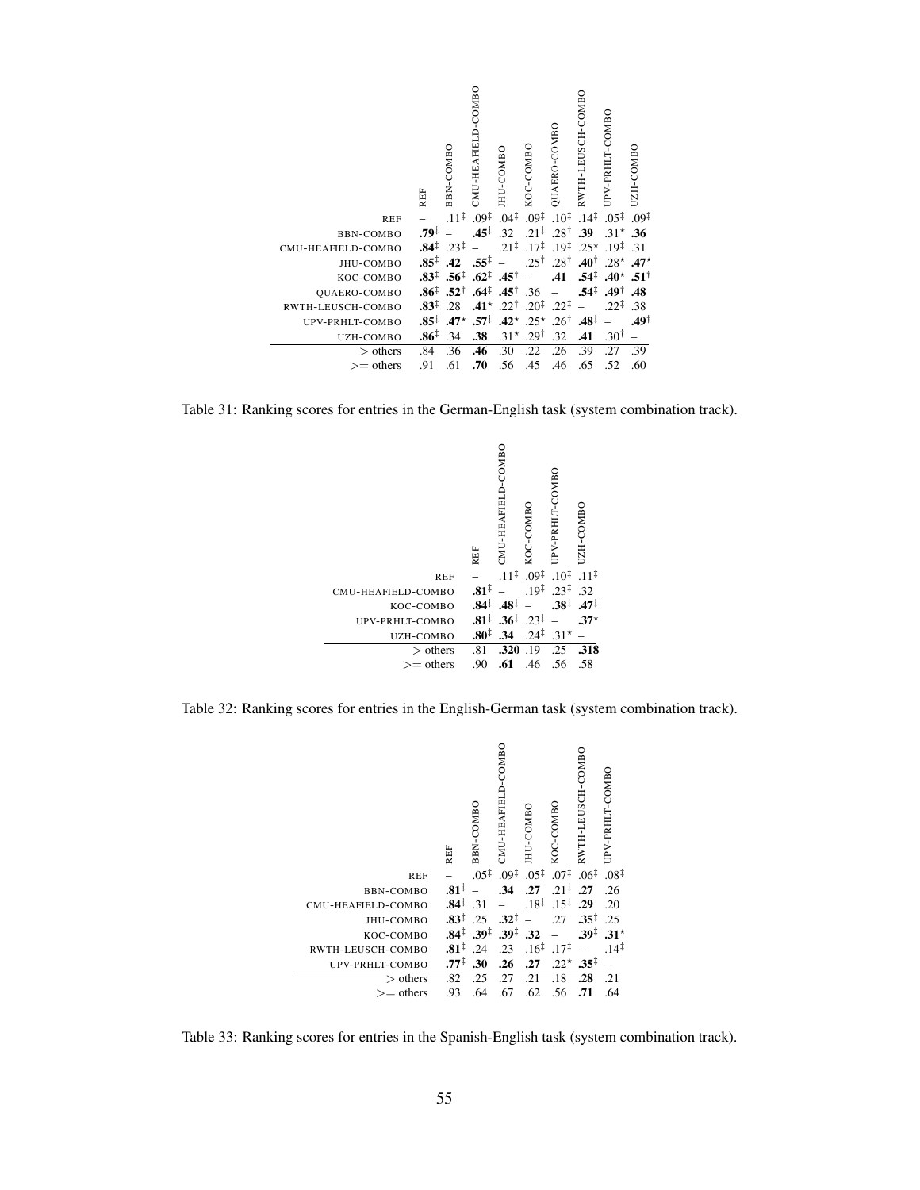| | REF | BBN-COMBO | CMU-HEAFIELD-COMBO | JHU-COMBO | KOC-COMBO | QUAERO-COMBO | RWTH-LEUSCH-COMBO | UPV-PRHLT-COMBO | UZH-COMBO |
|---|---|---|---|---|---|---|---|---|---|
| REF | – | $.11^{\ddagger}$ | $.09^{\ddagger}$ | $.04^{\ddagger}$ | $.09^{\ddagger}$ | $.10^{\ddagger}$ | $.14^{\ddagger}$ | $.05^{\ddagger}$ | $.09^{\ddagger}$ |
| BBN-COMBO | **.79**$^{\ddagger}$ | – | **.45**$^{\ddagger}$ | .32 | $.21^{\ddagger}$ | $.28^{\dagger}$ | **.39** | $.31^{\star}$ | **.36** |
| CMU-HEAFIELD-COMBO | **.84**$^{\ddagger}$ | $.23^{\ddagger}$ | – | $.21^{\ddagger}$ | $.17^{\ddagger}$ | $.19^{\ddagger}$ | $.25^{\star}$ | $.19^{\ddagger}$ | .31 |
| JHU-COMBO | **.85**$^{\ddagger}$ | **.42** | **.55**$^{\ddagger}$ | – | $.25^{\dagger}$ | $.28^{\dagger}$ | **.40**$^{\dagger}$ | $.28^{\star}$ | **.47**$^{\star}$ |
| KOC-COMBO | **.83**$^{\ddagger}$ | **.56**$^{\ddagger}$ | **.62**$^{\ddagger}$ | **.45**$^{\dagger}$ | – | **.41** | **.54**$^{\ddagger}$ | **.40**$^{\star}$ | **.51**$^{\dagger}$ |
| QUAERO-COMBO | **.86**$^{\ddagger}$ | **.52**$^{\dagger}$ | **.64**$^{\ddagger}$ | **.45**$^{\dagger}$ | .36 | – | **.54**$^{\ddagger}$ | **.49**$^{\dagger}$ | **.48** |
| RWTH-LEUSCH-COMBO | **.83**$^{\ddagger}$ | .28 | **.41**$^{\star}$ | $.22^{\dagger}$ | $.20^{\ddagger}$ | $.22^{\ddagger}$ | – | $.22^{\ddagger}$ | .38 |
| UPV-PRHLT-COMBO | **.85**$^{\ddagger}$ | **.47**$^{\star}$ | **.57**$^{\ddagger}$ | **.42**$^{\star}$ | $.25^{\star}$ | $.26^{\dagger}$ | **.48**$^{\ddagger}$ | – | **.49**$^{\dagger}$ |
| UZH-COMBO | **.86**$^{\ddagger}$ | .34 | **.38** | $.31^{\star}$ | $.29^{\dagger}$ | .32 | **.41** | $.30^{\dagger}$ | – |
| > others | .84 | .36 | **.46** | .30 | .22 | .26 | .39 | .27 | .39 |
| >= others | .91 | .61 | **.70** | .56 | .45 | .46 | .65 | .52 | .60 |

Table 31: Ranking scores for entries in the German-English task (system combination track).

| | REF | CMU-HEAFIELD-COMBO | KOC-COMBO | UPV-PRHLT-COMBO | UZH-COMBO |
|---|---|---|---|---|---|
| REF | – | $.11^{\ddagger}$ | $.09^{\ddagger}$ | $.10^{\ddagger}$ | $.11^{\ddagger}$ |
| CMU-HEAFIELD-COMBO | **.81**$^{\ddagger}$ | – | $.19^{\ddagger}$ | $.23^{\ddagger}$ | .32 |
| KOC-COMBO | **.84**$^{\ddagger}$ | **.48**$^{\ddagger}$ | – | **.38**$^{\ddagger}$ | **.47**$^{\ddagger}$ |
| UPV-PRHLT-COMBO | **.81**$^{\ddagger}$ | **.36**$^{\ddagger}$ | $.23^{\ddagger}$ | – | **.37**$^{\star}$ |
| UZH-COMBO | **.80**$^{\ddagger}$ | **.34** | $.24^{\ddagger}$ | $.31^{\star}$ | – |
| > others | .81 | **.320** | .19 | .25 | **.318** |
| >= others | .90 | **.61** | .46 | .56 | .58 |

Table 32: Ranking scores for entries in the English-German task (system combination track).

| | REF | BBN-COMBO | CMU-HEAFIELD-COMBO | JHU-COMBO | KOC-COMBO | RWTH-LEUSCH-COMBO | UPV-PRHLT-COMBO |
|---|---|---|---|---|---|---|---|
| REF | – | $.05^{\ddagger}$ | $.09^{\ddagger}$ | $.05^{\ddagger}$ | $.07^{\ddagger}$ | $.06^{\ddagger}$ | $.08^{\ddagger}$ |
| BBN-COMBO | **.81**$^{\ddagger}$ | – | **.34** | **.27** | $.21^{\ddagger}$ | **.27** | .26 |
| CMU-HEAFIELD-COMBO | **.84**$^{\ddagger}$ | .31 | – | $.18^{\ddagger}$ | $.15^{\ddagger}$ | **.29** | .20 |
| JHU-COMBO | **.83**$^{\ddagger}$ | .25 | **.32**$^{\ddagger}$ | – | .27 | **.35**$^{\ddagger}$ | .25 |
| KOC-COMBO | **.84**$^{\ddagger}$ | **.39**$^{\ddagger}$ | **.39**$^{\ddagger}$ | **.32** | – | **.39**$^{\ddagger}$ | **.31**$^{\star}$ |
| RWTH-LEUSCH-COMBO | **.81**$^{\ddagger}$ | .24 | .23 | $.16^{\ddagger}$ | $.17^{\ddagger}$ | – | $.14^{\ddagger}$ |
| UPV-PRHLT-COMBO | **.77**$^{\ddagger}$ | **.30** | **.26** | **.27** | $.22^{\star}$ | **.35**$^{\ddagger}$ | – |
| > others | .82 | .25 | .27 | .21 | .18 | **.28** | .21 |
| >= others | .93 | .64 | .67 | .62 | .56 | **.71** | .64 |

Table 33: Ranking scores for entries in the Spanish-English task (system combination track).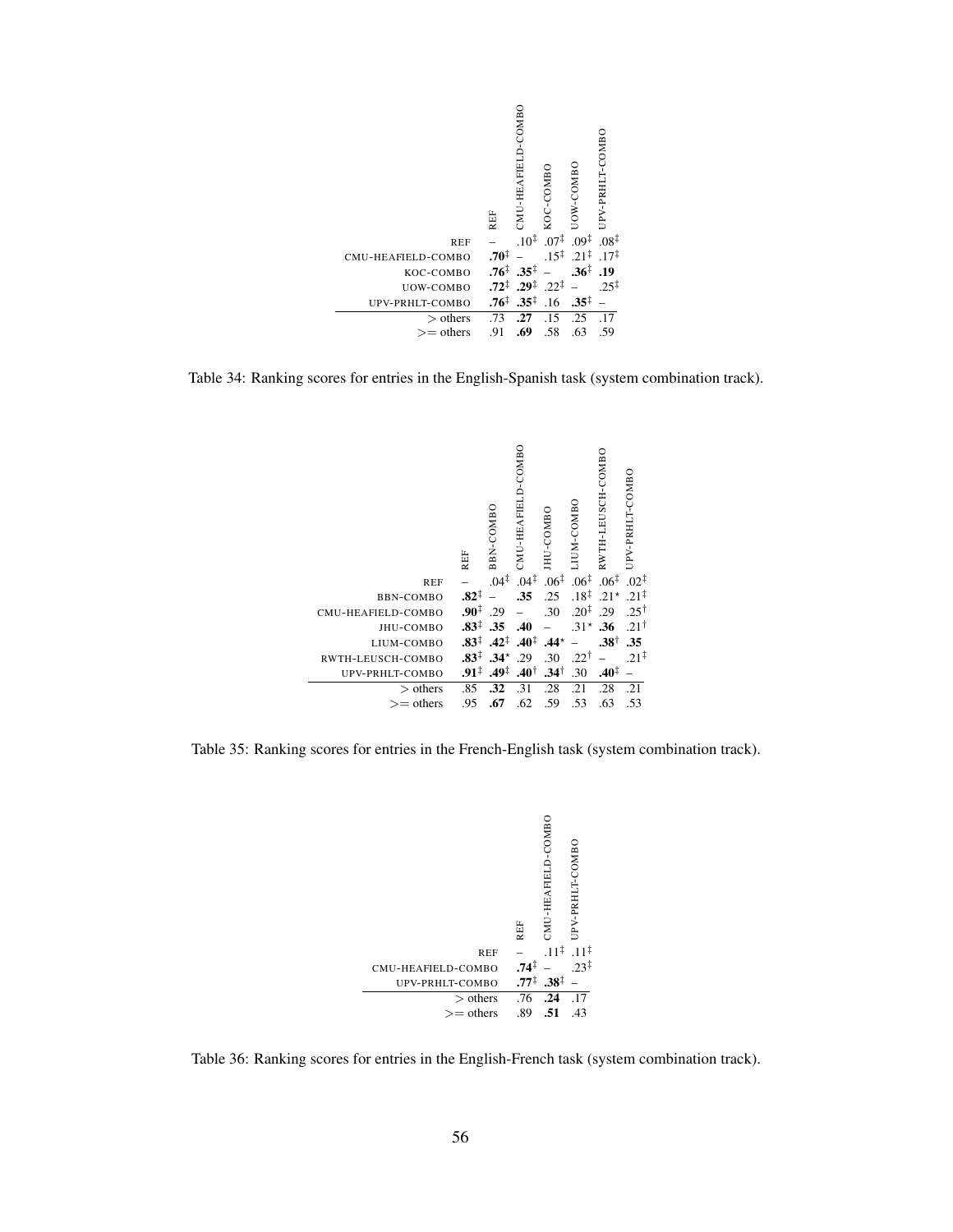| | REF | CMU-HEAFIELD-COMBO | KOC-COMBO | UOW-COMBO | UPV-PRHLT-COMBO |
|---|---|---|---|---|---|
| REF | – | .10‡ | .07‡ | .09‡ | .08‡ |
| CMU-HEAFIELD-COMBO | **.70**‡ | – | .15‡ | .21‡ | .17‡ |
| KOC-COMBO | **.76**‡ | **.35**‡ | – | **.36**‡ | **.19** |
| UOW-COMBO | **.72**‡ | **.29**‡ | .22‡ | – | .25‡ |
| UPV-PRHLT-COMBO | **.76**‡ | **.35**‡ | .16 | **.35**‡ | – |
| > others | .73 | **.27** | .15 | .25 | .17 |
| >= others | .91 | **.69** | .58 | .63 | .59 |

Table 34: Ranking scores for entries in the English-Spanish task (system combination track).

| | REF | BBN-COMBO | CMU-HEAFIELD-COMBO | JHU-COMBO | LIUM-COMBO | RWTH-LEUSCH-COMBO | UPV-PRHLT-COMBO |
|---|---|---|---|---|---|---|---|
| REF | – | .04‡ | .04‡ | .06‡ | .06‡ | .06‡ | .02‡ |
| BBN-COMBO | **.82**‡ | – | **.35** | .25 | .18‡ | .21⋆ | .21‡ |
| CMU-HEAFIELD-COMBO | **.90**‡ | .29 | – | .30 | .20‡ | .29 | .25† |
| JHU-COMBO | **.83**‡ | **.35** | **.40** | – | .31⋆ | **.36** | .21† |
| LIUM-COMBO | **.83**‡ | **.42**‡ | **.40**‡ | **.44**⋆ | – | **.38**† | **.35** |
| RWTH-LEUSCH-COMBO | **.83**‡ | **.34**⋆ | .29 | .30 | .22† | – | .21‡ |
| UPV-PRHLT-COMBO | **.91**‡ | **.49**‡ | **.40**† | **.34**† | .30 | **.40**‡ | – |
| > others | .85 | **.32** | .31 | .28 | .21 | .28 | .21 |
| >= others | .95 | **.67** | .62 | .59 | .53 | .63 | .53 |

Table 35: Ranking scores for entries in the French-English task (system combination track).

| | REF | CMU-HEAFIELD-COMBO | UPV-PRHLT-COMBO |
|---|---|---|---|
| REF | – | .11‡ | .11‡ |
| CMU-HEAFIELD-COMBO | **.74**‡ | – | .23‡ |
| UPV-PRHLT-COMBO | **.77**‡ | **.38**‡ | – |
| > others | .76 | **.24** | .17 |
| >= others | .89 | **.51** | .43 |

Table 36: Ranking scores for entries in the English-French task (system combination track).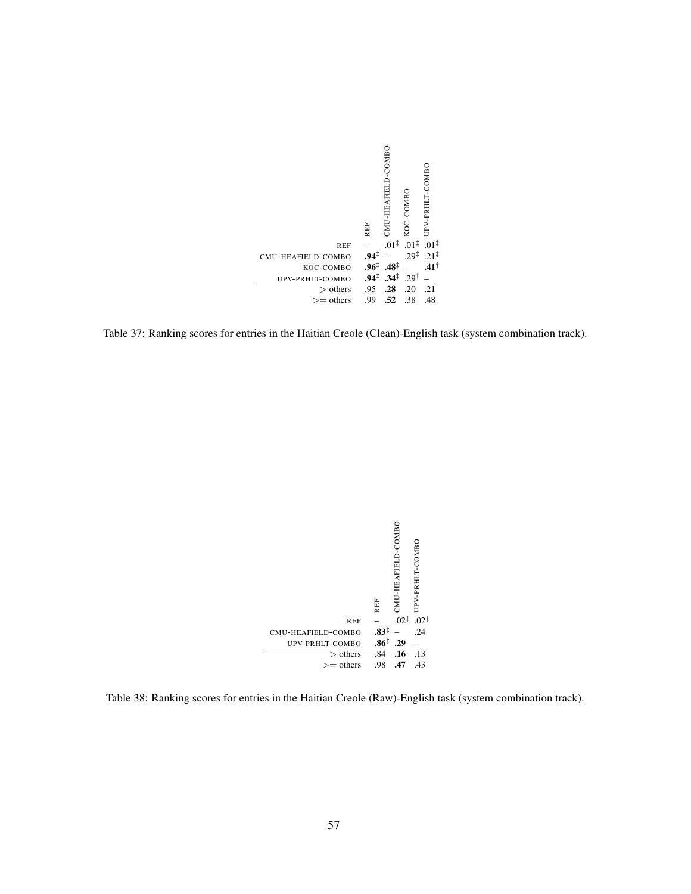| | REF | CMU-HEAFIELD-COMBO | KOC-COMBO | UPV-PRHLT-COMBO |
|---|---|---|---|---|
| REF | – | .01‡ | .01‡ | .01‡ |
| CMU-HEAFIELD-COMBO | **.94**‡ | – | .29‡ | .21‡ |
| KOC-COMBO | **.96**‡ | **.48**‡ | – | **.41**† |
| UPV-PRHLT-COMBO | **.94**‡ | **.34**‡ | .29† | – |
| > others | .95 | **.28** | .20 | .21 |
| >= others | .99 | **.52** | .38 | .48 |

Table 37: Ranking scores for entries in the Haitian Creole (Clean)-English task (system combination track).

| | REF | CMU-HEAFIELD-COMBO | UPV-PRHLT-COMBO |
|---|---|---|---|
| REF | – | .02‡ | .02‡ |
| CMU-HEAFIELD-COMBO | **.83**‡ | – | .24 |
| UPV-PRHLT-COMBO | **.86**‡ | **.29** | – |
| > others | .84 | **.16** | .13 |
| >= others | .98 | **.47** | .43 |

Table 38: Ranking scores for entries in the Haitian Creole (Raw)-English task (system combination track).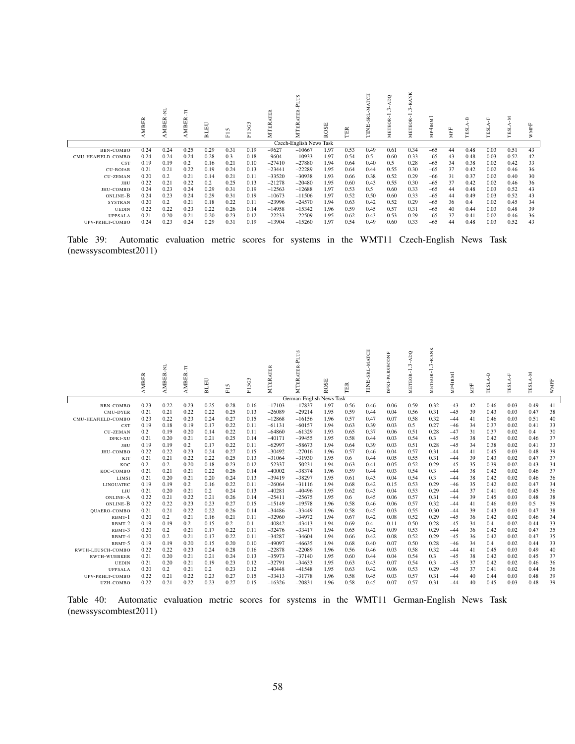| | AMBER | AMBER-NL | AMBER-TI | BLEU | F15 | F15G3 | MTERATER | MTERATER-PLUS | ROSE | TER | TINE-SRL-MATCH | METEOR-1.3-ADQ | METEOR-1.3-RANK | MP4IBM1 | MPF | TESLA-B | TESLA-F | TESLA-M | WMPF |
|---|---|---|---|---|---|---|---|---|---|---|---|---|---|---|---|---|---|---|---|
| Czech-English News Task | | | | | | | | | | | | | | | | | | | |
| BBN-COMBO | 0.24 | 0.24 | 0.25 | 0.29 | 0.31 | 0.19 | −9627 | −10667 | 1.97 | 0.53 | 0.49 | 0.61 | 0.34 | −65 | 44 | 0.48 | 0.03 | 0.51 | 43 |
| CMU-HEAFIELD-COMBO | 0.24 | 0.24 | 0.24 | 0.28 | 0.3 | 0.18 | −9604 | −10933 | 1.97 | 0.54 | 0.5 | 0.60 | 0.33 | −65 | 43 | 0.48 | 0.03 | 0.52 | 42 |
| CST | 0.19 | 0.19 | 0.2 | 0.16 | 0.21 | 0.10 | −27410 | −27880 | 1.94 | 0.64 | 0.40 | 0.5 | 0.28 | −65 | 34 | 0.38 | 0.02 | 0.42 | 33 |
| CU-BOJAR | 0.21 | 0.21 | 0.22 | 0.19 | 0.24 | 0.13 | −23441 | −22289 | 1.95 | 0.64 | 0.44 | 0.55 | 0.30 | −65 | 37 | 0.42 | 0.02 | 0.46 | 36 |
| CU-ZEMAN | 0.20 | 0.2 | 0.21 | 0.14 | 0.21 | 0.11 | −33520 | −30938 | 1.93 | 0.66 | 0.38 | 0.52 | 0.29 | −66 | 31 | 0.37 | 0.02 | 0.40 | 30 |
| JHU | 0.22 | 0.21 | 0.22 | 0.2 | 0.25 | 0.13 | −21278 | −20480 | 1.95 | 0.60 | 0.43 | 0.55 | 0.30 | −65 | 37 | 0.42 | 0.02 | 0.46 | 36 |
| JHU-COMBO | 0.24 | 0.23 | 0.24 | 0.29 | 0.31 | 0.19 | −12563 | −12688 | 1.97 | 0.53 | 0.5 | 0.60 | 0.33 | −65 | 44 | 0.48 | 0.03 | 0.52 | 43 |
| ONLINE-B | 0.24 | 0.23 | 0.24 | 0.29 | 0.31 | 0.19 | −10673 | −11506 | 1.97 | 0.52 | 0.50 | 0.60 | 0.33 | −65 | 44 | 0.49 | 0.03 | 0.52 | 43 |
| SYSTRAN | 0.20 | 0.2 | 0.21 | 0.18 | 0.22 | 0.11 | −23996 | −24570 | 1.94 | 0.63 | 0.42 | 0.52 | 0.29 | −65 | 36 | 0.4 | 0.02 | 0.45 | 34 |
| UEDIN | 0.22 | 0.22 | 0.23 | 0.22 | 0.26 | 0.14 | −14958 | −15342 | 1.96 | 0.59 | 0.45 | 0.57 | 0.31 | −65 | 40 | 0.44 | 0.03 | 0.48 | 39 |
| UPPSALA | 0.21 | 0.20 | 0.21 | 0.20 | 0.23 | 0.12 | −22233 | −22509 | 1.95 | 0.62 | 0.43 | 0.53 | 0.29 | −65 | 37 | 0.41 | 0.02 | 0.46 | 36 |
| UPV-PRHLT-COMBO | 0.24 | 0.23 | 0.24 | 0.29 | 0.31 | 0.19 | −13904 | −15260 | 1.97 | 0.54 | 0.49 | 0.60 | 0.33 | −65 | 44 | 0.48 | 0.03 | 0.52 | 43 |

Table 39: Automatic evaluation metric scores for systems in the WMT11 Czech-English News Task (newssyscombtest2011)

| | AMBER | AMBER-NL | AMBER-TI | BLEU | F15 | F15G3 | MTERATER | MTERATER-PLUS | ROSE | TER | TINE-SRL-MATCH | DFKI-PARSECONF | METEOR-1.3-ADQ | METEOR-1.3-RANK | MP4IBM1 | MPF | TESLA-B | TESLA-F | TESLA-M | WMPF |
|---|---|---|---|---|---|---|---|---|---|---|---|---|---|---|---|---|---|---|---|---|
| German-English News Task | | | | | | | | | | | | | | | | | | | | |
| BBN-COMBO | 0.23 | 0.22 | 0.23 | 0.25 | 0.28 | 0.16 | −17103 | −17837 | 1.97 | 0.56 | 0.46 | 0.06 | 0.59 | 0.32 | −43 | 42 | 0.46 | 0.03 | 0.49 | 41 |
| CMU-DYER | 0.21 | 0.21 | 0.22 | 0.22 | 0.25 | 0.13 | −26089 | −29214 | 1.95 | 0.59 | 0.44 | 0.04 | 0.56 | 0.31 | −45 | 39 | 0.43 | 0.03 | 0.47 | 38 |
| CMU-HEAFIELD-COMBO | 0.23 | 0.22 | 0.23 | 0.24 | 0.27 | 0.15 | −12868 | −16156 | 1.96 | 0.57 | 0.47 | 0.07 | 0.58 | 0.32 | −44 | 41 | 0.46 | 0.03 | 0.51 | 40 |
| CST | 0.19 | 0.18 | 0.19 | 0.17 | 0.22 | 0.11 | −61131 | −60157 | 1.94 | 0.63 | 0.39 | 0.03 | 0.5 | 0.27 | −46 | 34 | 0.37 | 0.02 | 0.41 | 33 |
| CU-ZEMAN | 0.2 | 0.19 | 0.20 | 0.14 | 0.22 | 0.11 | −64860 | −61329 | 1.93 | 0.65 | 0.37 | 0.06 | 0.51 | 0.28 | −47 | 31 | 0.37 | 0.02 | 0.4 | 30 |
| DFKI-XU | 0.21 | 0.20 | 0.21 | 0.21 | 0.25 | 0.14 | −40171 | −39455 | 1.95 | 0.58 | 0.44 | 0.03 | 0.54 | 0.3 | −45 | 38 | 0.42 | 0.02 | 0.46 | 37 |
| JHU | 0.19 | 0.19 | 0.2 | 0.17 | 0.22 | 0.11 | −62997 | −58673 | 1.94 | 0.64 | 0.39 | 0.03 | 0.51 | 0.28 | −45 | 34 | 0.38 | 0.02 | 0.41 | 33 |
| JHU-COMBO | 0.22 | 0.22 | 0.23 | 0.24 | 0.27 | 0.15 | −30492 | −27016 | 1.96 | 0.57 | 0.46 | 0.04 | 0.57 | 0.31 | −44 | 41 | 0.45 | 0.03 | 0.48 | 39 |
| KIT | 0.21 | 0.21 | 0.22 | 0.22 | 0.25 | 0.13 | −31064 | −31930 | 1.95 | 0.6 | 0.44 | 0.05 | 0.55 | 0.31 | −44 | 39 | 0.43 | 0.02 | 0.47 | 37 |
| KOC | 0.2 | 0.2 | 0.20 | 0.18 | 0.23 | 0.12 | −52337 | −50231 | 1.94 | 0.63 | 0.41 | 0.05 | 0.52 | 0.29 | −45 | 35 | 0.39 | 0.02 | 0.43 | 34 |
| KOC-COMBO | 0.21 | 0.21 | 0.21 | 0.22 | 0.26 | 0.14 | −40002 | −38374 | 1.96 | 0.59 | 0.44 | 0.03 | 0.54 | 0.3 | −44 | 38 | 0.42 | 0.02 | 0.46 | 37 |
| LIMSI | 0.21 | 0.20 | 0.21 | 0.20 | 0.24 | 0.13 | −39419 | −38297 | 1.95 | 0.61 | 0.43 | 0.04 | 0.54 | 0.3 | −44 | 38 | 0.42 | 0.02 | 0.46 | 36 |
| LINGUATEC | 0.19 | 0.19 | 0.2 | 0.16 | 0.22 | 0.11 | −26064 | −31116 | 1.94 | 0.68 | 0.42 | 0.15 | 0.53 | 0.29 | −46 | 35 | 0.42 | 0.02 | 0.47 | 34 |
| LIU | 0.21 | 0.20 | 0.21 | 0.2 | 0.24 | 0.13 | −40281 | −40496 | 1.95 | 0.62 | 0.43 | 0.04 | 0.53 | 0.29 | −44 | 37 | 0.41 | 0.02 | 0.45 | 36 |
| ONLINE-A | 0.22 | 0.21 | 0.22 | 0.21 | 0.26 | 0.14 | −25411 | −25675 | 1.95 | 0.6 | 0.45 | 0.06 | 0.57 | 0.31 | −44 | 39 | 0.45 | 0.03 | 0.48 | 38 |
| ONLINE-B | 0.22 | 0.22 | 0.23 | 0.23 | 0.27 | 0.15 | −15149 | −19578 | 1.96 | 0.58 | 0.46 | 0.06 | 0.57 | 0.32 | −44 | 41 | 0.46 | 0.03 | 0.5 | 39 |
| QUAERO-COMBO | 0.21 | 0.21 | 0.22 | 0.22 | 0.26 | 0.14 | −34486 | −33449 | 1.96 | 0.58 | 0.45 | 0.03 | 0.55 | 0.30 | −44 | 39 | 0.43 | 0.03 | 0.47 | 38 |
| RBMT-1 | 0.20 | 0.2 | 0.21 | 0.16 | 0.21 | 0.11 | −32960 | −34972 | 1.94 | 0.67 | 0.42 | 0.08 | 0.52 | 0.29 | −45 | 36 | 0.42 | 0.02 | 0.46 | 34 |
| RBMT-2 | 0.19 | 0.19 | 0.2 | 0.15 | 0.2 | 0.1 | −40842 | −43413 | 1.94 | 0.69 | 0.4 | 0.11 | 0.50 | 0.28 | −45 | 34 | 0.4 | 0.02 | 0.44 | 33 |
| RBMT-3 | 0.20 | 0.2 | 0.21 | 0.17 | 0.22 | 0.11 | −32476 | −33417 | 1.94 | 0.65 | 0.42 | 0.09 | 0.53 | 0.29 | −44 | 36 | 0.42 | 0.02 | 0.47 | 35 |
| RBMT-4 | 0.20 | 0.2 | 0.21 | 0.17 | 0.22 | 0.11 | −34287 | −34604 | 1.94 | 0.66 | 0.42 | 0.08 | 0.52 | 0.29 | −45 | 36 | 0.42 | 0.02 | 0.47 | 35 |
| RBMT-5 | 0.19 | 0.19 | 0.20 | 0.15 | 0.20 | 0.10 | −49097 | −46635 | 1.94 | 0.68 | 0.40 | 0.07 | 0.50 | 0.28 | −46 | 34 | 0.4 | 0.02 | 0.44 | 33 |
| RWTH-LEUSCH-COMBO | 0.22 | 0.22 | 0.23 | 0.24 | 0.28 | 0.16 | −22878 | −22089 | 1.96 | 0.56 | 0.46 | 0.03 | 0.58 | 0.32 | −44 | 41 | 0.45 | 0.03 | 0.49 | 40 |
| RWTH-WUEBKER | 0.21 | 0.20 | 0.21 | 0.21 | 0.24 | 0.13 | −35973 | −37140 | 1.95 | 0.60 | 0.44 | 0.04 | 0.54 | 0.3 | −45 | 38 | 0.42 | 0.02 | 0.45 | 37 |
| UEDIN | 0.21 | 0.20 | 0.21 | 0.19 | 0.23 | 0.12 | −32791 | −34633 | 1.95 | 0.63 | 0.43 | 0.07 | 0.54 | 0.3 | −45 | 37 | 0.42 | 0.02 | 0.46 | 36 |
| UPPSALA | 0.20 | 0.2 | 0.21 | 0.2 | 0.23 | 0.12 | −40448 | −41548 | 1.95 | 0.63 | 0.42 | 0.06 | 0.53 | 0.29 | −45 | 37 | 0.41 | 0.02 | 0.44 | 36 |
| UPV-PRHLT-COMBO | 0.22 | 0.21 | 0.22 | 0.23 | 0.27 | 0.15 | −33413 | −31778 | 1.96 | 0.58 | 0.45 | 0.03 | 0.57 | 0.31 | −44 | 40 | 0.44 | 0.03 | 0.48 | 39 |
| UZH-COMBO | 0.22 | 0.21 | 0.22 | 0.23 | 0.27 | 0.15 | −16326 | −20831 | 1.96 | 0.58 | 0.45 | 0.07 | 0.57 | 0.31 | −44 | 40 | 0.45 | 0.03 | 0.48 | 39 |

Table 40: Automatic evaluation metric scores for systems in the WMT11 German-English News Task (newssyscombtest2011)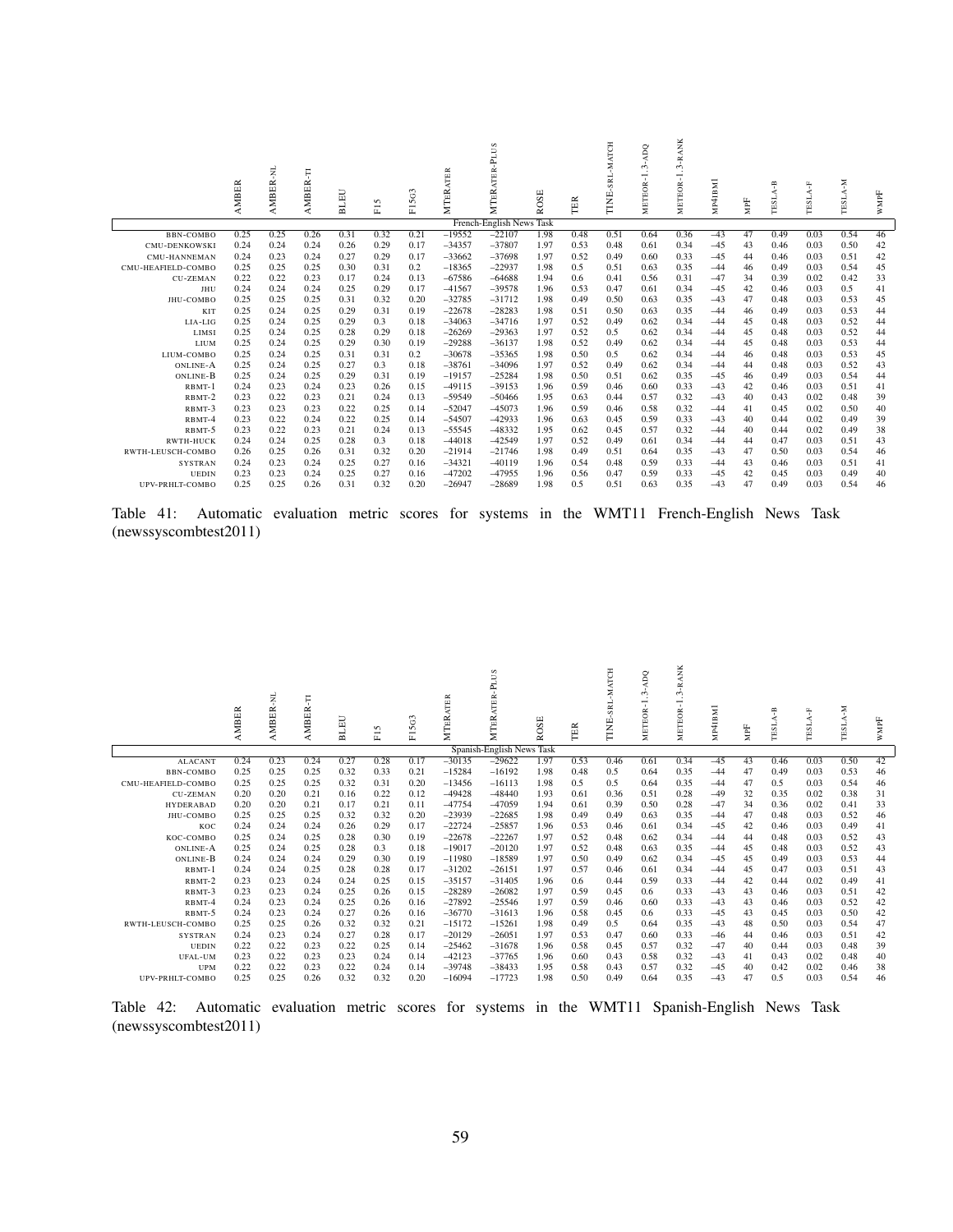| | AMBER | AMBER-NL | AMBER-TI | BLEU | F15 | F15G3 | MTERATER | MTERATER-PLUS | ROSE | TER | TINE-SRL-MATCH | METEOR-1.3-ADQ | METEOR-1.3-RANK | MP4IBM1 | MPF | TESLA-B | TESLA-F | TESLA-M | WMPF |
|---|---|---|---|---|---|---|---|---|---|---|---|---|---|---|---|---|---|---|---|
| French-English News Task | | | | | | | | | | | | | | | | | | | |
| BBN-COMBO | 0.25 | 0.25 | 0.26 | 0.31 | 0.32 | 0.21 | −19552 | −22107 | 1.98 | 0.48 | 0.51 | 0.64 | 0.36 | −43 | 47 | 0.49 | 0.03 | 0.54 | 46 |
| CMU-DENKOWSKI | 0.24 | 0.24 | 0.24 | 0.26 | 0.29 | 0.17 | −34357 | −37807 | 1.97 | 0.53 | 0.48 | 0.61 | 0.34 | −45 | 43 | 0.46 | 0.03 | 0.50 | 42 |
| CMU-HANNEMAN | 0.24 | 0.23 | 0.24 | 0.27 | 0.29 | 0.17 | −33662 | −37698 | 1.97 | 0.52 | 0.49 | 0.60 | 0.33 | −45 | 44 | 0.46 | 0.03 | 0.51 | 42 |
| CMU-HEAFIELD-COMBO | 0.25 | 0.25 | 0.25 | 0.30 | 0.31 | 0.2 | −18365 | −22937 | 1.98 | 0.5 | 0.51 | 0.63 | 0.35 | −44 | 46 | 0.49 | 0.03 | 0.54 | 45 |
| CU-ZEMAN | 0.22 | 0.22 | 0.23 | 0.17 | 0.24 | 0.13 | −67586 | −64688 | 1.94 | 0.6 | 0.41 | 0.56 | 0.31 | −47 | 34 | 0.39 | 0.02 | 0.42 | 33 |
| JHU | 0.24 | 0.24 | 0.24 | 0.25 | 0.29 | 0.17 | −41567 | −39578 | 1.96 | 0.53 | 0.47 | 0.61 | 0.34 | −45 | 42 | 0.46 | 0.03 | 0.5 | 41 |
| JHU-COMBO | 0.25 | 0.25 | 0.25 | 0.31 | 0.32 | 0.20 | −32785 | −31712 | 1.98 | 0.49 | 0.50 | 0.63 | 0.35 | −43 | 47 | 0.48 | 0.03 | 0.53 | 45 |
| KIT | 0.25 | 0.24 | 0.25 | 0.29 | 0.31 | 0.19 | −22678 | −28283 | 1.98 | 0.51 | 0.50 | 0.63 | 0.35 | −44 | 46 | 0.49 | 0.03 | 0.53 | 44 |
| LIA-LIG | 0.25 | 0.24 | 0.25 | 0.29 | 0.3 | 0.18 | −34063 | −34716 | 1.97 | 0.52 | 0.49 | 0.62 | 0.34 | −44 | 45 | 0.48 | 0.03 | 0.52 | 44 |
| LIMSI | 0.25 | 0.24 | 0.25 | 0.28 | 0.29 | 0.18 | −26269 | −29363 | 1.97 | 0.52 | 0.5 | 0.62 | 0.34 | −44 | 45 | 0.48 | 0.03 | 0.52 | 44 |
| LIUM | 0.25 | 0.24 | 0.25 | 0.29 | 0.30 | 0.19 | −29288 | −36137 | 1.98 | 0.52 | 0.49 | 0.62 | 0.34 | −44 | 45 | 0.48 | 0.03 | 0.53 | 44 |
| LIUM-COMBO | 0.25 | 0.24 | 0.25 | 0.31 | 0.31 | 0.2 | −30678 | −35365 | 1.98 | 0.50 | 0.5 | 0.62 | 0.34 | −44 | 46 | 0.48 | 0.03 | 0.53 | 45 |
| ONLINE-A | 0.25 | 0.24 | 0.25 | 0.27 | 0.3 | 0.18 | −38761 | −34096 | 1.97 | 0.52 | 0.49 | 0.62 | 0.34 | −44 | 44 | 0.48 | 0.03 | 0.52 | 43 |
| ONLINE-B | 0.25 | 0.24 | 0.25 | 0.29 | 0.31 | 0.19 | −19157 | −25284 | 1.98 | 0.50 | 0.51 | 0.62 | 0.35 | −45 | 46 | 0.49 | 0.03 | 0.54 | 44 |
| RBMT-1 | 0.24 | 0.23 | 0.24 | 0.23 | 0.26 | 0.15 | −49115 | −39153 | 1.96 | 0.59 | 0.46 | 0.60 | 0.33 | −43 | 42 | 0.46 | 0.03 | 0.51 | 41 |
| RBMT-2 | 0.23 | 0.22 | 0.23 | 0.21 | 0.24 | 0.13 | −59549 | −50466 | 1.95 | 0.63 | 0.44 | 0.57 | 0.32 | −43 | 40 | 0.43 | 0.02 | 0.48 | 39 |
| RBMT-3 | 0.23 | 0.23 | 0.23 | 0.22 | 0.25 | 0.14 | −52047 | −45073 | 1.96 | 0.59 | 0.46 | 0.58 | 0.32 | −44 | 41 | 0.45 | 0.02 | 0.50 | 40 |
| RBMT-4 | 0.23 | 0.22 | 0.24 | 0.22 | 0.25 | 0.14 | −54507 | −42933 | 1.96 | 0.63 | 0.45 | 0.59 | 0.33 | −43 | 40 | 0.44 | 0.02 | 0.49 | 39 |
| RBMT-5 | 0.23 | 0.22 | 0.23 | 0.21 | 0.24 | 0.13 | −55545 | −48332 | 1.95 | 0.62 | 0.45 | 0.57 | 0.32 | −44 | 40 | 0.44 | 0.02 | 0.49 | 38 |
| RWTH-HUCK | 0.24 | 0.24 | 0.25 | 0.28 | 0.3 | 0.18 | −44018 | −42549 | 1.97 | 0.52 | 0.49 | 0.61 | 0.34 | −44 | 44 | 0.47 | 0.03 | 0.51 | 43 |
| RWTH-LEUSCH-COMBO | 0.26 | 0.25 | 0.26 | 0.31 | 0.32 | 0.20 | −21914 | −21746 | 1.98 | 0.49 | 0.51 | 0.64 | 0.35 | −43 | 47 | 0.50 | 0.03 | 0.54 | 46 |
| SYSTRAN | 0.24 | 0.23 | 0.24 | 0.25 | 0.27 | 0.16 | −34321 | −40119 | 1.96 | 0.54 | 0.48 | 0.59 | 0.33 | −44 | 43 | 0.46 | 0.03 | 0.51 | 41 |
| UEDIN | 0.23 | 0.23 | 0.24 | 0.25 | 0.27 | 0.16 | −47202 | −47955 | 1.96 | 0.56 | 0.47 | 0.59 | 0.33 | −45 | 42 | 0.45 | 0.03 | 0.49 | 40 |
| UPV-PRHLT-COMBO | 0.25 | 0.25 | 0.26 | 0.31 | 0.32 | 0.20 | −26947 | −28689 | 1.98 | 0.5 | 0.51 | 0.63 | 0.35 | −43 | 47 | 0.49 | 0.03 | 0.54 | 46 |

Table 41: Automatic evaluation metric scores for systems in the WMT11 French-English News Task (newssyscombtest2011)

| | AMBER | AMBER-NL | AMBER-TI | BLEU | F15 | F15G3 | MTERATER | MTERATER-PLUS | ROSE | TER | TINE-SRL-MATCH | METEOR-1.3-ADQ | METEOR-1.3-RANK | MP4IBM1 | MPF | TESLA-B | TESLA-F | TESLA-M | WMPF |
|---|---|---|---|---|---|---|---|---|---|---|---|---|---|---|---|---|---|---|---|
| Spanish-English News Task | | | | | | | | | | | | | | | | | | | |
| ALACANT | 0.24 | 0.23 | 0.24 | 0.27 | 0.28 | 0.17 | −30135 | −29622 | 1.97 | 0.53 | 0.46 | 0.61 | 0.34 | −45 | 43 | 0.46 | 0.03 | 0.50 | 42 |
| BBN-COMBO | 0.25 | 0.25 | 0.25 | 0.32 | 0.33 | 0.21 | −15284 | −16192 | 1.98 | 0.48 | 0.5 | 0.64 | 0.35 | −44 | 47 | 0.49 | 0.03 | 0.53 | 46 |
| CMU-HEAFIELD-COMBO | 0.25 | 0.25 | 0.25 | 0.32 | 0.31 | 0.20 | −13456 | −16113 | 1.98 | 0.5 | 0.5 | 0.64 | 0.35 | −44 | 47 | 0.5 | 0.03 | 0.54 | 46 |
| CU-ZEMAN | 0.20 | 0.20 | 0.21 | 0.16 | 0.22 | 0.12 | −49428 | −48440 | 1.93 | 0.61 | 0.36 | 0.51 | 0.28 | −49 | 32 | 0.35 | 0.02 | 0.38 | 31 |
| HYDERABAD | 0.20 | 0.20 | 0.21 | 0.17 | 0.21 | 0.11 | −47754 | −47059 | 1.94 | 0.61 | 0.39 | 0.50 | 0.28 | −47 | 34 | 0.36 | 0.02 | 0.41 | 33 |
| JHU-COMBO | 0.25 | 0.25 | 0.25 | 0.32 | 0.32 | 0.20 | −23939 | −22685 | 1.98 | 0.49 | 0.49 | 0.63 | 0.35 | −44 | 47 | 0.48 | 0.03 | 0.52 | 46 |
| KOC | 0.24 | 0.24 | 0.24 | 0.26 | 0.29 | 0.17 | −22724 | −25857 | 1.96 | 0.53 | 0.46 | 0.61 | 0.34 | −45 | 42 | 0.46 | 0.03 | 0.49 | 41 |
| KOC-COMBO | 0.25 | 0.24 | 0.25 | 0.28 | 0.30 | 0.19 | −22678 | −22267 | 1.97 | 0.52 | 0.48 | 0.62 | 0.34 | −44 | 44 | 0.48 | 0.03 | 0.52 | 43 |
| ONLINE-A | 0.25 | 0.24 | 0.25 | 0.28 | 0.3 | 0.18 | −19017 | −20120 | 1.97 | 0.52 | 0.48 | 0.63 | 0.35 | −44 | 45 | 0.48 | 0.03 | 0.52 | 43 |
| ONLINE-B | 0.24 | 0.24 | 0.24 | 0.29 | 0.30 | 0.19 | −11980 | −18589 | 1.97 | 0.50 | 0.49 | 0.62 | 0.34 | −45 | 45 | 0.49 | 0.03 | 0.53 | 44 |
| RBMT-1 | 0.24 | 0.24 | 0.25 | 0.28 | 0.28 | 0.17 | −31202 | −26151 | 1.97 | 0.57 | 0.46 | 0.61 | 0.34 | −44 | 45 | 0.47 | 0.03 | 0.51 | 43 |
| RBMT-2 | 0.23 | 0.23 | 0.24 | 0.24 | 0.25 | 0.15 | −35157 | −31405 | 1.96 | 0.6 | 0.44 | 0.59 | 0.33 | −44 | 42 | 0.44 | 0.02 | 0.49 | 41 |
| RBMT-3 | 0.23 | 0.23 | 0.24 | 0.25 | 0.26 | 0.15 | −28289 | −26082 | 1.97 | 0.59 | 0.45 | 0.6 | 0.33 | −43 | 43 | 0.46 | 0.03 | 0.51 | 42 |
| RBMT-4 | 0.24 | 0.23 | 0.24 | 0.25 | 0.26 | 0.16 | −27892 | −25546 | 1.97 | 0.59 | 0.46 | 0.60 | 0.33 | −43 | 43 | 0.46 | 0.03 | 0.52 | 42 |
| RBMT-5 | 0.24 | 0.23 | 0.24 | 0.27 | 0.26 | 0.16 | −36770 | −31613 | 1.96 | 0.58 | 0.45 | 0.6 | 0.33 | −45 | 43 | 0.45 | 0.03 | 0.50 | 42 |
| RWTH-LEUSCH-COMBO | 0.25 | 0.25 | 0.26 | 0.32 | 0.32 | 0.21 | −15172 | −15261 | 1.98 | 0.49 | 0.5 | 0.64 | 0.35 | −43 | 48 | 0.50 | 0.03 | 0.54 | 47 |
| SYSTRAN | 0.24 | 0.23 | 0.24 | 0.27 | 0.28 | 0.17 | −20129 | −26051 | 1.97 | 0.53 | 0.47 | 0.60 | 0.33 | −46 | 44 | 0.46 | 0.03 | 0.51 | 42 |
| UEDIN | 0.22 | 0.22 | 0.23 | 0.22 | 0.25 | 0.14 | −25462 | −31678 | 1.96 | 0.58 | 0.45 | 0.57 | 0.32 | −47 | 40 | 0.44 | 0.03 | 0.48 | 39 |
| UFAL-UM | 0.23 | 0.22 | 0.23 | 0.23 | 0.24 | 0.14 | −42123 | −37765 | 1.96 | 0.60 | 0.43 | 0.58 | 0.32 | −43 | 41 | 0.43 | 0.02 | 0.48 | 40 |
| UPM | 0.22 | 0.22 | 0.23 | 0.22 | 0.24 | 0.14 | −39748 | −38433 | 1.95 | 0.58 | 0.43 | 0.57 | 0.32 | −45 | 40 | 0.42 | 0.02 | 0.46 | 38 |
| UPV-PRHLT-COMBO | 0.25 | 0.25 | 0.26 | 0.32 | 0.32 | 0.20 | −16094 | −17723 | 1.98 | 0.50 | 0.49 | 0.64 | 0.35 | −43 | 47 | 0.5 | 0.03 | 0.54 | 46 |

Table 42: Automatic evaluation metric scores for systems in the WMT11 Spanish-English News Task (newssyscombtest2011)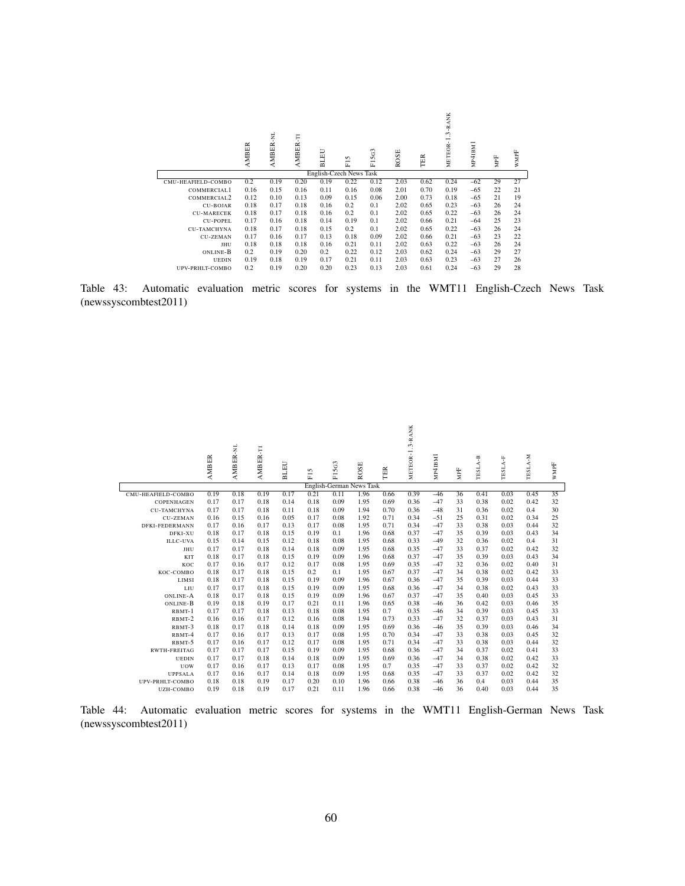| | AMBER | AMBER-NL | AMBER-TI | BLEU | F15 | F15G3 | ROSE | TER | METEOR-1.3-RANK | MP4IBM1 | MPF | WMPF |
|---|---|---|---|---|---|---|---|---|---|---|---|---|
| **English-Czech News Task** | | | | | | | | | | | | |
| CMU-HEAFIELD-COMBO | 0.2 | 0.19 | 0.20 | 0.19 | 0.22 | 0.12 | 2.03 | 0.62 | 0.24 | −62 | 29 | 27 |
| COMMERCIAL1 | 0.16 | 0.15 | 0.16 | 0.11 | 0.16 | 0.08 | 2.01 | 0.70 | 0.19 | −65 | 22 | 21 |
| COMMERCIAL2 | 0.12 | 0.10 | 0.13 | 0.09 | 0.15 | 0.06 | 2.00 | 0.73 | 0.18 | −65 | 21 | 19 |
| CU-BOJAR | 0.18 | 0.17 | 0.18 | 0.16 | 0.2 | 0.1 | 2.02 | 0.65 | 0.23 | −63 | 26 | 24 |
| CU-MARECEK | 0.18 | 0.17 | 0.18 | 0.16 | 0.2 | 0.1 | 2.02 | 0.65 | 0.22 | −63 | 26 | 24 |
| CU-POPEL | 0.17 | 0.16 | 0.18 | 0.14 | 0.19 | 0.1 | 2.02 | 0.66 | 0.21 | −64 | 25 | 23 |
| CU-TAMCHYNA | 0.18 | 0.17 | 0.18 | 0.15 | 0.2 | 0.1 | 2.02 | 0.65 | 0.22 | −63 | 26 | 24 |
| CU-ZEMAN | 0.17 | 0.16 | 0.17 | 0.13 | 0.18 | 0.09 | 2.02 | 0.66 | 0.21 | −63 | 23 | 22 |
| JHU | 0.18 | 0.18 | 0.18 | 0.16 | 0.21 | 0.11 | 2.02 | 0.63 | 0.22 | −63 | 26 | 24 |
| ONLINE-B | 0.2 | 0.19 | 0.20 | 0.2 | 0.22 | 0.12 | 2.03 | 0.62 | 0.24 | −63 | 29 | 27 |
| UEDIN | 0.19 | 0.18 | 0.19 | 0.17 | 0.21 | 0.11 | 2.03 | 0.63 | 0.23 | −63 | 27 | 26 |
| UPV-PRHLT-COMBO | 0.2 | 0.19 | 0.20 | 0.20 | 0.23 | 0.13 | 2.03 | 0.61 | 0.24 | −63 | 29 | 28 |

Table 43: Automatic evaluation metric scores for systems in the WMT11 English-Czech News Task (newssyscombtest2011)

| | AMBER | AMBER-NL | AMBER-TI | BLEU | F15 | F15G3 | ROSE | TER | METEOR-1.3-RANK | MP4IBM1 | MPF | TESLA-B | TESLA-F | TESLA-M | WMPF |
|---|---|---|---|---|---|---|---|---|---|---|---|---|---|---|---|
| **English-German News Task** | | | | | | | | | | | | | | | |
| CMU-HEAFIELD-COMBO | 0.19 | 0.18 | 0.19 | 0.17 | 0.21 | 0.11 | 1.96 | 0.66 | 0.39 | −46 | 36 | 0.41 | 0.03 | 0.45 | 35 |
| COPENHAGEN | 0.17 | 0.17 | 0.18 | 0.14 | 0.18 | 0.09 | 1.95 | 0.69 | 0.36 | −47 | 33 | 0.38 | 0.02 | 0.42 | 32 |
| CU-TAMCHYNA | 0.17 | 0.17 | 0.18 | 0.11 | 0.18 | 0.09 | 1.94 | 0.70 | 0.36 | −48 | 31 | 0.36 | 0.02 | 0.4 | 30 |
| CU-ZEMAN | 0.16 | 0.15 | 0.16 | 0.05 | 0.17 | 0.08 | 1.92 | 0.71 | 0.34 | −51 | 25 | 0.31 | 0.02 | 0.34 | 25 |
| DFKI-FEDERMANN | 0.17 | 0.16 | 0.17 | 0.13 | 0.17 | 0.08 | 1.95 | 0.71 | 0.34 | −47 | 33 | 0.38 | 0.03 | 0.44 | 32 |
| DFKI-XU | 0.18 | 0.17 | 0.18 | 0.15 | 0.19 | 0.1 | 1.96 | 0.68 | 0.37 | −47 | 35 | 0.39 | 0.03 | 0.43 | 34 |
| ILLC-UVA | 0.15 | 0.14 | 0.15 | 0.12 | 0.18 | 0.08 | 1.95 | 0.68 | 0.33 | −49 | 32 | 0.36 | 0.02 | 0.4 | 31 |
| JHU | 0.17 | 0.17 | 0.18 | 0.14 | 0.18 | 0.09 | 1.95 | 0.68 | 0.35 | −47 | 33 | 0.37 | 0.02 | 0.42 | 32 |
| KIT | 0.18 | 0.17 | 0.18 | 0.15 | 0.19 | 0.09 | 1.96 | 0.68 | 0.37 | −47 | 35 | 0.39 | 0.03 | 0.43 | 34 |
| KOC | 0.17 | 0.16 | 0.17 | 0.12 | 0.17 | 0.08 | 1.95 | 0.69 | 0.35 | −47 | 32 | 0.36 | 0.02 | 0.40 | 31 |
| KOC-COMBO | 0.18 | 0.17 | 0.18 | 0.15 | 0.2 | 0.1 | 1.95 | 0.67 | 0.37 | −47 | 34 | 0.38 | 0.02 | 0.42 | 33 |
| LIMSI | 0.18 | 0.17 | 0.18 | 0.15 | 0.19 | 0.09 | 1.96 | 0.67 | 0.36 | −47 | 35 | 0.39 | 0.03 | 0.44 | 33 |
| LIU | 0.17 | 0.17 | 0.18 | 0.15 | 0.19 | 0.09 | 1.95 | 0.68 | 0.36 | −47 | 34 | 0.38 | 0.02 | 0.43 | 33 |
| ONLINE-A | 0.18 | 0.17 | 0.18 | 0.15 | 0.19 | 0.09 | 1.96 | 0.67 | 0.37 | −47 | 35 | 0.40 | 0.03 | 0.45 | 33 |
| ONLINE-B | 0.19 | 0.18 | 0.19 | 0.17 | 0.21 | 0.11 | 1.96 | 0.65 | 0.38 | −46 | 36 | 0.42 | 0.03 | 0.46 | 35 |
| RBMT-1 | 0.17 | 0.17 | 0.18 | 0.13 | 0.18 | 0.08 | 1.95 | 0.7 | 0.35 | −46 | 34 | 0.39 | 0.03 | 0.45 | 33 |
| RBMT-2 | 0.16 | 0.16 | 0.17 | 0.12 | 0.16 | 0.08 | 1.94 | 0.73 | 0.33 | −47 | 32 | 0.37 | 0.03 | 0.43 | 31 |
| RBMT-3 | 0.18 | 0.17 | 0.18 | 0.14 | 0.18 | 0.09 | 1.95 | 0.69 | 0.36 | −46 | 35 | 0.39 | 0.03 | 0.46 | 34 |
| RBMT-4 | 0.17 | 0.16 | 0.17 | 0.13 | 0.17 | 0.08 | 1.95 | 0.70 | 0.34 | −47 | 33 | 0.38 | 0.03 | 0.45 | 32 |
| RBMT-5 | 0.17 | 0.16 | 0.17 | 0.12 | 0.17 | 0.08 | 1.95 | 0.71 | 0.34 | −47 | 33 | 0.38 | 0.03 | 0.44 | 32 |
| RWTH-FREITAG | 0.17 | 0.17 | 0.17 | 0.15 | 0.19 | 0.09 | 1.95 | 0.68 | 0.36 | −47 | 34 | 0.37 | 0.02 | 0.41 | 33 |
| UEDIN | 0.17 | 0.17 | 0.18 | 0.14 | 0.18 | 0.09 | 1.95 | 0.69 | 0.36 | −47 | 34 | 0.38 | 0.02 | 0.42 | 33 |
| UOW | 0.17 | 0.16 | 0.17 | 0.13 | 0.17 | 0.08 | 1.95 | 0.7 | 0.35 | −47 | 33 | 0.37 | 0.02 | 0.42 | 32 |
| UPPSALA | 0.17 | 0.16 | 0.17 | 0.14 | 0.18 | 0.09 | 1.95 | 0.68 | 0.35 | −47 | 33 | 0.37 | 0.02 | 0.42 | 32 |
| UPV-PRHLT-COMBO | 0.18 | 0.18 | 0.19 | 0.17 | 0.20 | 0.10 | 1.96 | 0.66 | 0.38 | −46 | 36 | 0.4 | 0.03 | 0.44 | 35 |
| UZH-COMBO | 0.19 | 0.18 | 0.19 | 0.17 | 0.21 | 0.11 | 1.96 | 0.66 | 0.38 | −46 | 36 | 0.40 | 0.03 | 0.44 | 35 |

Table 44: Automatic evaluation metric scores for systems in the WMT11 English-German News Task (newssyscombtest2011)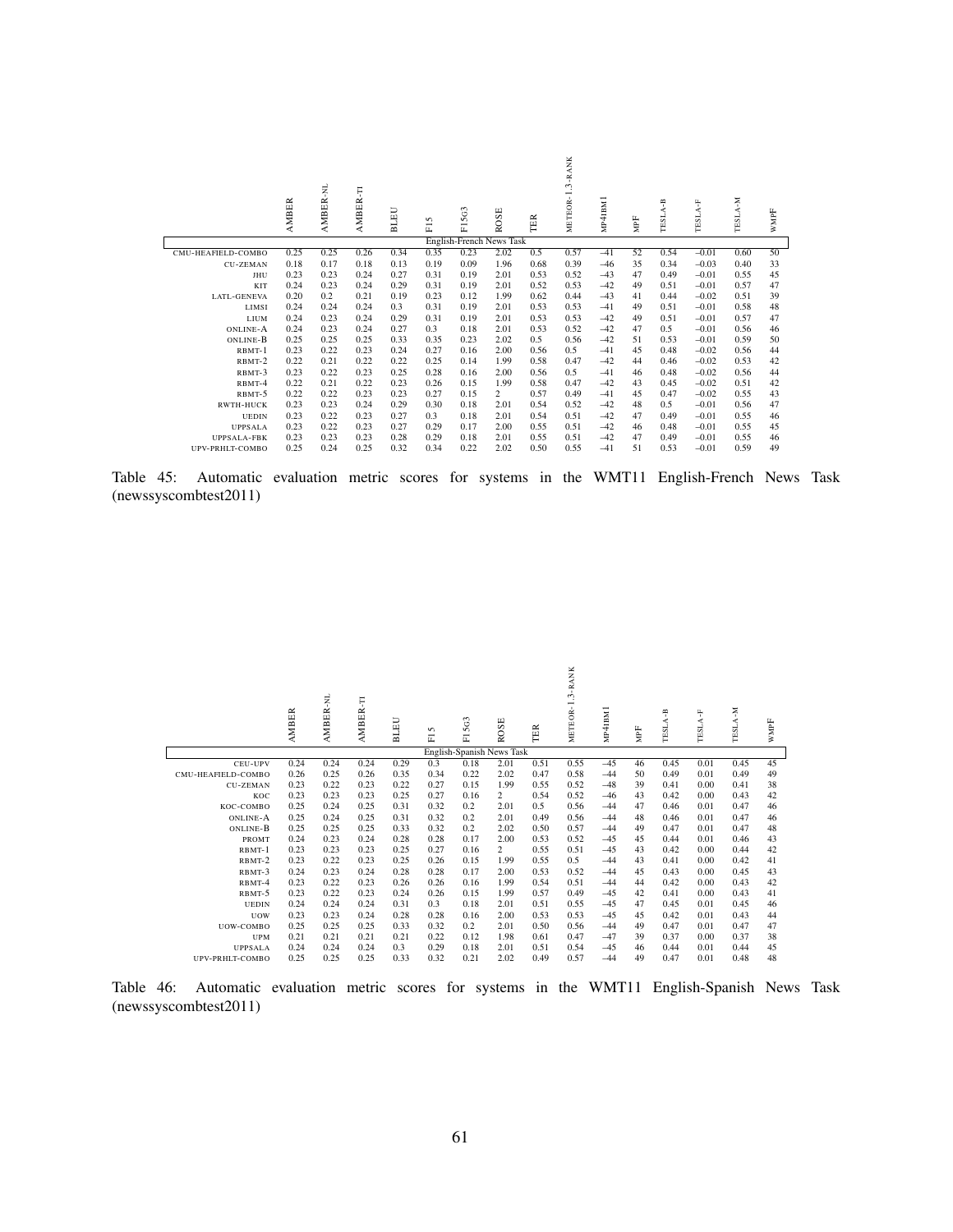| | AMBER | AMBER-NL | AMBER-TI | BLEU | F15 | F15G3 | ROSE | TER | METEOR-1.3-RANK | MP4IBM1 | MPF | TESLA-B | TESLA-F | TESLA-M | WMPF |
|---|---|---|---|---|---|---|---|---|---|---|---|---|---|---|---|
| English-French News Task | | | | | | | | | | | | | | | |
| CMU-HEAFIELD-COMBO | 0.25 | 0.25 | 0.26 | 0.34 | 0.35 | 0.23 | 2.02 | 0.5 | 0.57 | −41 | 52 | 0.54 | −0.01 | 0.60 | 50 |
| CU-ZEMAN | 0.18 | 0.17 | 0.18 | 0.13 | 0.19 | 0.09 | 1.96 | 0.68 | 0.39 | −46 | 35 | 0.34 | −0.03 | 0.40 | 33 |
| JHU | 0.23 | 0.23 | 0.24 | 0.27 | 0.31 | 0.19 | 2.01 | 0.53 | 0.52 | −43 | 47 | 0.49 | −0.01 | 0.55 | 45 |
| KIT | 0.24 | 0.23 | 0.24 | 0.29 | 0.31 | 0.19 | 2.01 | 0.52 | 0.53 | −42 | 49 | 0.51 | −0.01 | 0.57 | 47 |
| LATL-GENEVA | 0.20 | 0.2 | 0.21 | 0.19 | 0.23 | 0.12 | 1.99 | 0.62 | 0.44 | −43 | 41 | 0.44 | −0.02 | 0.51 | 39 |
| LIMSI | 0.24 | 0.24 | 0.24 | 0.3 | 0.31 | 0.19 | 2.01 | 0.53 | 0.53 | −41 | 49 | 0.51 | −0.01 | 0.58 | 48 |
| LIUM | 0.24 | 0.23 | 0.24 | 0.29 | 0.31 | 0.19 | 2.01 | 0.53 | 0.53 | −42 | 49 | 0.51 | −0.01 | 0.57 | 47 |
| ONLINE-A | 0.24 | 0.23 | 0.24 | 0.27 | 0.3 | 0.18 | 2.01 | 0.53 | 0.52 | −42 | 47 | 0.5 | −0.01 | 0.56 | 46 |
| ONLINE-B | 0.25 | 0.25 | 0.25 | 0.33 | 0.35 | 0.23 | 2.02 | 0.5 | 0.56 | −42 | 51 | 0.53 | −0.01 | 0.59 | 50 |
| RBMT-1 | 0.23 | 0.22 | 0.23 | 0.24 | 0.27 | 0.16 | 2.00 | 0.56 | 0.5 | −41 | 45 | 0.48 | −0.02 | 0.56 | 44 |
| RBMT-2 | 0.22 | 0.21 | 0.22 | 0.22 | 0.25 | 0.14 | 1.99 | 0.58 | 0.47 | −42 | 44 | 0.46 | −0.02 | 0.53 | 42 |
| RBMT-3 | 0.23 | 0.22 | 0.23 | 0.25 | 0.28 | 0.16 | 2.00 | 0.56 | 0.5 | −41 | 46 | 0.48 | −0.02 | 0.56 | 44 |
| RBMT-4 | 0.22 | 0.21 | 0.22 | 0.23 | 0.26 | 0.15 | 1.99 | 0.58 | 0.47 | −42 | 43 | 0.45 | −0.02 | 0.51 | 42 |
| RBMT-5 | 0.22 | 0.22 | 0.23 | 0.23 | 0.27 | 0.15 | 2 | 0.57 | 0.49 | −41 | 45 | 0.47 | −0.02 | 0.55 | 43 |
| RWTH-HUCK | 0.23 | 0.23 | 0.24 | 0.29 | 0.30 | 0.18 | 2.01 | 0.54 | 0.52 | −42 | 48 | 0.5 | −0.01 | 0.56 | 47 |
| UEDIN | 0.23 | 0.22 | 0.23 | 0.27 | 0.3 | 0.18 | 2.01 | 0.54 | 0.51 | −42 | 47 | 0.49 | −0.01 | 0.55 | 46 |
| UPPSALA | 0.23 | 0.22 | 0.23 | 0.27 | 0.29 | 0.17 | 2.00 | 0.55 | 0.51 | −42 | 46 | 0.48 | −0.01 | 0.55 | 45 |
| UPPSALA-FBK | 0.23 | 0.23 | 0.23 | 0.28 | 0.29 | 0.18 | 2.01 | 0.55 | 0.51 | −42 | 47 | 0.49 | −0.01 | 0.55 | 46 |
| UPV-PRHLT-COMBO | 0.25 | 0.24 | 0.25 | 0.32 | 0.34 | 0.22 | 2.02 | 0.50 | 0.55 | −41 | 51 | 0.53 | −0.01 | 0.59 | 49 |

Table 45: Automatic evaluation metric scores for systems in the WMT11 English-French News Task (newssyscombtest2011)

| | AMBER | AMBER-NL | AMBER-TI | BLEU | F15 | F15G3 | ROSE | TER | METEOR-1.3-RANK | MP4IBM1 | MPF | TESLA-B | TESLA-F | TESLA-M | WMPF |
|---|---|---|---|---|---|---|---|---|---|---|---|---|---|---|---|
| English-Spanish News Task | | | | | | | | | | | | | | | |
| CEU-UPV | 0.24 | 0.24 | 0.24 | 0.29 | 0.3 | 0.18 | 2.01 | 0.51 | 0.55 | −45 | 46 | 0.45 | 0.01 | 0.45 | 45 |
| CMU-HEAFIELD-COMBO | 0.26 | 0.25 | 0.26 | 0.35 | 0.34 | 0.22 | 2.02 | 0.47 | 0.58 | −44 | 50 | 0.49 | 0.01 | 0.49 | 49 |
| CU-ZEMAN | 0.23 | 0.22 | 0.23 | 0.22 | 0.27 | 0.15 | 1.99 | 0.55 | 0.52 | −48 | 39 | 0.41 | 0.00 | 0.41 | 38 |
| KOC | 0.23 | 0.23 | 0.23 | 0.25 | 0.27 | 0.16 | 2 | 0.54 | 0.52 | −46 | 43 | 0.42 | 0.00 | 0.43 | 42 |
| KOC-COMBO | 0.25 | 0.24 | 0.25 | 0.31 | 0.32 | 0.2 | 2.01 | 0.5 | 0.56 | −44 | 47 | 0.46 | 0.01 | 0.47 | 46 |
| ONLINE-A | 0.25 | 0.24 | 0.25 | 0.31 | 0.32 | 0.2 | 2.01 | 0.49 | 0.56 | −44 | 48 | 0.46 | 0.01 | 0.47 | 46 |
| ONLINE-B | 0.25 | 0.25 | 0.25 | 0.33 | 0.32 | 0.2 | 2.02 | 0.50 | 0.57 | −44 | 49 | 0.47 | 0.01 | 0.47 | 48 |
| PROMT | 0.24 | 0.23 | 0.24 | 0.28 | 0.28 | 0.17 | 2.00 | 0.53 | 0.52 | −45 | 45 | 0.44 | 0.01 | 0.46 | 43 |
| RBMT-1 | 0.23 | 0.23 | 0.23 | 0.25 | 0.27 | 0.16 | 2 | 0.55 | 0.51 | −45 | 43 | 0.42 | 0.00 | 0.44 | 42 |
| RBMT-2 | 0.23 | 0.22 | 0.23 | 0.25 | 0.26 | 0.15 | 1.99 | 0.55 | 0.5 | −44 | 43 | 0.41 | 0.00 | 0.42 | 41 |
| RBMT-3 | 0.24 | 0.23 | 0.24 | 0.28 | 0.28 | 0.17 | 2.00 | 0.53 | 0.52 | −44 | 45 | 0.43 | 0.00 | 0.45 | 43 |
| RBMT-4 | 0.23 | 0.22 | 0.23 | 0.26 | 0.26 | 0.16 | 1.99 | 0.54 | 0.51 | −44 | 44 | 0.42 | 0.00 | 0.43 | 42 |
| RBMT-5 | 0.23 | 0.22 | 0.23 | 0.24 | 0.26 | 0.15 | 1.99 | 0.57 | 0.49 | −45 | 42 | 0.41 | 0.00 | 0.43 | 41 |
| UEDIN | 0.24 | 0.24 | 0.24 | 0.31 | 0.3 | 0.18 | 2.01 | 0.51 | 0.55 | −45 | 47 | 0.45 | 0.01 | 0.45 | 46 |
| UOW | 0.23 | 0.23 | 0.24 | 0.28 | 0.28 | 0.16 | 2.00 | 0.53 | 0.53 | −45 | 45 | 0.42 | 0.01 | 0.43 | 44 |
| UOW-COMBO | 0.25 | 0.25 | 0.25 | 0.33 | 0.32 | 0.2 | 2.01 | 0.50 | 0.56 | −44 | 49 | 0.47 | 0.01 | 0.47 | 47 |
| UPM | 0.21 | 0.21 | 0.21 | 0.21 | 0.22 | 0.12 | 1.98 | 0.61 | 0.47 | −47 | 39 | 0.37 | 0.00 | 0.37 | 38 |
| UPPSALA | 0.24 | 0.24 | 0.24 | 0.3 | 0.29 | 0.18 | 2.01 | 0.51 | 0.54 | −45 | 46 | 0.44 | 0.01 | 0.44 | 45 |
| UPV-PRHLT-COMBO | 0.25 | 0.25 | 0.25 | 0.33 | 0.32 | 0.21 | 2.02 | 0.49 | 0.57 | −44 | 49 | 0.47 | 0.01 | 0.48 | 48 |

Table 46: Automatic evaluation metric scores for systems in the WMT11 English-Spanish News Task (newssyscombtest2011)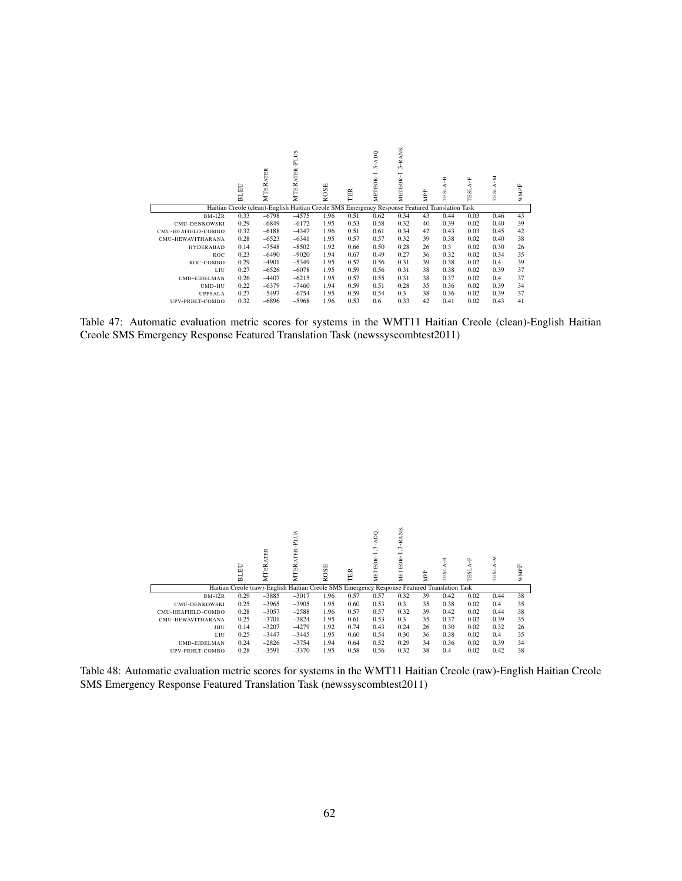| | BLEU | MTERATER | MTERATER-PLUS | ROSE | TER | METEOR-1.3-ADQ | METEOR-1.3-RANK | MPF | TESLA-B | TESLA-F | TESLA-M | WMPF |
|---|---|---|---|---|---|---|---|---|---|---|---|---|
| Haitian Creole (clean)-English Haitian Creole SMS Emergency Response Featured Translation Task | | | | | | | | | | | | |
| BM-I2R | 0.33 | −6798 | −4575 | 1.96 | 0.51 | 0.62 | 0.34 | 43 | 0.44 | 0.03 | 0.46 | 43 |
| CMU-DENKOWSKI | 0.29 | −6849 | −6172 | 1.95 | 0.53 | 0.58 | 0.32 | 40 | 0.39 | 0.02 | 0.40 | 39 |
| CMU-HEAFIELD-COMBO | 0.32 | −6188 | −4347 | 1.96 | 0.51 | 0.61 | 0.34 | 42 | 0.43 | 0.03 | 0.45 | 42 |
| CMU-HEWAVITHARANA | 0.28 | −6523 | −6341 | 1.95 | 0.57 | 0.57 | 0.32 | 39 | 0.38 | 0.02 | 0.40 | 38 |
| HYDERABAD | 0.14 | −7548 | −8502 | 1.92 | 0.66 | 0.50 | 0.28 | 26 | 0.3 | 0.02 | 0.30 | 26 |
| KOC | 0.23 | −6490 | −9020 | 1.94 | 0.67 | 0.49 | 0.27 | 36 | 0.32 | 0.02 | 0.34 | 35 |
| KOC-COMBO | 0.29 | −4901 | −5349 | 1.95 | 0.57 | 0.56 | 0.31 | 39 | 0.38 | 0.02 | 0.4 | 39 |
| LIU | 0.27 | −6526 | −6078 | 1.95 | 0.59 | 0.56 | 0.31 | 38 | 0.38 | 0.02 | 0.39 | 37 |
| UMD-EIDELMAN | 0.26 | −4407 | −6215 | 1.95 | 0.57 | 0.55 | 0.31 | 38 | 0.37 | 0.02 | 0.4 | 37 |
| UMD-HU | 0.22 | −6379 | −7460 | 1.94 | 0.59 | 0.51 | 0.28 | 35 | 0.36 | 0.02 | 0.39 | 34 |
| UPPSALA | 0.27 | −5497 | −6754 | 1.95 | 0.59 | 0.54 | 0.3 | 38 | 0.36 | 0.02 | 0.39 | 37 |
| UPV-PRHLT-COMBO | 0.32 | −6896 | −5968 | 1.96 | 0.53 | 0.6 | 0.33 | 42 | 0.41 | 0.02 | 0.43 | 41 |

Table 47: Automatic evaluation metric scores for systems in the WMT11 Haitian Creole (clean)-English Haitian Creole SMS Emergency Response Featured Translation Task (newssyscombtest2011)

| | BLEU | MTERATER | MTERATER-PLUS | ROSE | TER | METEOR-1.3-ADQ | METEOR-1.3-RANK | MPF | TESLA-B | TESLA-F | TESLA-M | WMPF |
|---|---|---|---|---|---|---|---|---|---|---|---|---|
| Haitian Creole (raw)-English Haitian Creole SMS Emergency Response Featured Translation Task | | | | | | | | | | | | |
| BM-I2R | 0.29 | −3885 | −3017 | 1.96 | 0.57 | 0.57 | 0.32 | 39 | 0.42 | 0.02 | 0.44 | 38 |
| CMU-DENKOWSKI | 0.25 | −3965 | −3905 | 1.95 | 0.60 | 0.53 | 0.3 | 35 | 0.38 | 0.02 | 0.4 | 35 |
| CMU-HEAFIELD-COMBO | 0.28 | −3057 | −2588 | 1.96 | 0.57 | 0.57 | 0.32 | 39 | 0.42 | 0.02 | 0.44 | 38 |
| CMU-HEWAVITHARANA | 0.25 | −3701 | −3824 | 1.95 | 0.61 | 0.53 | 0.3 | 35 | 0.37 | 0.02 | 0.39 | 35 |
| JHU | 0.14 | −3207 | −4279 | 1.92 | 0.74 | 0.43 | 0.24 | 26 | 0.30 | 0.02 | 0.32 | 26 |
| LIU | 0.25 | −3447 | −3445 | 1.95 | 0.60 | 0.54 | 0.30 | 36 | 0.38 | 0.02 | 0.4 | 35 |
| UMD-EIDELMAN | 0.24 | −2826 | −3754 | 1.94 | 0.64 | 0.52 | 0.29 | 34 | 0.36 | 0.02 | 0.39 | 34 |
| UPV-PRHLT-COMBO | 0.28 | −3591 | −3370 | 1.95 | 0.58 | 0.56 | 0.32 | 38 | 0.4 | 0.02 | 0.42 | 38 |

Table 48: Automatic evaluation metric scores for systems in the WMT11 Haitian Creole (raw)-English Haitian Creole SMS Emergency Response Featured Translation Task (newssyscombtest2011)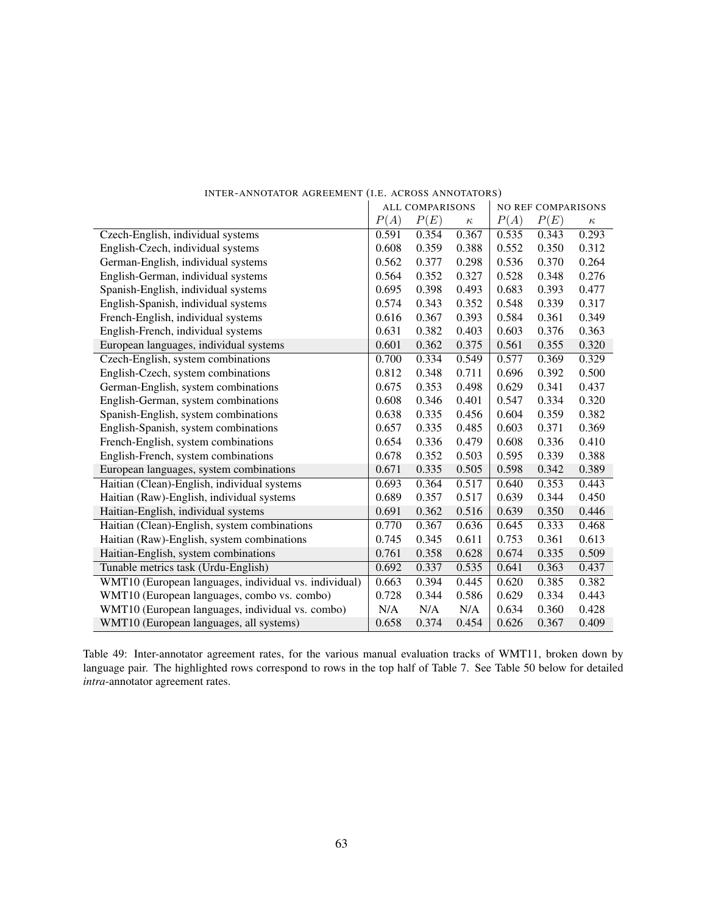| INTER-ANNOTATOR AGREEMENT (I.E. ACROSS ANNOTATORS) | ALL COMPARISONS | | | NO REF COMPARISONS | | |
|---|---|---|---|---|---|---|
| | $P(A)$ | $P(E)$ | $\kappa$ | $P(A)$ | $P(E)$ | $\kappa$ |
| Czech-English, individual systems | 0.591 | 0.354 | 0.367 | 0.535 | 0.343 | 0.293 |
| English-Czech, individual systems | 0.608 | 0.359 | 0.388 | 0.552 | 0.350 | 0.312 |
| German-English, individual systems | 0.562 | 0.377 | 0.298 | 0.536 | 0.370 | 0.264 |
| English-German, individual systems | 0.564 | 0.352 | 0.327 | 0.528 | 0.348 | 0.276 |
| Spanish-English, individual systems | 0.695 | 0.398 | 0.493 | 0.683 | 0.393 | 0.477 |
| English-Spanish, individual systems | 0.574 | 0.343 | 0.352 | 0.548 | 0.339 | 0.317 |
| French-English, individual systems | 0.616 | 0.367 | 0.393 | 0.584 | 0.361 | 0.349 |
| English-French, individual systems | 0.631 | 0.382 | 0.403 | 0.603 | 0.376 | 0.363 |
| European languages, individual systems | 0.601 | 0.362 | 0.375 | 0.561 | 0.355 | 0.320 |
| Czech-English, system combinations | 0.700 | 0.334 | 0.549 | 0.577 | 0.369 | 0.329 |
| English-Czech, system combinations | 0.812 | 0.348 | 0.711 | 0.696 | 0.392 | 0.500 |
| German-English, system combinations | 0.675 | 0.353 | 0.498 | 0.629 | 0.341 | 0.437 |
| English-German, system combinations | 0.608 | 0.346 | 0.401 | 0.547 | 0.334 | 0.320 |
| Spanish-English, system combinations | 0.638 | 0.335 | 0.456 | 0.604 | 0.359 | 0.382 |
| English-Spanish, system combinations | 0.657 | 0.335 | 0.485 | 0.603 | 0.371 | 0.369 |
| French-English, system combinations | 0.654 | 0.336 | 0.479 | 0.608 | 0.336 | 0.410 |
| English-French, system combinations | 0.678 | 0.352 | 0.503 | 0.595 | 0.339 | 0.388 |
| European languages, system combinations | 0.671 | 0.335 | 0.505 | 0.598 | 0.342 | 0.389 |
| Haitian (Clean)-English, individual systems | 0.693 | 0.364 | 0.517 | 0.640 | 0.353 | 0.443 |
| Haitian (Raw)-English, individual systems | 0.689 | 0.357 | 0.517 | 0.639 | 0.344 | 0.450 |
| Haitian-English, individual systems | 0.691 | 0.362 | 0.516 | 0.639 | 0.350 | 0.446 |
| Haitian (Clean)-English, system combinations | 0.770 | 0.367 | 0.636 | 0.645 | 0.333 | 0.468 |
| Haitian (Raw)-English, system combinations | 0.745 | 0.345 | 0.611 | 0.753 | 0.361 | 0.613 |
| Haitian-English, system combinations | 0.761 | 0.358 | 0.628 | 0.674 | 0.335 | 0.509 |
| Tunable metrics task (Urdu-English) | 0.692 | 0.337 | 0.535 | 0.641 | 0.363 | 0.437 |
| WMT10 (European languages, individual vs. individual) | 0.663 | 0.394 | 0.445 | 0.620 | 0.385 | 0.382 |
| WMT10 (European languages, combo vs. combo) | 0.728 | 0.344 | 0.586 | 0.629 | 0.334 | 0.443 |
| WMT10 (European languages, individual vs. combo) | N/A | N/A | N/A | 0.634 | 0.360 | 0.428 |
| WMT10 (European languages, all systems) | 0.658 | 0.374 | 0.454 | 0.626 | 0.367 | 0.409 |

Table 49: Inter-annotator agreement rates, for the various manual evaluation tracks of WMT11, broken down by language pair. The highlighted rows correspond to rows in the top half of Table 7. See Table 50 below for detailed *intra*-annotator agreement rates.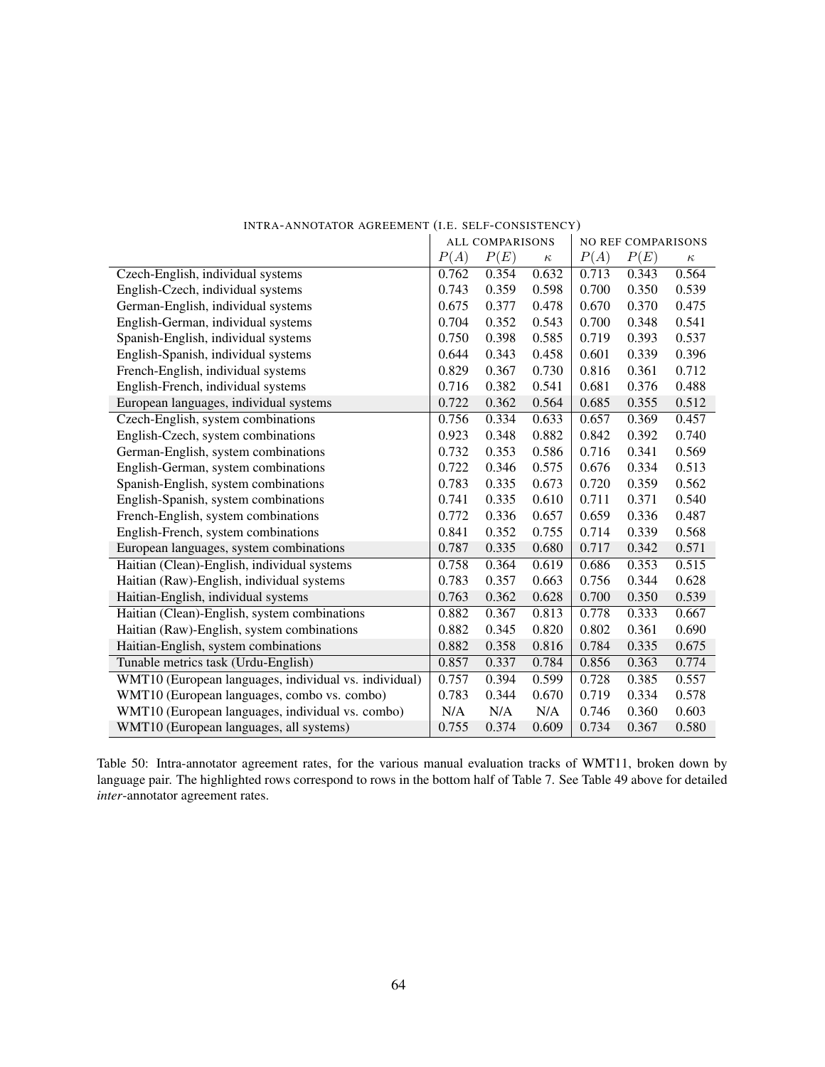| INTRA-ANNOTATOR AGREEMENT (I.E. SELF-CONSISTENCY) | ALL COMPARISONS | | | NO REF COMPARISONS | | |
|---|---|---|---|---|---|---|
| | $P(A)$ | $P(E)$ | $\kappa$ | $P(A)$ | $P(E)$ | $\kappa$ |
| Czech-English, individual systems | 0.762 | 0.354 | 0.632 | 0.713 | 0.343 | 0.564 |
| English-Czech, individual systems | 0.743 | 0.359 | 0.598 | 0.700 | 0.350 | 0.539 |
| German-English, individual systems | 0.675 | 0.377 | 0.478 | 0.670 | 0.370 | 0.475 |
| English-German, individual systems | 0.704 | 0.352 | 0.543 | 0.700 | 0.348 | 0.541 |
| Spanish-English, individual systems | 0.750 | 0.398 | 0.585 | 0.719 | 0.393 | 0.537 |
| English-Spanish, individual systems | 0.644 | 0.343 | 0.458 | 0.601 | 0.339 | 0.396 |
| French-English, individual systems | 0.829 | 0.367 | 0.730 | 0.816 | 0.361 | 0.712 |
| English-French, individual systems | 0.716 | 0.382 | 0.541 | 0.681 | 0.376 | 0.488 |
| European languages, individual systems | 0.722 | 0.362 | 0.564 | 0.685 | 0.355 | 0.512 |
| Czech-English, system combinations | 0.756 | 0.334 | 0.633 | 0.657 | 0.369 | 0.457 |
| English-Czech, system combinations | 0.923 | 0.348 | 0.882 | 0.842 | 0.392 | 0.740 |
| German-English, system combinations | 0.732 | 0.353 | 0.586 | 0.716 | 0.341 | 0.569 |
| English-German, system combinations | 0.722 | 0.346 | 0.575 | 0.676 | 0.334 | 0.513 |
| Spanish-English, system combinations | 0.783 | 0.335 | 0.673 | 0.720 | 0.359 | 0.562 |
| English-Spanish, system combinations | 0.741 | 0.335 | 0.610 | 0.711 | 0.371 | 0.540 |
| French-English, system combinations | 0.772 | 0.336 | 0.657 | 0.659 | 0.336 | 0.487 |
| English-French, system combinations | 0.841 | 0.352 | 0.755 | 0.714 | 0.339 | 0.568 |
| European languages, system combinations | 0.787 | 0.335 | 0.680 | 0.717 | 0.342 | 0.571 |
| Haitian (Clean)-English, individual systems | 0.758 | 0.364 | 0.619 | 0.686 | 0.353 | 0.515 |
| Haitian (Raw)-English, individual systems | 0.783 | 0.357 | 0.663 | 0.756 | 0.344 | 0.628 |
| Haitian-English, individual systems | 0.763 | 0.362 | 0.628 | 0.700 | 0.350 | 0.539 |
| Haitian (Clean)-English, system combinations | 0.882 | 0.367 | 0.813 | 0.778 | 0.333 | 0.667 |
| Haitian (Raw)-English, system combinations | 0.882 | 0.345 | 0.820 | 0.802 | 0.361 | 0.690 |
| Haitian-English, system combinations | 0.882 | 0.358 | 0.816 | 0.784 | 0.335 | 0.675 |
| Tunable metrics task (Urdu-English) | 0.857 | 0.337 | 0.784 | 0.856 | 0.363 | 0.774 |
| WMT10 (European languages, individual vs. individual) | 0.757 | 0.394 | 0.599 | 0.728 | 0.385 | 0.557 |
| WMT10 (European languages, combo vs. combo) | 0.783 | 0.344 | 0.670 | 0.719 | 0.334 | 0.578 |
| WMT10 (European languages, individual vs. combo) | N/A | N/A | N/A | 0.746 | 0.360 | 0.603 |
| WMT10 (European languages, all systems) | 0.755 | 0.374 | 0.609 | 0.734 | 0.367 | 0.580 |

Table 50: Intra-annotator agreement rates, for the various manual evaluation tracks of WMT11, broken down by language pair. The highlighted rows correspond to rows in the bottom half of Table 7. See Table 49 above for detailed *inter*-annotator agreement rates.